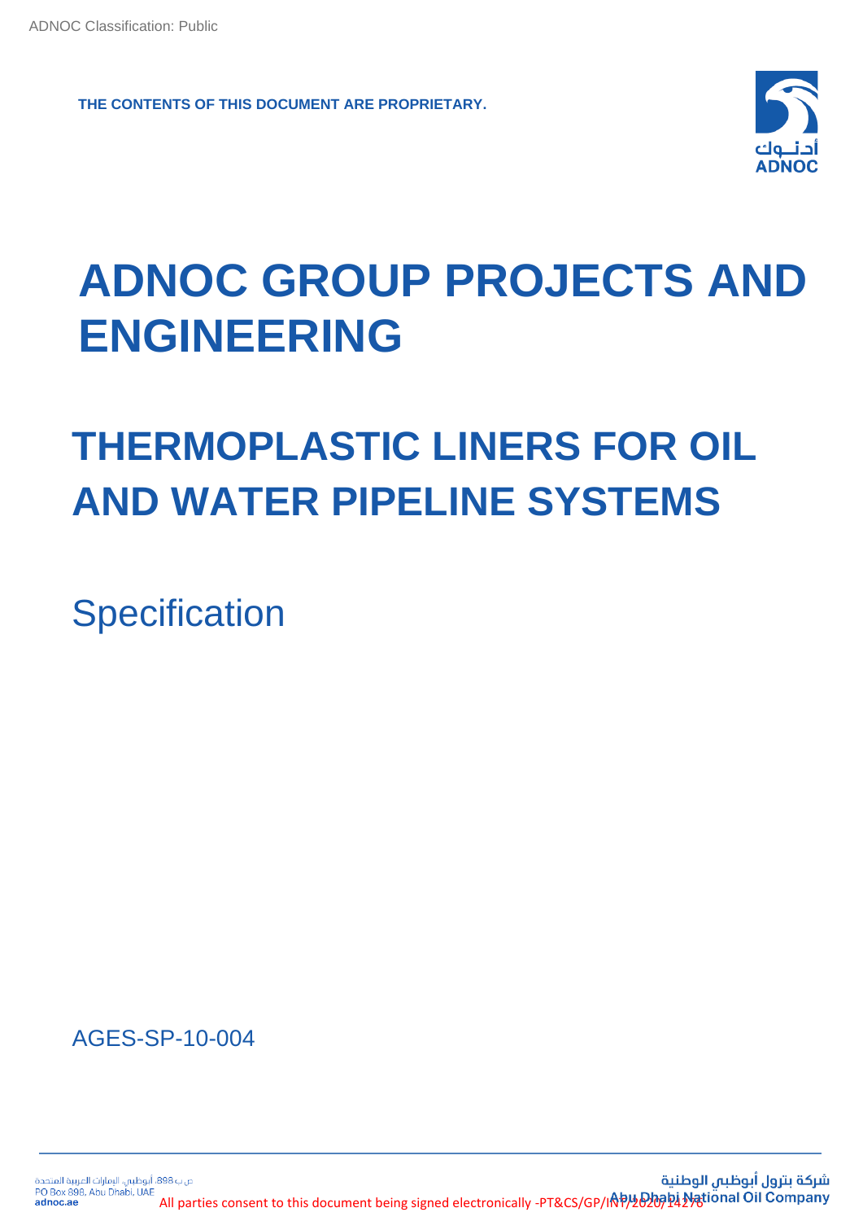ADNOC Classification: Public

**THE CONTENTS OF THIS DOCUMENT ARE PROPRIETARY.**

# ADNOC GROUP PROJECTS AND ENGINEERING

# THERMOPLASTIC LINERS FOR OIL AND WATER PIPELINE SYSTEMS

Specification

AGES-SP-10-004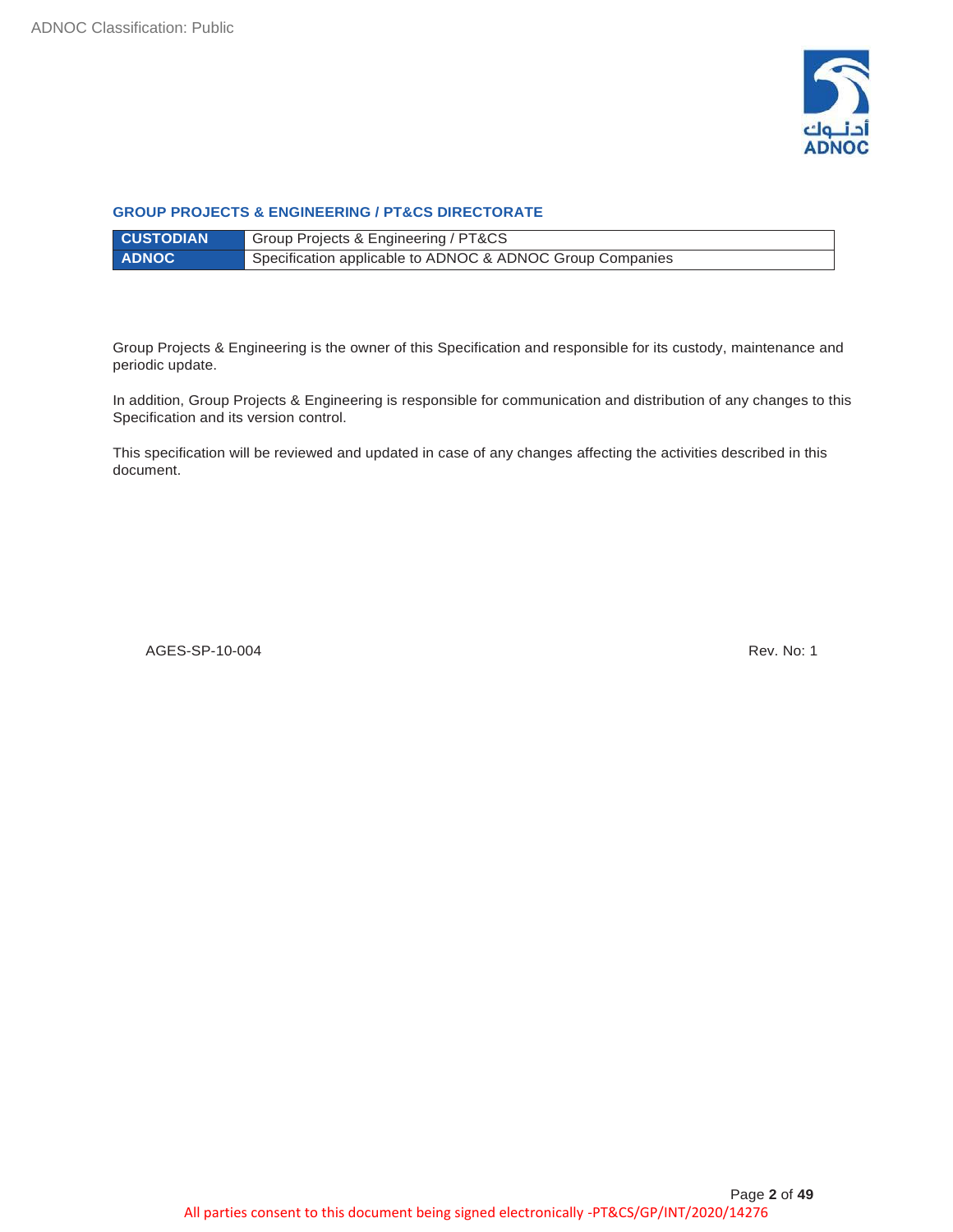**GROUP PROJECTS & ENGINEERING / PT&CS DIRECTORATE**

| **CUSTODIAN** | Group Projects & Engineering / PT&CS |
|---|---|
| **ADNOC** | Specification applicable to ADNOC & ADNOC Group Companies |

Group Projects & Engineering is the owner of this Specification and responsible for its custody, maintenance and periodic update.

In addition, Group Projects & Engineering is responsible for communication and distribution of any changes to this Specification and its version control.

This specification will be reviewed and updated in case of any changes affecting the activities described in this document.

AGES-SP-10-004 Rev. No: 1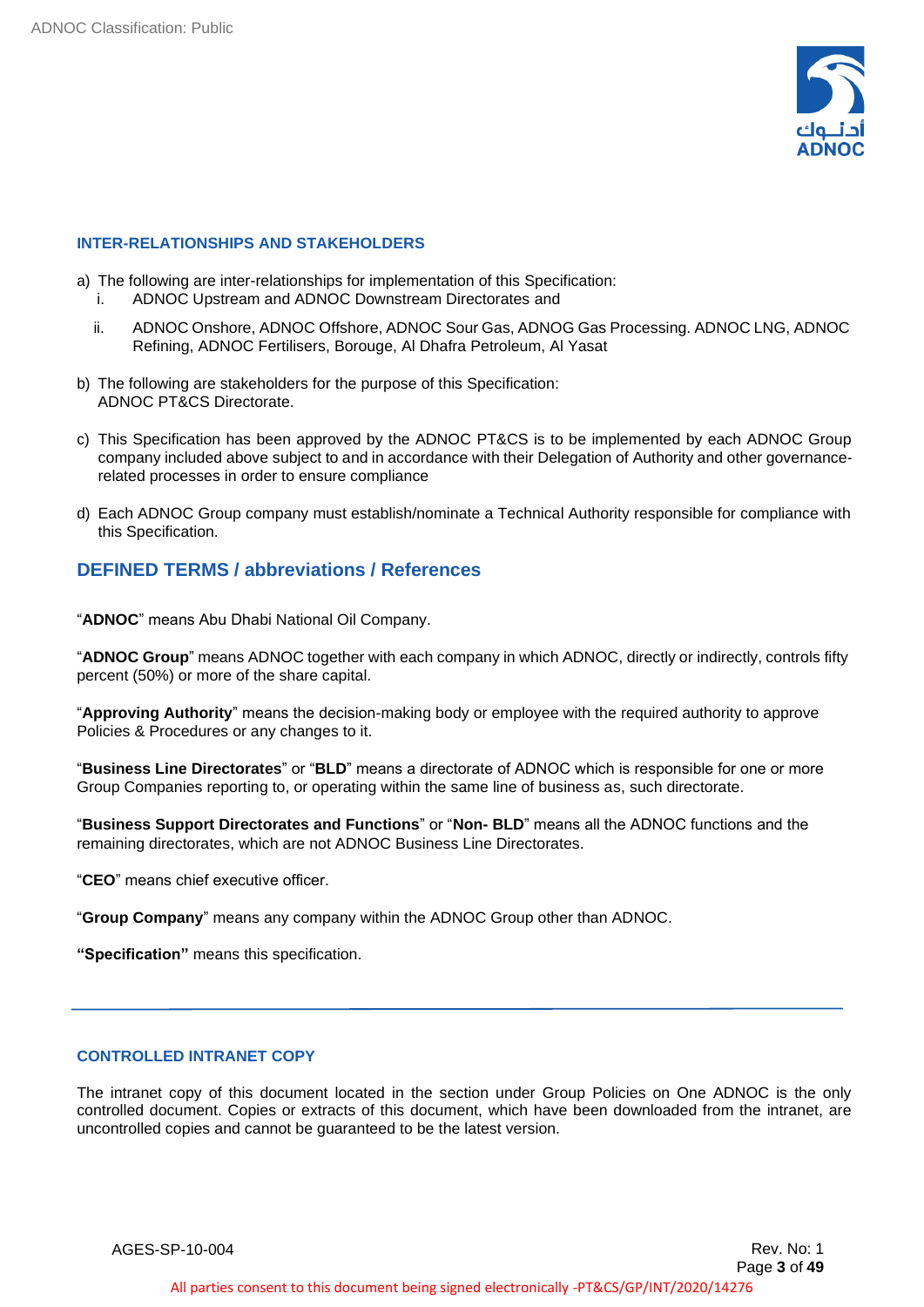## INTER-RELATIONSHIPS AND STAKEHOLDERS

a) The following are inter-relationships for implementation of this Specification:
   i. ADNOC Upstream and ADNOC Downstream Directorates and
   ii. ADNOC Onshore, ADNOC Offshore, ADNOC Sour Gas, ADNOG Gas Processing. ADNOC LNG, ADNOC Refining, ADNOC Fertilisers, Borouge, Al Dhafra Petroleum, Al Yasat

b) The following are stakeholders for the purpose of this Specification:
   ADNOC PT&CS Directorate.

c) This Specification has been approved by the ADNOC PT&CS is to be implemented by each ADNOC Group company included above subject to and in accordance with their Delegation of Authority and other governance-related processes in order to ensure compliance

d) Each ADNOC Group company must establish/nominate a Technical Authority responsible for compliance with this Specification.

## DEFINED TERMS / abbreviations / References

"**ADNOC**" means Abu Dhabi National Oil Company.

"**ADNOC Group**" means ADNOC together with each company in which ADNOC, directly or indirectly, controls fifty percent (50%) or more of the share capital.

"**Approving Authority**" means the decision-making body or employee with the required authority to approve Policies & Procedures or any changes to it.

"**Business Line Directorates**" or "**BLD**" means a directorate of ADNOC which is responsible for one or more Group Companies reporting to, or operating within the same line of business as, such directorate.

"**Business Support Directorates and Functions**" or "**Non- BLD**" means all the ADNOC functions and the remaining directorates, which are not ADNOC Business Line Directorates.

"**CEO**" means chief executive officer.

"**Group Company**" means any company within the ADNOC Group other than ADNOC.

**"Specification"** means this specification.

---

## CONTROLLED INTRANET COPY

The intranet copy of this document located in the section under Group Policies on One ADNOC is the only controlled document. Copies or extracts of this document, which have been downloaded from the intranet, are uncontrolled copies and cannot be guaranteed to be the latest version.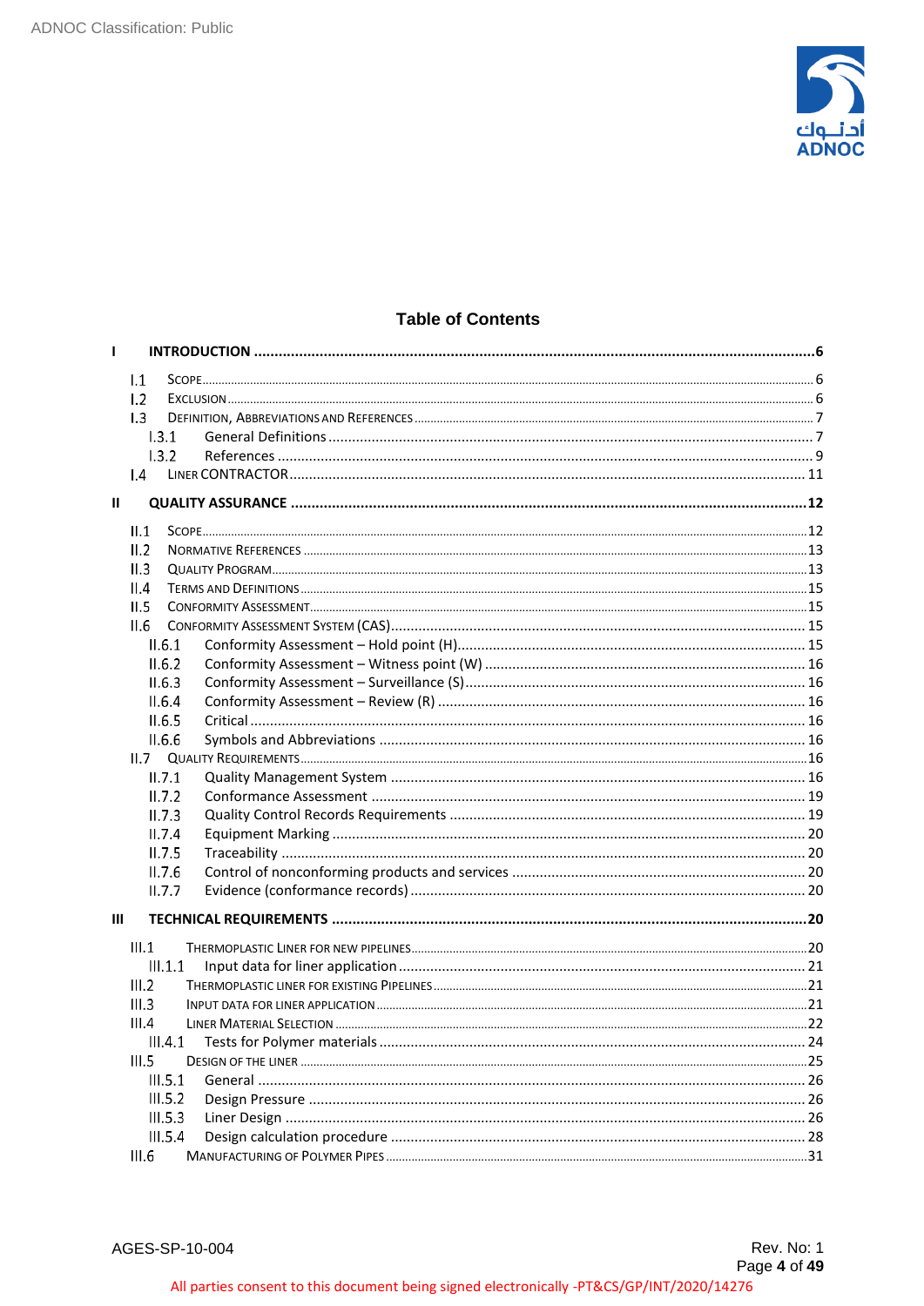# Table of Contents

**I INTRODUCTION ... 6**

- I.1 Scope ... 6
- I.2 Exclusion ... 6
- I.3 Definition, Abbreviations and References ... 7
  - I.3.1 General Definitions ... 7
  - I.3.2 References ... 9
- I.4 Liner CONTRACTOR ... 11

**II QUALITY ASSURANCE ... 12**

- II.1 Scope ... 12
- II.2 Normative References ... 13
- II.3 Quality Program ... 13
- II.4 Terms and Definitions ... 15
- II.5 Conformity Assessment ... 15
- II.6 Conformity Assessment System (CAS) ... 15
  - II.6.1 Conformity Assessment – Hold point (H) ... 15
  - II.6.2 Conformity Assessment – Witness point (W) ... 16
  - II.6.3 Conformity Assessment – Surveillance (S) ... 16
  - II.6.4 Conformity Assessment – Review (R) ... 16
  - II.6.5 Critical ... 16
  - II.6.6 Symbols and Abbreviations ... 16
- II.7 Quality Requirements ... 16
  - II.7.1 Quality Management System ... 16
  - II.7.2 Conformance Assessment ... 19
  - II.7.3 Quality Control Records Requirements ... 19
  - II.7.4 Equipment Marking ... 20
  - II.7.5 Traceability ... 20
  - II.7.6 Control of nonconforming products and services ... 20
  - II.7.7 Evidence (conformance records) ... 20

**III TECHNICAL REQUIREMENTS ... 20**

- III.1 Thermoplastic Liner for New Pipelines ... 20
  - III.1.1 Input data for liner application ... 21
- III.2 Thermoplastic liner for existing Pipelines ... 21
- III.3 Input data for liner application ... 21
- III.4 Liner Material Selection ... 22
  - III.4.1 Tests for Polymer materials ... 24
- III.5 Design of the liner ... 25
  - III.5.1 General ... 26
  - III.5.2 Design Pressure ... 26
  - III.5.3 Liner Design ... 26
  - III.5.4 Design calculation procedure ... 28
- III.6 Manufacturing of Polymer Pipes ... 31

All parties consent to this document being signed electronically -PT&CS/GP/INT/2020/14276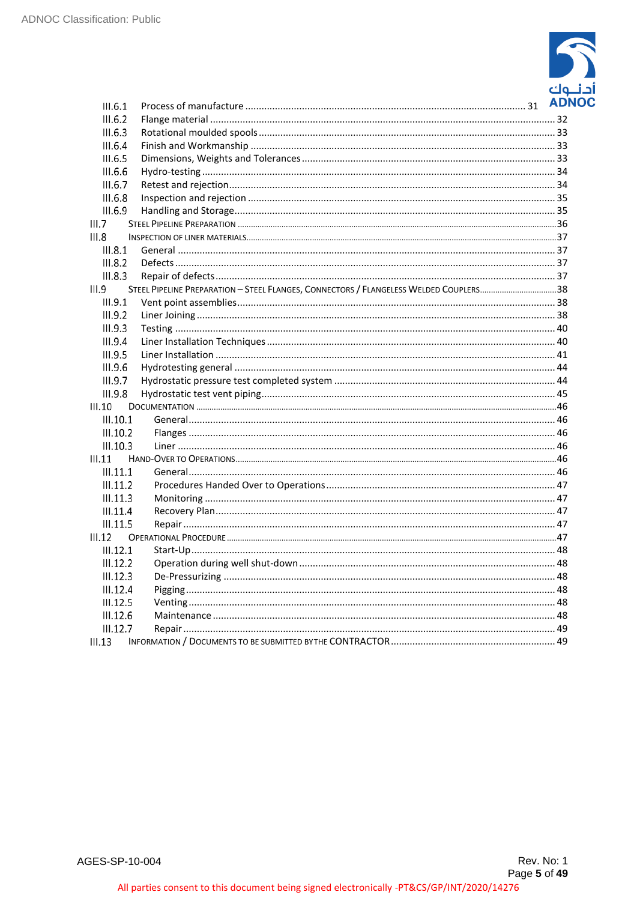III.6.1 Process of manufacture ........ 31
III.6.2 Flange material ........ 32
III.6.3 Rotational moulded spools ........ 33
III.6.4 Finish and Workmanship ........ 33
III.6.5 Dimensions, Weights and Tolerances ........ 33
III.6.6 Hydro-testing ........ 34
III.6.7 Retest and rejection ........ 34
III.6.8 Inspection and rejection ........ 35
III.6.9 Handling and Storage ........ 35
III.7 STEEL PIPELINE PREPARATION ........ 36
III.8 INSPECTION OF LINER MATERIALS ........ 37
III.8.1 General ........ 37
III.8.2 Defects ........ 37
III.8.3 Repair of defects ........ 37
III.9 STEEL PIPELINE PREPARATION – STEEL FLANGES, CONNECTORS / FLANGELESS WELDED COUPLERS ........ 38
III.9.1 Vent point assemblies ........ 38
III.9.2 Liner Joining ........ 38
III.9.3 Testing ........ 40
III.9.4 Liner Installation Techniques ........ 40
III.9.5 Liner Installation ........ 41
III.9.6 Hydrotesting general ........ 44
III.9.7 Hydrostatic pressure test completed system ........ 44
III.9.8 Hydrostatic test vent piping ........ 45
III.10 DOCUMENTATION ........ 46
III.10.1 General ........ 46
III.10.2 Flanges ........ 46
III.10.3 Liner ........ 46
III.11 HAND-OVER TO OPERATIONS ........ 46
III.11.1 General ........ 46
III.11.2 Procedures Handed Over to Operations ........ 47
III.11.3 Monitoring ........ 47
III.11.4 Recovery Plan ........ 47
III.11.5 Repair ........ 47
III.12 OPERATIONAL PROCEDURE ........ 47
III.12.1 Start-Up ........ 48
III.12.2 Operation during well shut-down ........ 48
III.12.3 De-Pressurizing ........ 48
III.12.4 Pigging ........ 48
III.12.5 Venting ........ 48
III.12.6 Maintenance ........ 48
III.12.7 Repair ........ 49
III.13 INFORMATION / DOCUMENTS TO BE SUBMITTED BY THE CONTRACTOR ........ 49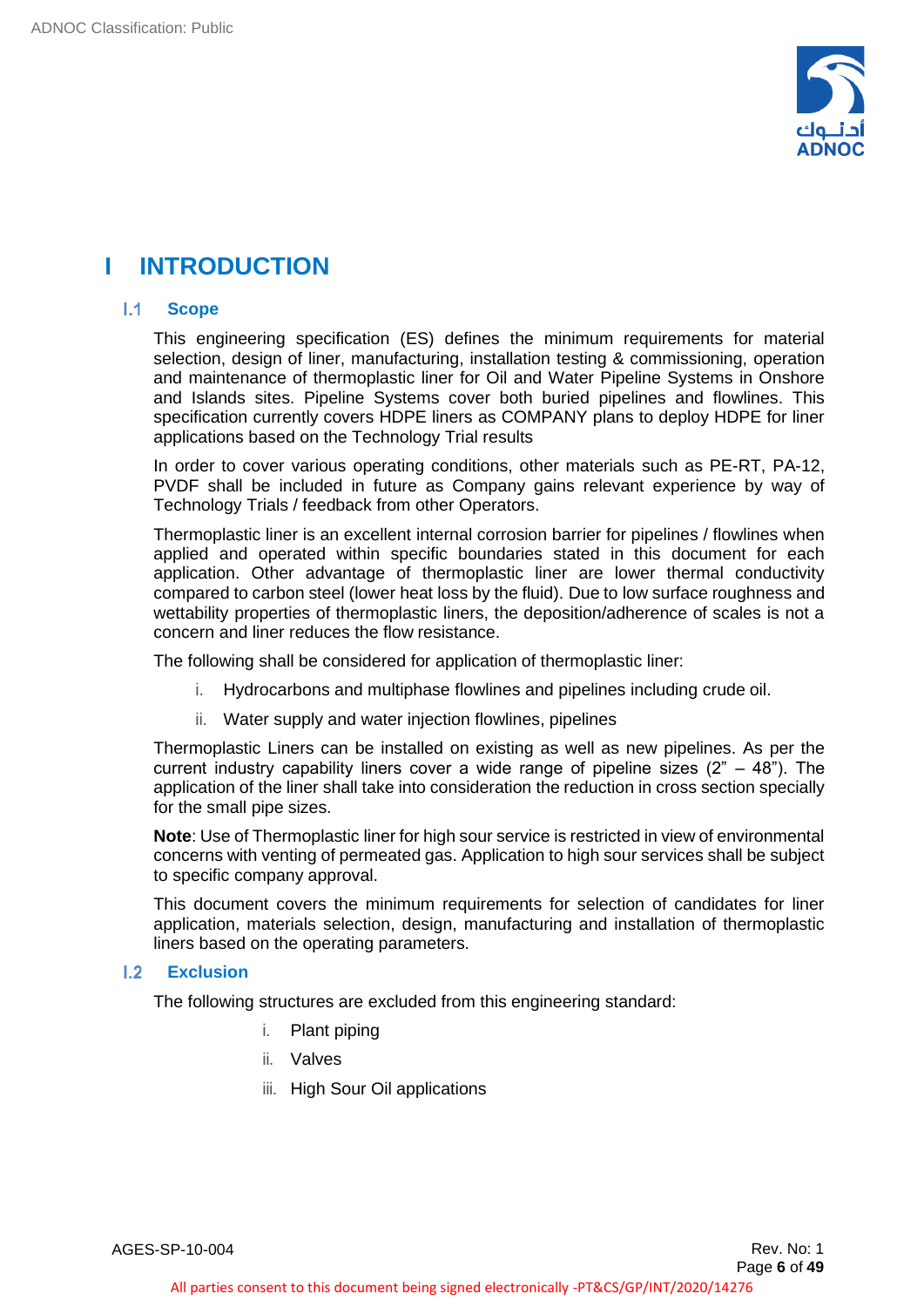# I INTRODUCTION

## I.1 Scope

This engineering specification (ES) defines the minimum requirements for material selection, design of liner, manufacturing, installation testing & commissioning, operation and maintenance of thermoplastic liner for Oil and Water Pipeline Systems in Onshore and Islands sites. Pipeline Systems cover both buried pipelines and flowlines. This specification currently covers HDPE liners as COMPANY plans to deploy HDPE for liner applications based on the Technology Trial results

In order to cover various operating conditions, other materials such as PE-RT, PA-12, PVDF shall be included in future as Company gains relevant experience by way of Technology Trials / feedback from other Operators.

Thermoplastic liner is an excellent internal corrosion barrier for pipelines / flowlines when applied and operated within specific boundaries stated in this document for each application. Other advantage of thermoplastic liner are lower thermal conductivity compared to carbon steel (lower heat loss by the fluid). Due to low surface roughness and wettability properties of thermoplastic liners, the deposition/adherence of scales is not a concern and liner reduces the flow resistance.

The following shall be considered for application of thermoplastic liner:

i. Hydrocarbons and multiphase flowlines and pipelines including crude oil.

ii. Water supply and water injection flowlines, pipelines

Thermoplastic Liners can be installed on existing as well as new pipelines. As per the current industry capability liners cover a wide range of pipeline sizes (2" – 48"). The application of the liner shall take into consideration the reduction in cross section specially for the small pipe sizes.

**Note**: Use of Thermoplastic liner for high sour service is restricted in view of environmental concerns with venting of permeated gas. Application to high sour services shall be subject to specific company approval.

This document covers the minimum requirements for selection of candidates for liner application, materials selection, design, manufacturing and installation of thermoplastic liners based on the operating parameters.

## I.2 Exclusion

The following structures are excluded from this engineering standard:

i. Plant piping

ii. Valves

iii. High Sour Oil applications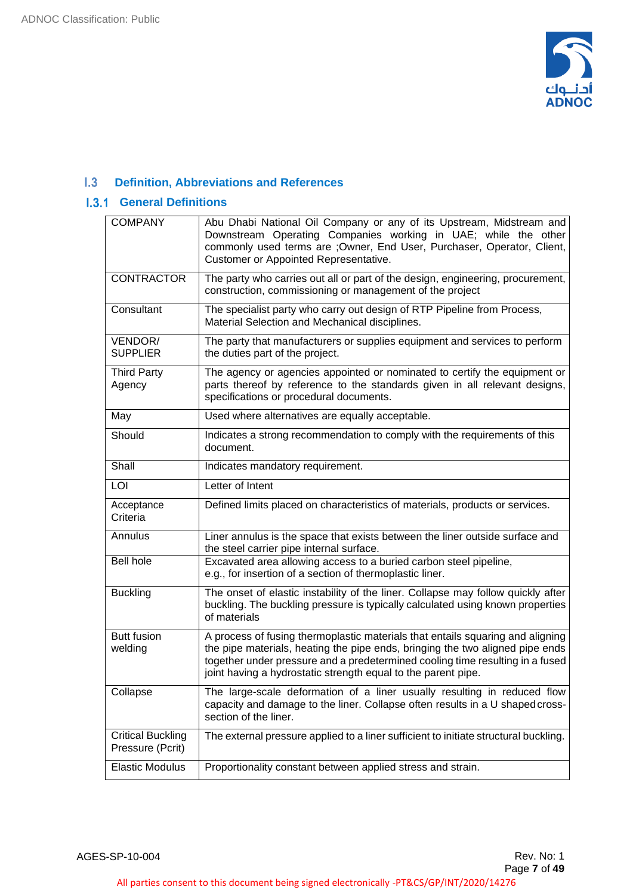## 1.3 Definition, Abbreviations and References

### 1.3.1 General Definitions

| | |
|---|---|
| COMPANY | Abu Dhabi National Oil Company or any of its Upstream, Midstream and Downstream Operating Companies working in UAE; while the other commonly used terms are ;Owner, End User, Purchaser, Operator, Client, Customer or Appointed Representative. |
| CONTRACTOR | The party who carries out all or part of the design, engineering, procurement, construction, commissioning or management of the project |
| Consultant | The specialist party who carry out design of RTP Pipeline from Process, Material Selection and Mechanical disciplines. |
| VENDOR/ SUPPLIER | The party that manufacturers or supplies equipment and services to perform the duties part of the project. |
| Third Party Agency | The agency or agencies appointed or nominated to certify the equipment or parts thereof by reference to the standards given in all relevant designs, specifications or procedural documents. |
| May | Used where alternatives are equally acceptable. |
| Should | Indicates a strong recommendation to comply with the requirements of this document. |
| Shall | Indicates mandatory requirement. |
| LOI | Letter of Intent |
| Acceptance Criteria | Defined limits placed on characteristics of materials, products or services. |
| Annulus | Liner annulus is the space that exists between the liner outside surface and the steel carrier pipe internal surface. |
| Bell hole | Excavated area allowing access to a buried carbon steel pipeline, e.g., for insertion of a section of thermoplastic liner. |
| Buckling | The onset of elastic instability of the liner. Collapse may follow quickly after buckling. The buckling pressure is typically calculated using known properties of materials |
| Butt fusion welding | A process of fusing thermoplastic materials that entails squaring and aligning the pipe materials, heating the pipe ends, bringing the two aligned pipe ends together under pressure and a predetermined cooling time resulting in a fused joint having a hydrostatic strength equal to the parent pipe. |
| Collapse | The large-scale deformation of a liner usually resulting in reduced flow capacity and damage to the liner. Collapse often results in a U shaped cross-section of the liner. |
| Critical Buckling Pressure (Pcrit) | The external pressure applied to a liner sufficient to initiate structural buckling. |
| Elastic Modulus | Proportionality constant between applied stress and strain. |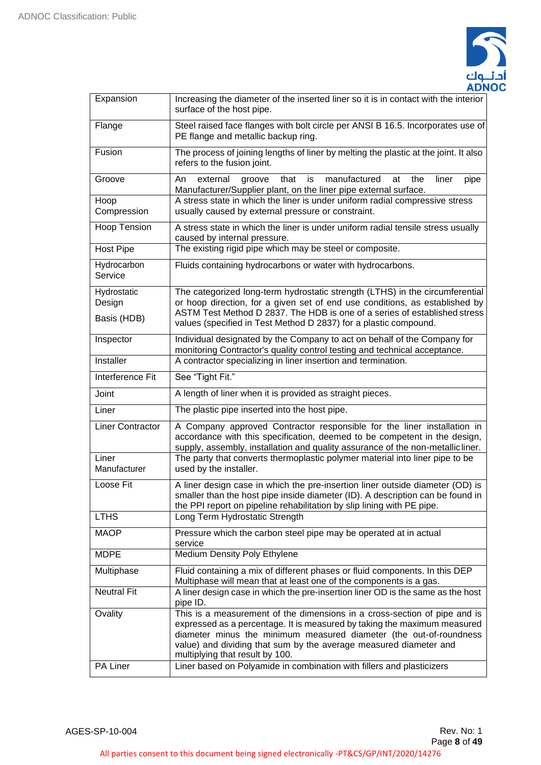| | |
|---|---|
| Expansion | Increasing the diameter of the inserted liner so it is in contact with the interior surface of the host pipe. |
| Flange | Steel raised face flanges with bolt circle per ANSI B 16.5. Incorporates use of PE flange and metallic backup ring. |
| Fusion | The process of joining lengths of liner by melting the plastic at the joint. It also refers to the fusion joint. |
| Groove | An external groove that is manufactured at the liner pipe Manufacturer/Supplier plant, on the liner pipe external surface. |
| Hoop Compression | A stress state in which the liner is under uniform radial compressive stress usually caused by external pressure or constraint. |
| Hoop Tension | A stress state in which the liner is under uniform radial tensile stress usually caused by internal pressure. |
| Host Pipe | The existing rigid pipe which may be steel or composite. |
| Hydrocarbon Service | Fluids containing hydrocarbons or water with hydrocarbons. |
| Hydrostatic Design Basis (HDB) | The categorized long-term hydrostatic strength (LTHS) in the circumferential or hoop direction, for a given set of end use conditions, as established by ASTM Test Method D 2837. The HDB is one of a series of established stress values (specified in Test Method D 2837) for a plastic compound. |
| Inspector | Individual designated by the Company to act on behalf of the Company for monitoring Contractor's quality control testing and technical acceptance. |
| Installer | A contractor specializing in liner insertion and termination. |
| Interference Fit | See "Tight Fit." |
| Joint | A length of liner when it is provided as straight pieces. |
| Liner | The plastic pipe inserted into the host pipe. |
| Liner Contractor | A Company approved Contractor responsible for the liner installation in accordance with this specification, deemed to be competent in the design, supply, assembly, installation and quality assurance of the non-metallic liner. |
| Liner Manufacturer | The party that converts thermoplastic polymer material into liner pipe to be used by the installer. |
| Loose Fit | A liner design case in which the pre-insertion liner outside diameter (OD) is smaller than the host pipe inside diameter (ID). A description can be found in the PPI report on pipeline rehabilitation by slip lining with PE pipe. |
| LTHS | Long Term Hydrostatic Strength |
| MAOP | Pressure which the carbon steel pipe may be operated at in actual service |
| MDPE | Medium Density Poly Ethylene |
| Multiphase | Fluid containing a mix of different phases or fluid components. In this DEP Multiphase will mean that at least one of the components is a gas. |
| Neutral Fit | A liner design case in which the pre-insertion liner OD is the same as the host pipe ID. |
| Ovality | This is a measurement of the dimensions in a cross-section of pipe and is expressed as a percentage. It is measured by taking the maximum measured diameter minus the minimum measured diameter (the out-of-roundness value) and dividing that sum by the average measured diameter and multiplying that result by 100. |
| PA Liner | Liner based on Polyamide in combination with fillers and plasticizers |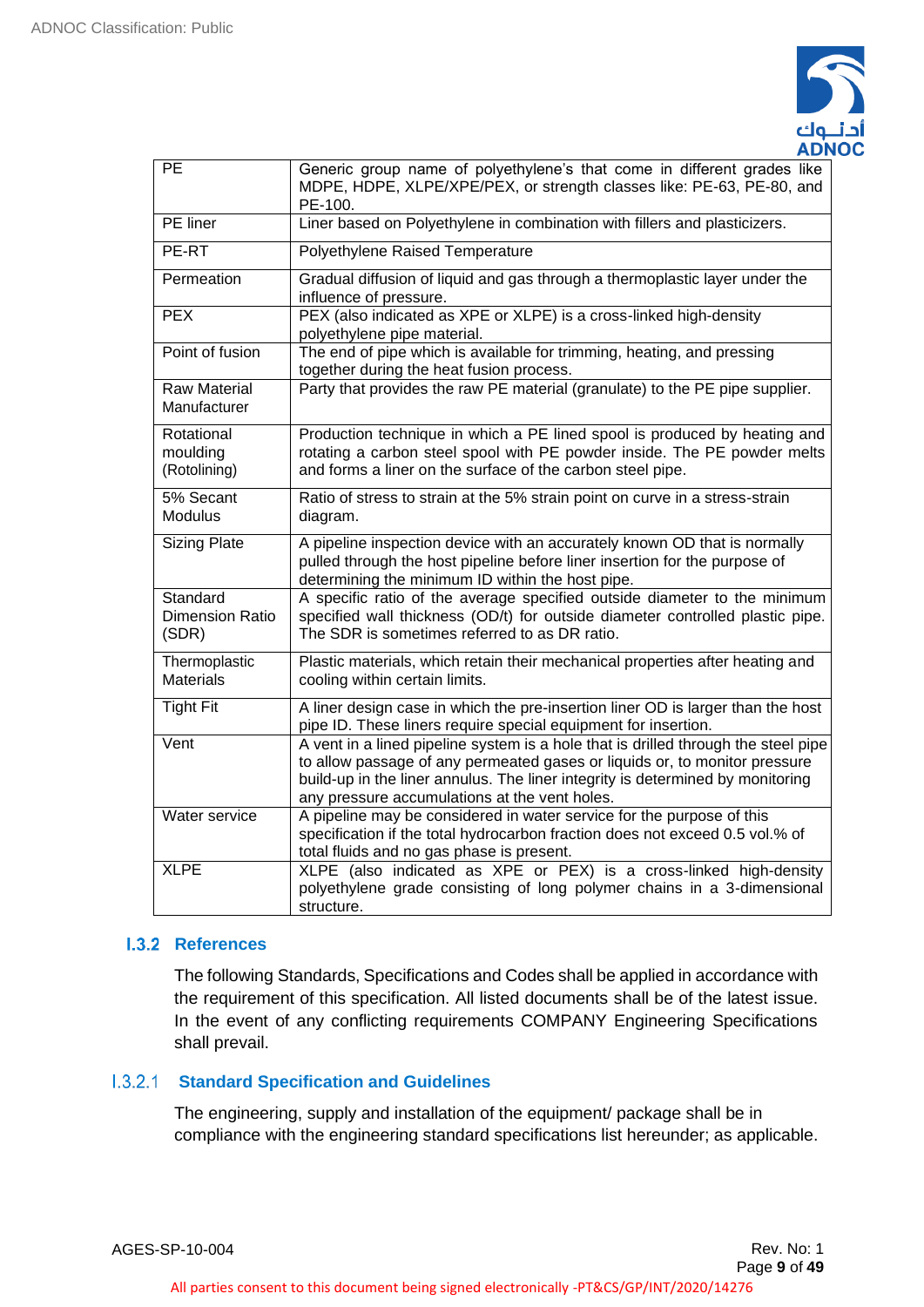| | |
|---|---|
| PE | Generic group name of polyethylene's that come in different grades like MDPE, HDPE, XLPE/XPE/PEX, or strength classes like: PE-63, PE-80, and PE-100. |
| PE liner | Liner based on Polyethylene in combination with fillers and plasticizers. |
| PE-RT | Polyethylene Raised Temperature |
| Permeation | Gradual diffusion of liquid and gas through a thermoplastic layer under the influence of pressure. |
| PEX | PEX (also indicated as XPE or XLPE) is a cross-linked high-density polyethylene pipe material. |
| Point of fusion | The end of pipe which is available for trimming, heating, and pressing together during the heat fusion process. |
| Raw Material Manufacturer | Party that provides the raw PE material (granulate) to the PE pipe supplier. |
| Rotational moulding (Rotolining) | Production technique in which a PE lined spool is produced by heating and rotating a carbon steel spool with PE powder inside. The PE powder melts and forms a liner on the surface of the carbon steel pipe. |
| 5% Secant Modulus | Ratio of stress to strain at the 5% strain point on curve in a stress-strain diagram. |
| Sizing Plate | A pipeline inspection device with an accurately known OD that is normally pulled through the host pipeline before liner insertion for the purpose of determining the minimum ID within the host pipe. |
| Standard Dimension Ratio (SDR) | A specific ratio of the average specified outside diameter to the minimum specified wall thickness (OD/t) for outside diameter controlled plastic pipe. The SDR is sometimes referred to as DR ratio. |
| Thermoplastic Materials | Plastic materials, which retain their mechanical properties after heating and cooling within certain limits. |
| Tight Fit | A liner design case in which the pre-insertion liner OD is larger than the host pipe ID. These liners require special equipment for insertion. |
| Vent | A vent in a lined pipeline system is a hole that is drilled through the steel pipe to allow passage of any permeated gases or liquids or, to monitor pressure build-up in the liner annulus. The liner integrity is determined by monitoring any pressure accumulations at the vent holes. |
| Water service | A pipeline may be considered in water service for the purpose of this specification if the total hydrocarbon fraction does not exceed 0.5 vol.% of total fluids and no gas phase is present. |
| XLPE | XLPE (also indicated as XPE or PEX) is a cross-linked high-density polyethylene grade consisting of long polymer chains in a 3-dimensional structure. |

### I.3.2 References

The following Standards, Specifications and Codes shall be applied in accordance with the requirement of this specification. All listed documents shall be of the latest issue. In the event of any conflicting requirements COMPANY Engineering Specifications shall prevail.

#### I.3.2.1 Standard Specification and Guidelines

The engineering, supply and installation of the equipment/ package shall be in compliance with the engineering standard specifications list hereunder; as applicable.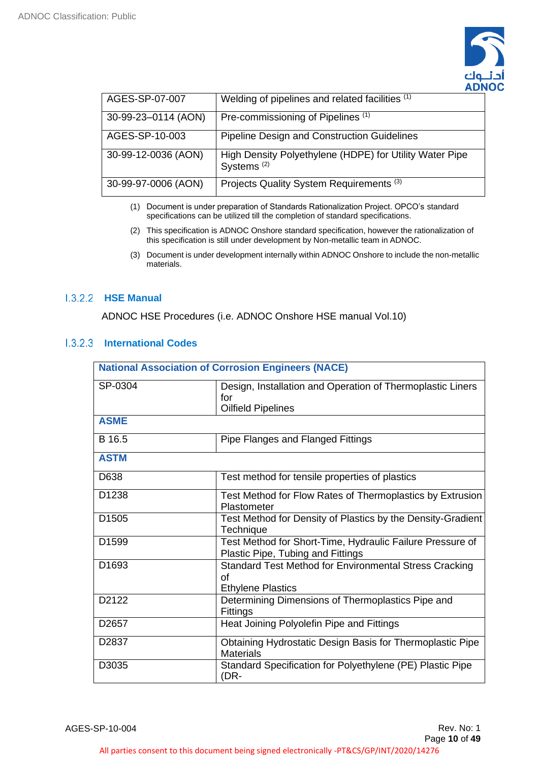| | |
|---|---|
| AGES-SP-07-007 | Welding of pipelines and related facilities (1) |
| 30-99-23–0114 (AON) | Pre-commissioning of Pipelines (1) |
| AGES-SP-10-003 | Pipeline Design and Construction Guidelines |
| 30-99-12-0036 (AON) | High Density Polyethylene (HDPE) for Utility Water Pipe Systems (2) |
| 30-99-97-0006 (AON) | Projects Quality System Requirements (3) |

(1) Document is under preparation of Standards Rationalization Project. OPCO's standard specifications can be utilized till the completion of standard specifications.

(2) This specification is ADNOC Onshore standard specification, however the rationalization of this specification is still under development by Non-metallic team in ADNOC.

(3) Document is under development internally within ADNOC Onshore to include the non-metallic materials.

#### 1.3.2.2 HSE Manual

ADNOC HSE Procedures (i.e. ADNOC Onshore HSE manual Vol.10)

#### 1.3.2.3 International Codes

| **National Association of Corrosion Engineers (NACE)** | |
|---|---|
| SP-0304 | Design, Installation and Operation of Thermoplastic Liners for Oilfield Pipelines |
| **ASME** | |
| B 16.5 | Pipe Flanges and Flanged Fittings |
| **ASTM** | |
| D638 | Test method for tensile properties of plastics |
| D1238 | Test Method for Flow Rates of Thermoplastics by Extrusion Plastometer |
| D1505 | Test Method for Density of Plastics by the Density-Gradient Technique |
| D1599 | Test Method for Short-Time, Hydraulic Failure Pressure of Plastic Pipe, Tubing and Fittings |
| D1693 | Standard Test Method for Environmental Stress Cracking of Ethylene Plastics |
| D2122 | Determining Dimensions of Thermoplastics Pipe and Fittings |
| D2657 | Heat Joining Polyolefin Pipe and Fittings |
| D2837 | Obtaining Hydrostatic Design Basis for Thermoplastic Pipe Materials |
| D3035 | Standard Specification for Polyethylene (PE) Plastic Pipe (DR- |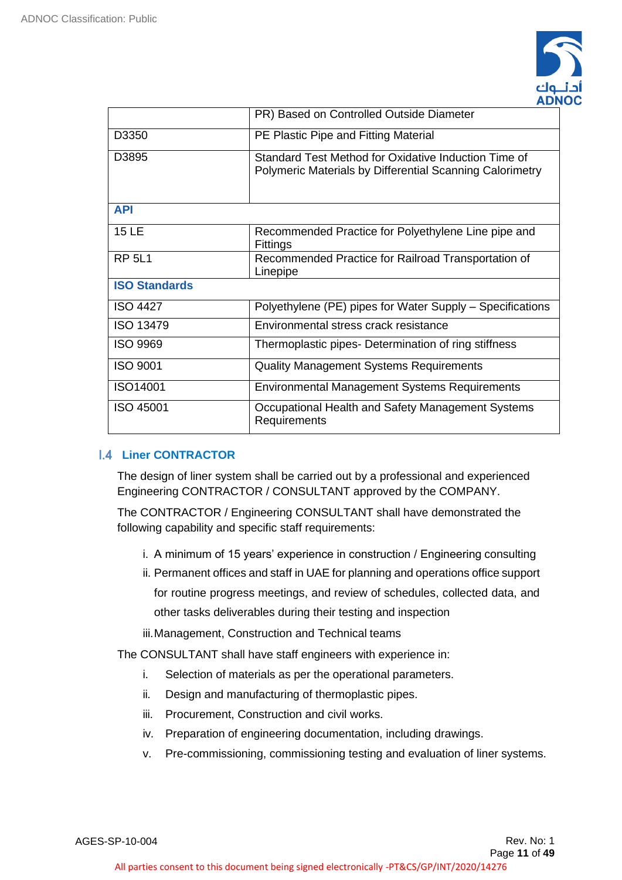|  |  |
|---|---|
|  | PR) Based on Controlled Outside Diameter |
| D3350 | PE Plastic Pipe and Fitting Material |
| D3895 | Standard Test Method for Oxidative Induction Time of Polymeric Materials by Differential Scanning Calorimetry |
| **API** |  |
| 15 LE | Recommended Practice for Polyethylene Line pipe and Fittings |
| RP 5L1 | Recommended Practice for Railroad Transportation of Linepipe |
| **ISO Standards** |  |
| ISO 4427 | Polyethylene (PE) pipes for Water Supply – Specifications |
| ISO 13479 | Environmental stress crack resistance |
| ISO 9969 | Thermoplastic pipes- Determination of ring stiffness |
| ISO 9001 | Quality Management Systems Requirements |
| ISO14001 | Environmental Management Systems Requirements |
| ISO 45001 | Occupational Health and Safety Management Systems Requirements |

### I.4 Liner CONTRACTOR

The design of liner system shall be carried out by a professional and experienced Engineering CONTRACTOR / CONSULTANT approved by the COMPANY.

The CONTRACTOR / Engineering CONSULTANT shall have demonstrated the following capability and specific staff requirements:

i. A minimum of 15 years' experience in construction / Engineering consulting
ii. Permanent offices and staff in UAE for planning and operations office support for routine progress meetings, and review of schedules, collected data, and other tasks deliverables during their testing and inspection
iii. Management, Construction and Technical teams

The CONSULTANT shall have staff engineers with experience in:

i. Selection of materials as per the operational parameters.
ii. Design and manufacturing of thermoplastic pipes.
iii. Procurement, Construction and civil works.
iv. Preparation of engineering documentation, including drawings.
v. Pre-commissioning, commissioning testing and evaluation of liner systems.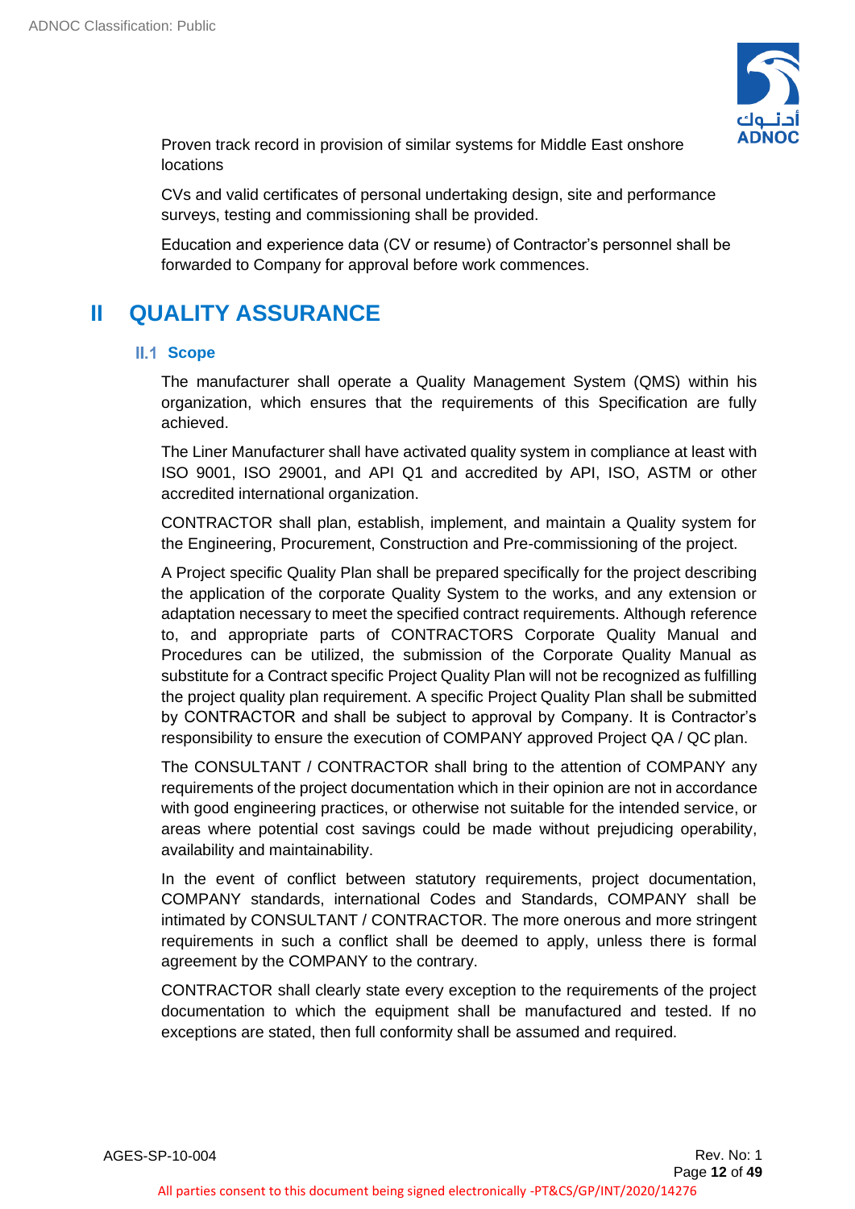Proven track record in provision of similar systems for Middle East onshore locations

CVs and valid certificates of personal undertaking design, site and performance surveys, testing and commissioning shall be provided.

Education and experience data (CV or resume) of Contractor's personnel shall be forwarded to Company for approval before work commences.

# II QUALITY ASSURANCE

## II.1 Scope

The manufacturer shall operate a Quality Management System (QMS) within his organization, which ensures that the requirements of this Specification are fully achieved.

The Liner Manufacturer shall have activated quality system in compliance at least with ISO 9001, ISO 29001, and API Q1 and accredited by API, ISO, ASTM or other accredited international organization.

CONTRACTOR shall plan, establish, implement, and maintain a Quality system for the Engineering, Procurement, Construction and Pre-commissioning of the project.

A Project specific Quality Plan shall be prepared specifically for the project describing the application of the corporate Quality System to the works, and any extension or adaptation necessary to meet the specified contract requirements. Although reference to, and appropriate parts of CONTRACTORS Corporate Quality Manual and Procedures can be utilized, the submission of the Corporate Quality Manual as substitute for a Contract specific Project Quality Plan will not be recognized as fulfilling the project quality plan requirement. A specific Project Quality Plan shall be submitted by CONTRACTOR and shall be subject to approval by Company. It is Contractor's responsibility to ensure the execution of COMPANY approved Project QA / QC plan.

The CONSULTANT / CONTRACTOR shall bring to the attention of COMPANY any requirements of the project documentation which in their opinion are not in accordance with good engineering practices, or otherwise not suitable for the intended service, or areas where potential cost savings could be made without prejudicing operability, availability and maintainability.

In the event of conflict between statutory requirements, project documentation, COMPANY standards, international Codes and Standards, COMPANY shall be intimated by CONSULTANT / CONTRACTOR. The more onerous and more stringent requirements in such a conflict shall be deemed to apply, unless there is formal agreement by the COMPANY to the contrary.

CONTRACTOR shall clearly state every exception to the requirements of the project documentation to which the equipment shall be manufactured and tested. If no exceptions are stated, then full conformity shall be assumed and required.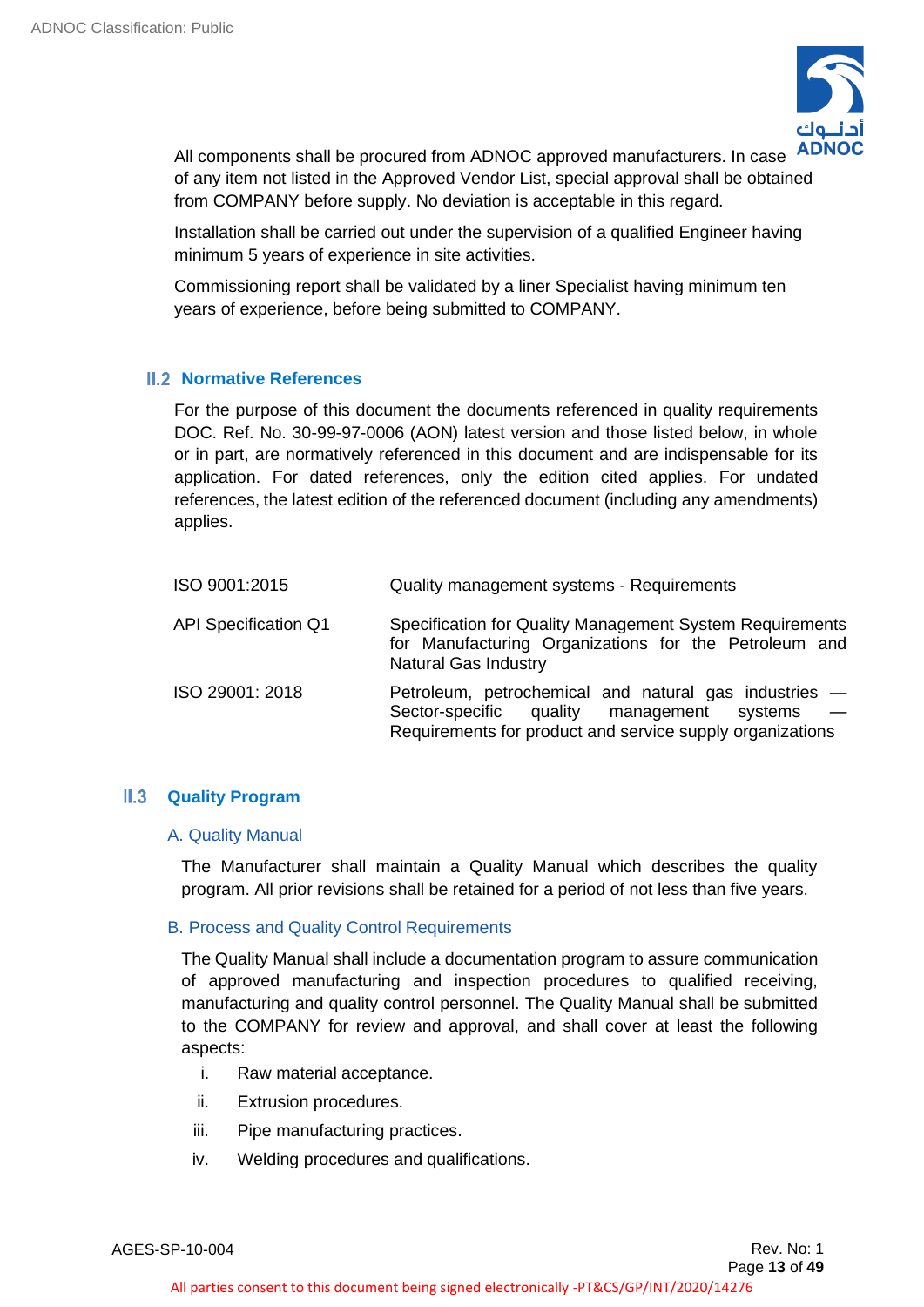All components shall be procured from ADNOC approved manufacturers. In case of any item not listed in the Approved Vendor List, special approval shall be obtained from COMPANY before supply. No deviation is acceptable in this regard.

Installation shall be carried out under the supervision of a qualified Engineer having minimum 5 years of experience in site activities.

Commissioning report shall be validated by a liner Specialist having minimum ten years of experience, before being submitted to COMPANY.

## II.2 Normative References

For the purpose of this document the documents referenced in quality requirements DOC. Ref. No. 30-99-97-0006 (AON) latest version and those listed below, in whole or in part, are normatively referenced in this document and are indispensable for its application. For dated references, only the edition cited applies. For undated references, the latest edition of the referenced document (including any amendments) applies.

| | |
|---|---|
| ISO 9001:2015 | Quality management systems - Requirements |
| API Specification Q1 | Specification for Quality Management System Requirements for Manufacturing Organizations for the Petroleum and Natural Gas Industry |
| ISO 29001: 2018 | Petroleum, petrochemical and natural gas industries — Sector-specific quality management systems — Requirements for product and service supply organizations |

## II.3 Quality Program

### A. Quality Manual

The Manufacturer shall maintain a Quality Manual which describes the quality program. All prior revisions shall be retained for a period of not less than five years.

### B. Process and Quality Control Requirements

The Quality Manual shall include a documentation program to assure communication of approved manufacturing and inspection procedures to qualified receiving, manufacturing and quality control personnel. The Quality Manual shall be submitted to the COMPANY for review and approval, and shall cover at least the following aspects:

i. Raw material acceptance.

ii. Extrusion procedures.

iii. Pipe manufacturing practices.

iv. Welding procedures and qualifications.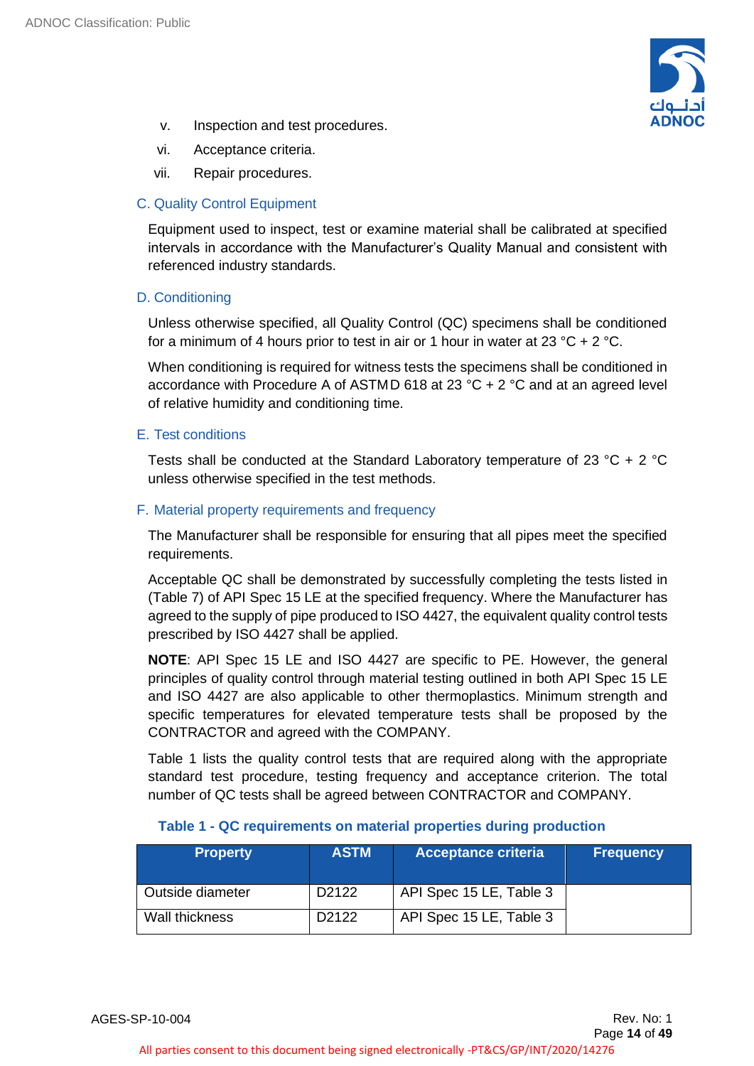v. Inspection and test procedures.

vi. Acceptance criteria.

vii. Repair procedures.

### C. Quality Control Equipment

Equipment used to inspect, test or examine material shall be calibrated at specified intervals in accordance with the Manufacturer's Quality Manual and consistent with referenced industry standards.

### D. Conditioning

Unless otherwise specified, all Quality Control (QC) specimens shall be conditioned for a minimum of 4 hours prior to test in air or 1 hour in water at 23 °C + 2 °C.

When conditioning is required for witness tests the specimens shall be conditioned in accordance with Procedure A of ASTMD 618 at 23 °C + 2 °C and at an agreed level of relative humidity and conditioning time.

### E. Test conditions

Tests shall be conducted at the Standard Laboratory temperature of 23 °C + 2 °C unless otherwise specified in the test methods.

### F. Material property requirements and frequency

The Manufacturer shall be responsible for ensuring that all pipes meet the specified requirements.

Acceptable QC shall be demonstrated by successfully completing the tests listed in (Table 7) of API Spec 15 LE at the specified frequency. Where the Manufacturer has agreed to the supply of pipe produced to ISO 4427, the equivalent quality control tests prescribed by ISO 4427 shall be applied.

**NOTE**: API Spec 15 LE and ISO 4427 are specific to PE. However, the general principles of quality control through material testing outlined in both API Spec 15 LE and ISO 4427 are also applicable to other thermoplastics. Minimum strength and specific temperatures for elevated temperature tests shall be proposed by the CONTRACTOR and agreed with the COMPANY.

Table 1 lists the quality control tests that are required along with the appropriate standard test procedure, testing frequency and acceptance criterion. The total number of QC tests shall be agreed between CONTRACTOR and COMPANY.

**Table 1 - QC requirements on material properties during production**

| Property | ASTM | Acceptance criteria | Frequency |
|---|---|---|---|
| Outside diameter | D2122 | API Spec 15 LE, Table 3 | |
| Wall thickness | D2122 | API Spec 15 LE, Table 3 | |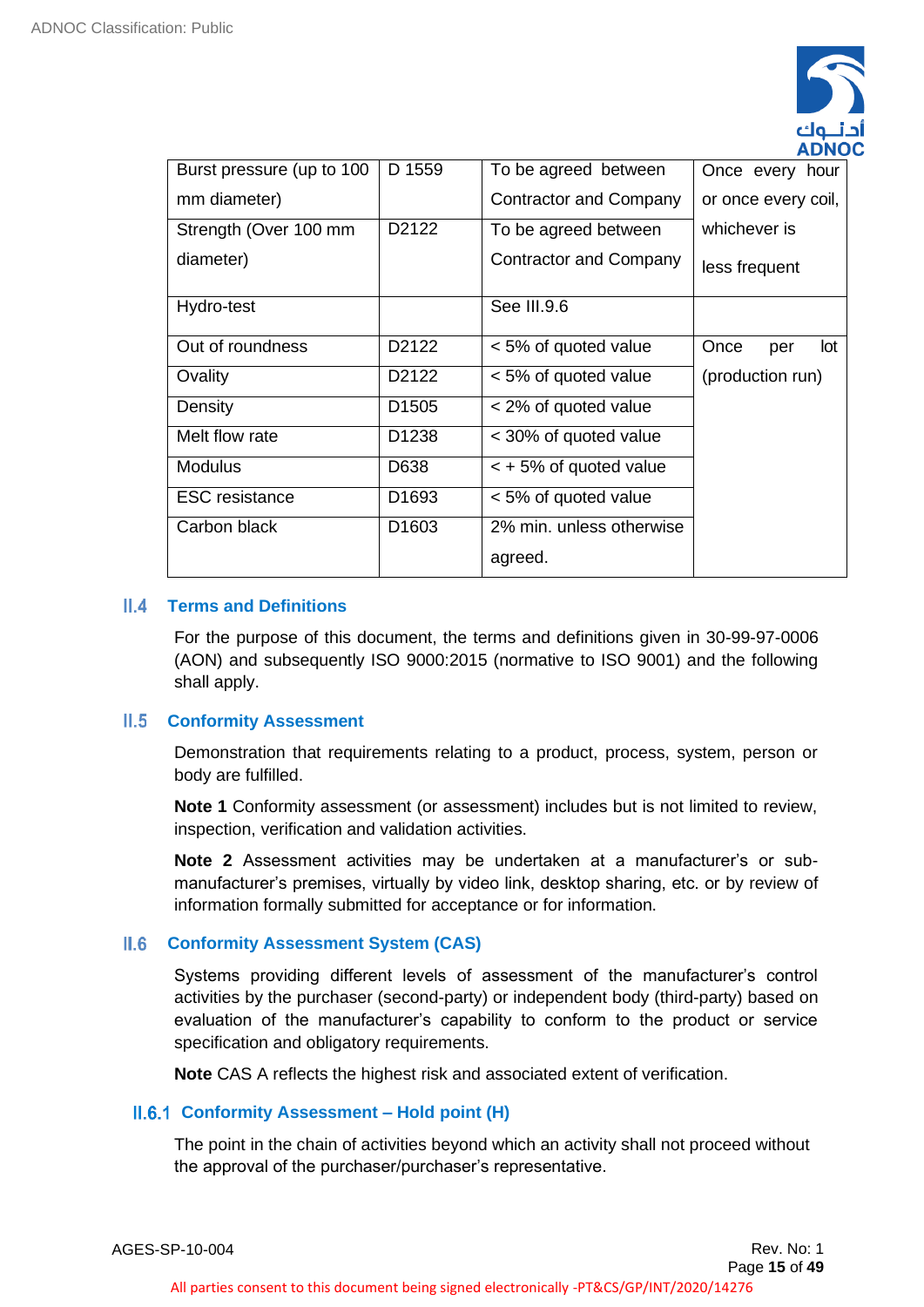| Burst pressure (up to 100 mm diameter) | D 1559 | To be agreed between Contractor and Company | Once every hour or once every coil, whichever is less frequent |
|---|---|---|---|
| Strength (Over 100 mm diameter) | D2122 | To be agreed between Contractor and Company | |
| Hydro-test | | See III.9.6 | |
| Out of roundness | D2122 | < 5% of quoted value | Once per lot (production run) |
| Ovality | D2122 | < 5% of quoted value | |
| Density | D1505 | < 2% of quoted value | |
| Melt flow rate | D1238 | < 30% of quoted value | |
| Modulus | D638 | < + 5% of quoted value | |
| ESC resistance | D1693 | < 5% of quoted value | |
| Carbon black | D1603 | 2% min. unless otherwise agreed. | |

## II.4 Terms and Definitions

For the purpose of this document, the terms and definitions given in 30-99-97-0006 (AON) and subsequently ISO 9000:2015 (normative to ISO 9001) and the following shall apply.

## II.5 Conformity Assessment

Demonstration that requirements relating to a product, process, system, person or body are fulfilled.

**Note 1** Conformity assessment (or assessment) includes but is not limited to review, inspection, verification and validation activities.

**Note 2** Assessment activities may be undertaken at a manufacturer's or sub-manufacturer's premises, virtually by video link, desktop sharing, etc. or by review of information formally submitted for acceptance or for information.

## II.6 Conformity Assessment System (CAS)

Systems providing different levels of assessment of the manufacturer's control activities by the purchaser (second-party) or independent body (third-party) based on evaluation of the manufacturer's capability to conform to the product or service specification and obligatory requirements.

**Note** CAS A reflects the highest risk and associated extent of verification.

### II.6.1 Conformity Assessment – Hold point (H)

The point in the chain of activities beyond which an activity shall not proceed without the approval of the purchaser/purchaser's representative.

All parties consent to this document being signed electronically -PT&CS/GP/INT/2020/14276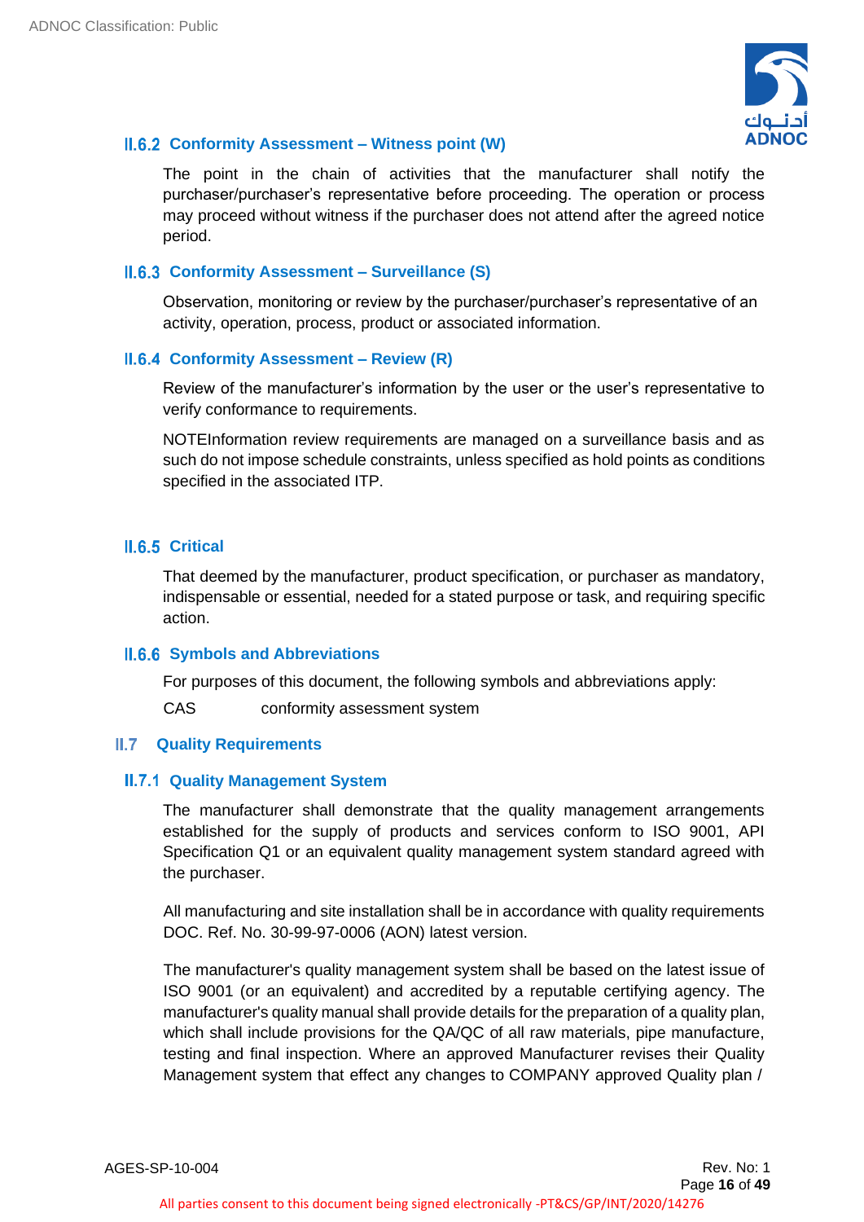### II.6.2 Conformity Assessment – Witness point (W)

The point in the chain of activities that the manufacturer shall notify the purchaser/purchaser's representative before proceeding. The operation or process may proceed without witness if the purchaser does not attend after the agreed notice period.

### II.6.3 Conformity Assessment – Surveillance (S)

Observation, monitoring or review by the purchaser/purchaser's representative of an activity, operation, process, product or associated information.

### II.6.4 Conformity Assessment – Review (R)

Review of the manufacturer's information by the user or the user's representative to verify conformance to requirements.

NOTEInformation review requirements are managed on a surveillance basis and as such do not impose schedule constraints, unless specified as hold points as conditions specified in the associated ITP.

### II.6.5 Critical

That deemed by the manufacturer, product specification, or purchaser as mandatory, indispensable or essential, needed for a stated purpose or task, and requiring specific action.

### II.6.6 Symbols and Abbreviations

For purposes of this document, the following symbols and abbreviations apply:

CAS conformity assessment system

## II.7 Quality Requirements

### II.7.1 Quality Management System

The manufacturer shall demonstrate that the quality management arrangements established for the supply of products and services conform to ISO 9001, API Specification Q1 or an equivalent quality management system standard agreed with the purchaser.

All manufacturing and site installation shall be in accordance with quality requirements DOC. Ref. No. 30-99-97-0006 (AON) latest version.

The manufacturer's quality management system shall be based on the latest issue of ISO 9001 (or an equivalent) and accredited by a reputable certifying agency. The manufacturer's quality manual shall provide details for the preparation of a quality plan, which shall include provisions for the QA/QC of all raw materials, pipe manufacture, testing and final inspection. Where an approved Manufacturer revises their Quality Management system that effect any changes to COMPANY approved Quality plan /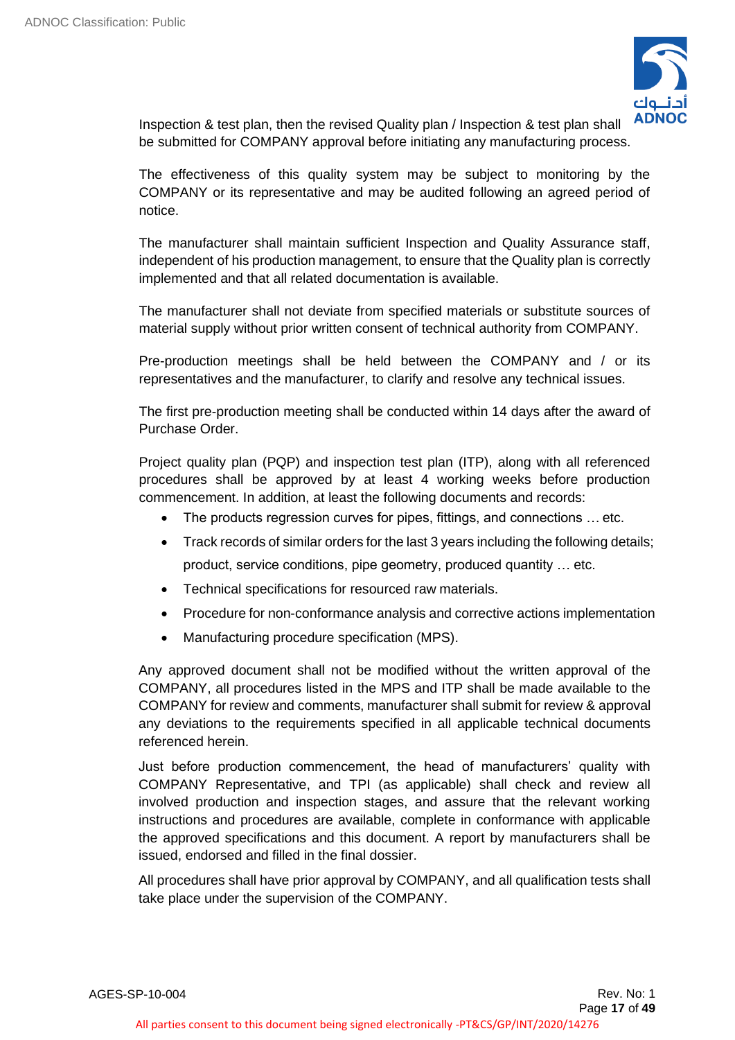Inspection & test plan, then the revised Quality plan / Inspection & test plan shall be submitted for COMPANY approval before initiating any manufacturing process.

The effectiveness of this quality system may be subject to monitoring by the COMPANY or its representative and may be audited following an agreed period of notice.

The manufacturer shall maintain sufficient Inspection and Quality Assurance staff, independent of his production management, to ensure that the Quality plan is correctly implemented and that all related documentation is available.

The manufacturer shall not deviate from specified materials or substitute sources of material supply without prior written consent of technical authority from COMPANY.

Pre-production meetings shall be held between the COMPANY and / or its representatives and the manufacturer, to clarify and resolve any technical issues.

The first pre-production meeting shall be conducted within 14 days after the award of Purchase Order.

Project quality plan (PQP) and inspection test plan (ITP), along with all referenced procedures shall be approved by at least 4 working weeks before production commencement. In addition, at least the following documents and records:

- The products regression curves for pipes, fittings, and connections … etc.
- Track records of similar orders for the last 3 years including the following details; product, service conditions, pipe geometry, produced quantity … etc.
- Technical specifications for resourced raw materials.
- Procedure for non-conformance analysis and corrective actions implementation
- Manufacturing procedure specification (MPS).

Any approved document shall not be modified without the written approval of the COMPANY, all procedures listed in the MPS and ITP shall be made available to the COMPANY for review and comments, manufacturer shall submit for review & approval any deviations to the requirements specified in all applicable technical documents referenced herein.

Just before production commencement, the head of manufacturers' quality with COMPANY Representative, and TPI (as applicable) shall check and review all involved production and inspection stages, and assure that the relevant working instructions and procedures are available, complete in conformance with applicable the approved specifications and this document. A report by manufacturers shall be issued, endorsed and filled in the final dossier.

All procedures shall have prior approval by COMPANY, and all qualification tests shall take place under the supervision of the COMPANY.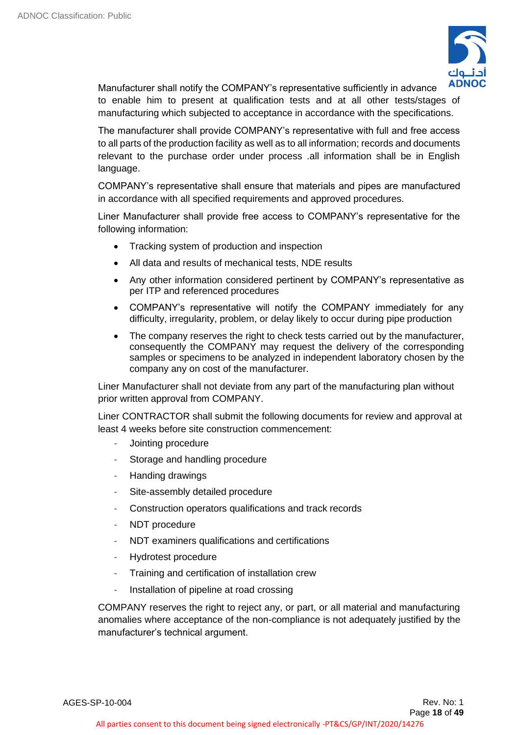Manufacturer shall notify the COMPANY's representative sufficiently in advance to enable him to present at qualification tests and at all other tests/stages of manufacturing which subjected to acceptance in accordance with the specifications.

The manufacturer shall provide COMPANY's representative with full and free access to all parts of the production facility as well as to all information; records and documents relevant to the purchase order under process .all information shall be in English language.

COMPANY's representative shall ensure that materials and pipes are manufactured in accordance with all specified requirements and approved procedures.

Liner Manufacturer shall provide free access to COMPANY's representative for the following information:

- Tracking system of production and inspection
- All data and results of mechanical tests, NDE results
- Any other information considered pertinent by COMPANY's representative as per ITP and referenced procedures
- COMPANY's representative will notify the COMPANY immediately for any difficulty, irregularity, problem, or delay likely to occur during pipe production
- The company reserves the right to check tests carried out by the manufacturer, consequently the COMPANY may request the delivery of the corresponding samples or specimens to be analyzed in independent laboratory chosen by the company any on cost of the manufacturer.

Liner Manufacturer shall not deviate from any part of the manufacturing plan without prior written approval from COMPANY.

Liner CONTRACTOR shall submit the following documents for review and approval at least 4 weeks before site construction commencement:

- Jointing procedure
- Storage and handling procedure
- Handing drawings
- Site-assembly detailed procedure
- Construction operators qualifications and track records
- NDT procedure
- NDT examiners qualifications and certifications
- Hydrotest procedure
- Training and certification of installation crew
- Installation of pipeline at road crossing

COMPANY reserves the right to reject any, or part, or all material and manufacturing anomalies where acceptance of the non-compliance is not adequately justified by the manufacturer's technical argument.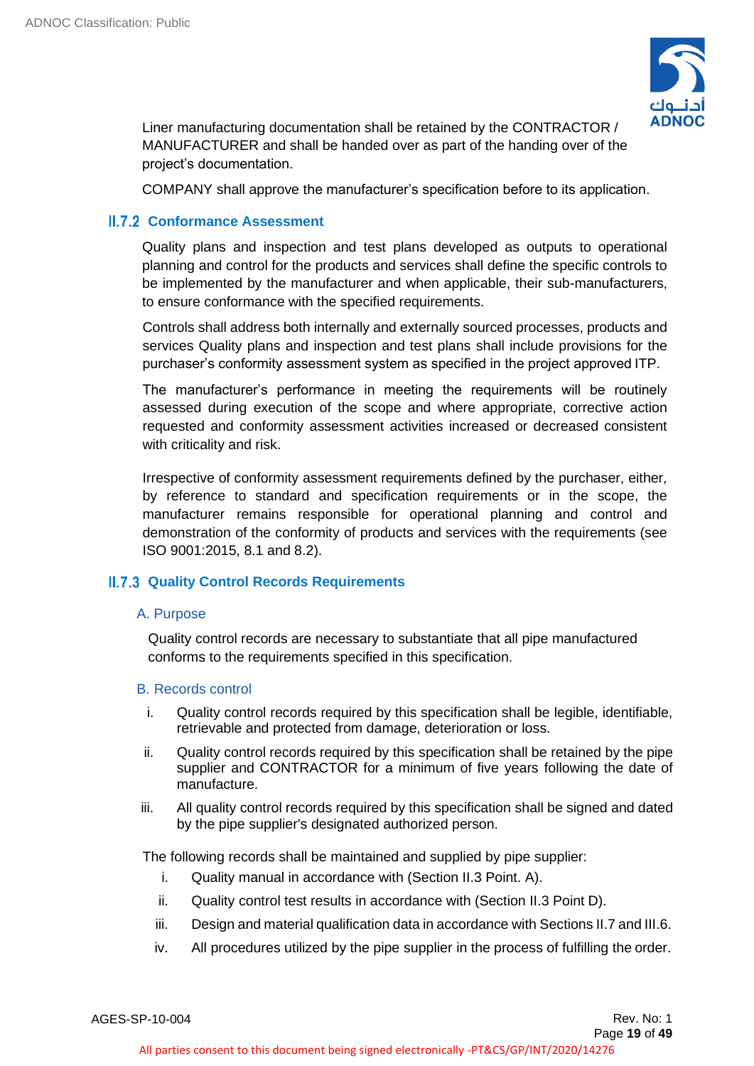Liner manufacturing documentation shall be retained by the CONTRACTOR / MANUFACTURER and shall be handed over as part of the handing over of the project's documentation.

COMPANY shall approve the manufacturer's specification before to its application.

### II.7.2 Conformance Assessment

Quality plans and inspection and test plans developed as outputs to operational planning and control for the products and services shall define the specific controls to be implemented by the manufacturer and when applicable, their sub-manufacturers, to ensure conformance with the specified requirements.

Controls shall address both internally and externally sourced processes, products and services Quality plans and inspection and test plans shall include provisions for the purchaser's conformity assessment system as specified in the project approved ITP.

The manufacturer's performance in meeting the requirements will be routinely assessed during execution of the scope and where appropriate, corrective action requested and conformity assessment activities increased or decreased consistent with criticality and risk.

Irrespective of conformity assessment requirements defined by the purchaser, either, by reference to standard and specification requirements or in the scope, the manufacturer remains responsible for operational planning and control and demonstration of the conformity of products and services with the requirements (see ISO 9001:2015, 8.1 and 8.2).

### II.7.3 Quality Control Records Requirements

#### A. Purpose

Quality control records are necessary to substantiate that all pipe manufactured conforms to the requirements specified in this specification.

#### B. Records control

i. Quality control records required by this specification shall be legible, identifiable, retrievable and protected from damage, deterioration or loss.

ii. Quality control records required by this specification shall be retained by the pipe supplier and CONTRACTOR for a minimum of five years following the date of manufacture.

iii. All quality control records required by this specification shall be signed and dated by the pipe supplier's designated authorized person.

The following records shall be maintained and supplied by pipe supplier:

i. Quality manual in accordance with (Section II.3 Point. A).

ii. Quality control test results in accordance with (Section II.3 Point D).

iii. Design and material qualification data in accordance with Sections II.7 and III.6.

iv. All procedures utilized by the pipe supplier in the process of fulfilling the order.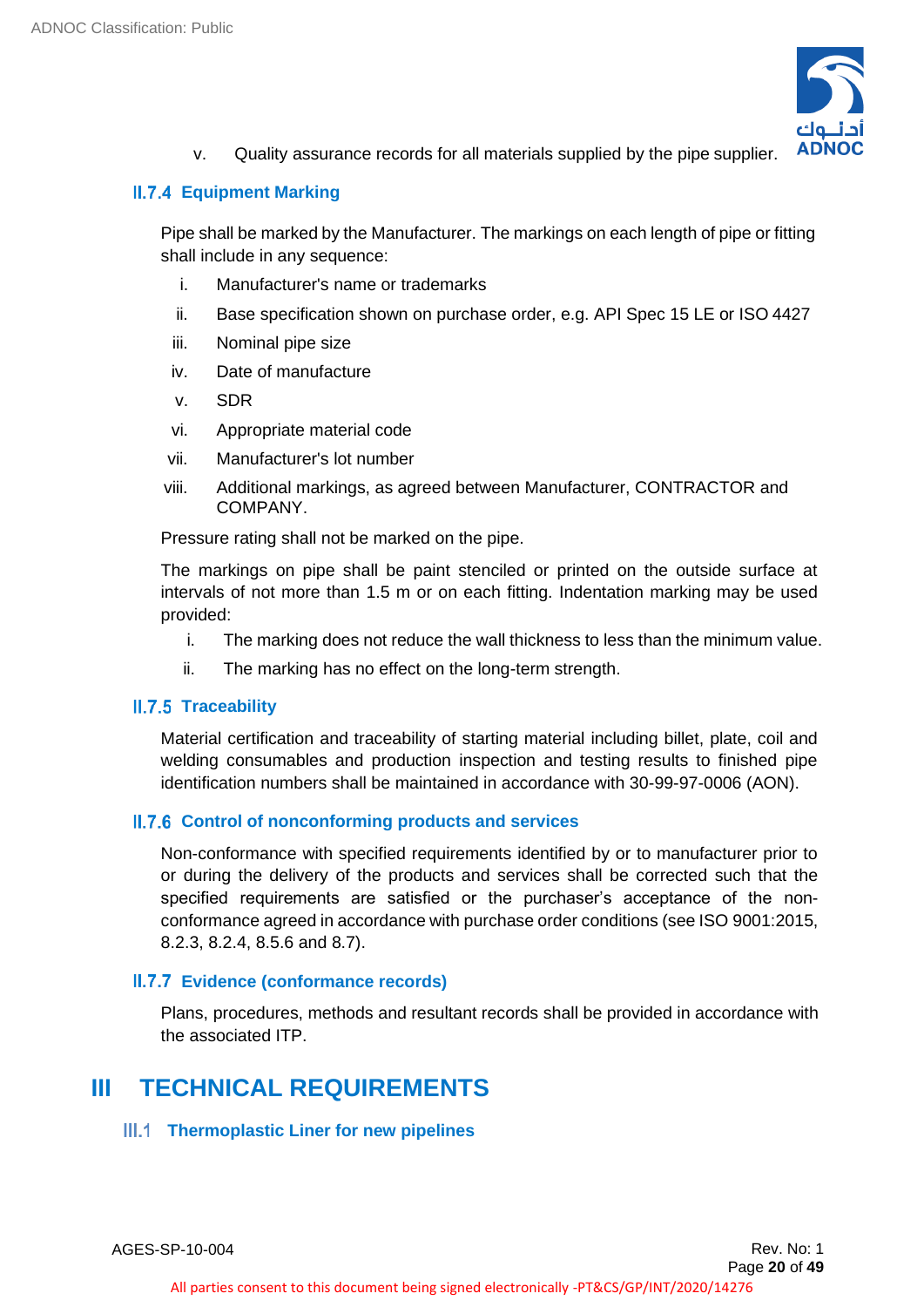v. Quality assurance records for all materials supplied by the pipe supplier.

### II.7.4 Equipment Marking

Pipe shall be marked by the Manufacturer. The markings on each length of pipe or fitting shall include in any sequence:

i. Manufacturer's name or trademarks
ii. Base specification shown on purchase order, e.g. API Spec 15 LE or ISO 4427
iii. Nominal pipe size
iv. Date of manufacture
v. SDR
vi. Appropriate material code
vii. Manufacturer's lot number
viii. Additional markings, as agreed between Manufacturer, CONTRACTOR and COMPANY.

Pressure rating shall not be marked on the pipe.

The markings on pipe shall be paint stenciled or printed on the outside surface at intervals of not more than 1.5 m or on each fitting. Indentation marking may be used provided:

i. The marking does not reduce the wall thickness to less than the minimum value.
ii. The marking has no effect on the long-term strength.

### II.7.5 Traceability

Material certification and traceability of starting material including billet, plate, coil and welding consumables and production inspection and testing results to finished pipe identification numbers shall be maintained in accordance with 30-99-97-0006 (AON).

### II.7.6 Control of nonconforming products and services

Non-conformance with specified requirements identified by or to manufacturer prior to or during the delivery of the products and services shall be corrected such that the specified requirements are satisfied or the purchaser's acceptance of the non-conformance agreed in accordance with purchase order conditions (see ISO 9001:2015, 8.2.3, 8.2.4, 8.5.6 and 8.7).

### II.7.7 Evidence (conformance records)

Plans, procedures, methods and resultant records shall be provided in accordance with the associated ITP.

# III TECHNICAL REQUIREMENTS

## III.1 Thermoplastic Liner for new pipelines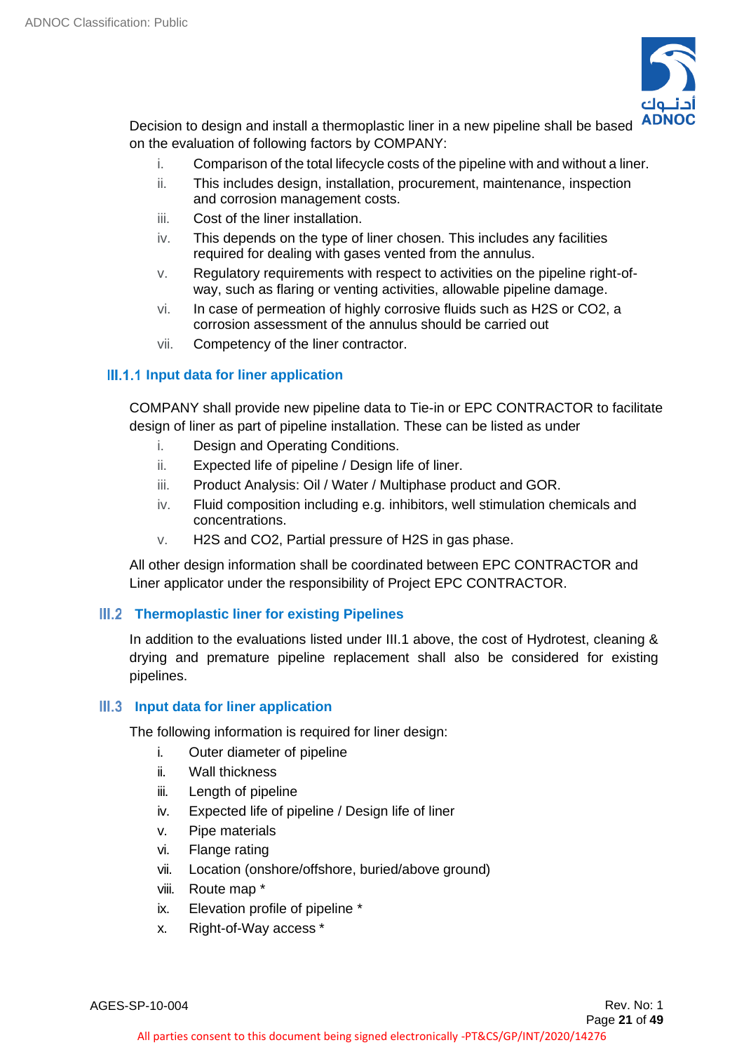Decision to design and install a thermoplastic liner in a new pipeline shall be based on the evaluation of following factors by COMPANY:

i. Comparison of the total lifecycle costs of the pipeline with and without a liner.
ii. This includes design, installation, procurement, maintenance, inspection and corrosion management costs.
iii. Cost of the liner installation.
iv. This depends on the type of liner chosen. This includes any facilities required for dealing with gases vented from the annulus.
v. Regulatory requirements with respect to activities on the pipeline right-of-way, such as flaring or venting activities, allowable pipeline damage.
vi. In case of permeation of highly corrosive fluids such as $H_2S$ or $CO_2$, a corrosion assessment of the annulus should be carried out
vii. Competency of the liner contractor.

#### III.1.1 Input data for liner application

COMPANY shall provide new pipeline data to Tie-in or EPC CONTRACTOR to facilitate design of liner as part of pipeline installation. These can be listed as under

i. Design and Operating Conditions.
ii. Expected life of pipeline / Design life of liner.
iii. Product Analysis: Oil / Water / Multiphase product and GOR.
iv. Fluid composition including e.g. inhibitors, well stimulation chemicals and concentrations.
v. $H_2S$ and $CO_2$, Partial pressure of $H_2S$ in gas phase.

All other design information shall be coordinated between EPC CONTRACTOR and Liner applicator under the responsibility of Project EPC CONTRACTOR.

### III.2 Thermoplastic liner for existing Pipelines

In addition to the evaluations listed under III.1 above, the cost of Hydrotest, cleaning & drying and premature pipeline replacement shall also be considered for existing pipelines.

### III.3 Input data for liner application

The following information is required for liner design:

i. Outer diameter of pipeline
ii. Wall thickness
iii. Length of pipeline
iv. Expected life of pipeline / Design life of liner
v. Pipe materials
vi. Flange rating
vii. Location (onshore/offshore, buried/above ground)
viii. Route map *
ix. Elevation profile of pipeline *
x. Right-of-Way access *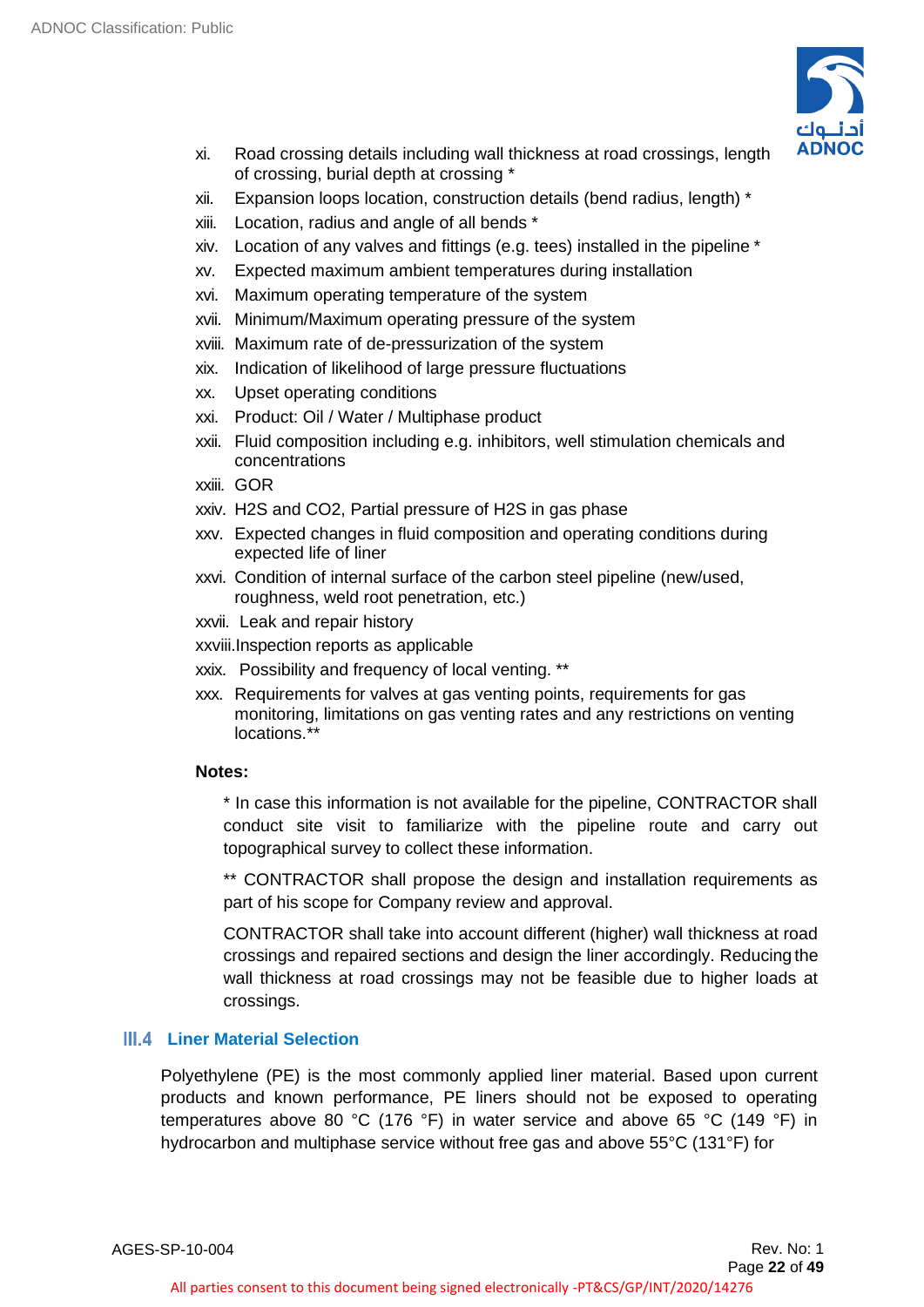xi. Road crossing details including wall thickness at road crossings, length of crossing, burial depth at crossing *

xii. Expansion loops location, construction details (bend radius, length) *

xiii. Location, radius and angle of all bends *

xiv. Location of any valves and fittings (e.g. tees) installed in the pipeline *

xv. Expected maximum ambient temperatures during installation

xvi. Maximum operating temperature of the system

xvii. Minimum/Maximum operating pressure of the system

xviii. Maximum rate of de-pressurization of the system

xix. Indication of likelihood of large pressure fluctuations

xx. Upset operating conditions

xxi. Product: Oil / Water / Multiphase product

xxii. Fluid composition including e.g. inhibitors, well stimulation chemicals and concentrations

xxiii. GOR

xxiv. $H_2S$ and $CO_2$, Partial pressure of $H_2S$ in gas phase

xxv. Expected changes in fluid composition and operating conditions during expected life of liner

xxvi. Condition of internal surface of the carbon steel pipeline (new/used, roughness, weld root penetration, etc.)

xxvii. Leak and repair history

xxviii. Inspection reports as applicable

xxix. Possibility and frequency of local venting. **

xxx. Requirements for valves at gas venting points, requirements for gas monitoring, limitations on gas venting rates and any restrictions on venting locations.**

**Notes:**

* In case this information is not available for the pipeline, CONTRACTOR shall conduct site visit to familiarize with the pipeline route and carry out topographical survey to collect these information.

** CONTRACTOR shall propose the design and installation requirements as part of his scope for Company review and approval.

CONTRACTOR shall take into account different (higher) wall thickness at road crossings and repaired sections and design the liner accordingly. Reducing the wall thickness at road crossings may not be feasible due to higher loads at crossings.

## III.4 Liner Material Selection

Polyethylene (PE) is the most commonly applied liner material. Based upon current products and known performance, PE liners should not be exposed to operating temperatures above 80 °C (176 °F) in water service and above 65 °C (149 °F) in hydrocarbon and multiphase service without free gas and above 55°C (131°F) for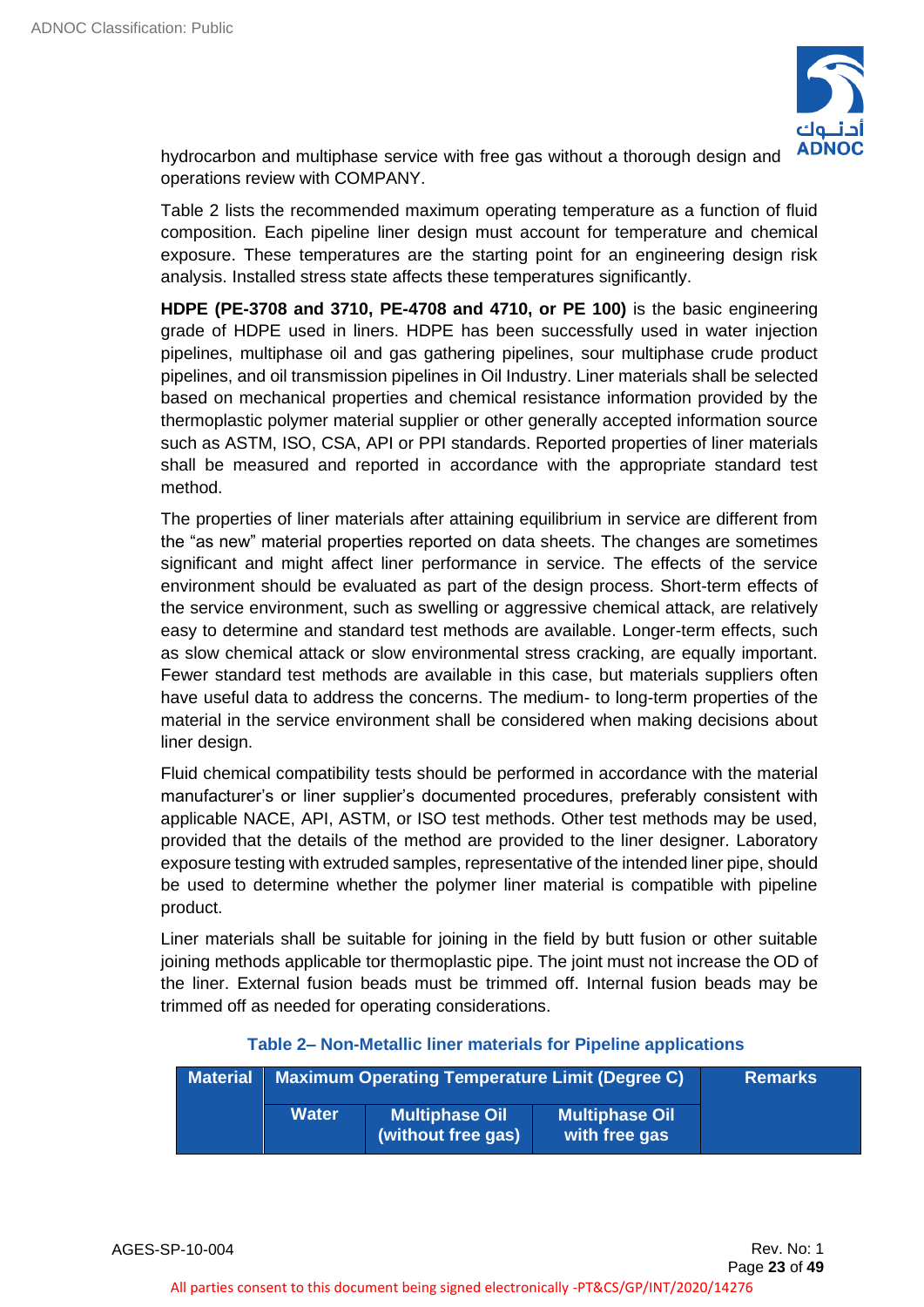hydrocarbon and multiphase service with free gas without a thorough design and operations review with COMPANY.

Table 2 lists the recommended maximum operating temperature as a function of fluid composition. Each pipeline liner design must account for temperature and chemical exposure. These temperatures are the starting point for an engineering design risk analysis. Installed stress state affects these temperatures significantly.

**HDPE (PE-3708 and 3710, PE-4708 and 4710, or PE 100)** is the basic engineering grade of HDPE used in liners. HDPE has been successfully used in water injection pipelines, multiphase oil and gas gathering pipelines, sour multiphase crude product pipelines, and oil transmission pipelines in Oil Industry. Liner materials shall be selected based on mechanical properties and chemical resistance information provided by the thermoplastic polymer material supplier or other generally accepted information source such as ASTM, ISO, CSA, API or PPI standards. Reported properties of liner materials shall be measured and reported in accordance with the appropriate standard test method.

The properties of liner materials after attaining equilibrium in service are different from the "as new" material properties reported on data sheets. The changes are sometimes significant and might affect liner performance in service. The effects of the service environment should be evaluated as part of the design process. Short-term effects of the service environment, such as swelling or aggressive chemical attack, are relatively easy to determine and standard test methods are available. Longer-term effects, such as slow chemical attack or slow environmental stress cracking, are equally important. Fewer standard test methods are available in this case, but materials suppliers often have useful data to address the concerns. The medium- to long-term properties of the material in the service environment shall be considered when making decisions about liner design.

Fluid chemical compatibility tests should be performed in accordance with the material manufacturer's or liner supplier's documented procedures, preferably consistent with applicable NACE, API, ASTM, or ISO test methods. Other test methods may be used, provided that the details of the method are provided to the liner designer. Laboratory exposure testing with extruded samples, representative of the intended liner pipe, should be used to determine whether the polymer liner material is compatible with pipeline product.

Liner materials shall be suitable for joining in the field by butt fusion or other suitable joining methods applicable tor thermoplastic pipe. The joint must not increase the OD of the liner. External fusion beads must be trimmed off. Internal fusion beads may be trimmed off as needed for operating considerations.

**Table 2– Non-Metallic liner materials for Pipeline applications**

| Material | Maximum Operating Temperature Limit (Degree C) | | | Remarks |
|---|---|---|---|---|
| | Water | Multiphase Oil (without free gas) | Multiphase Oil with free gas | |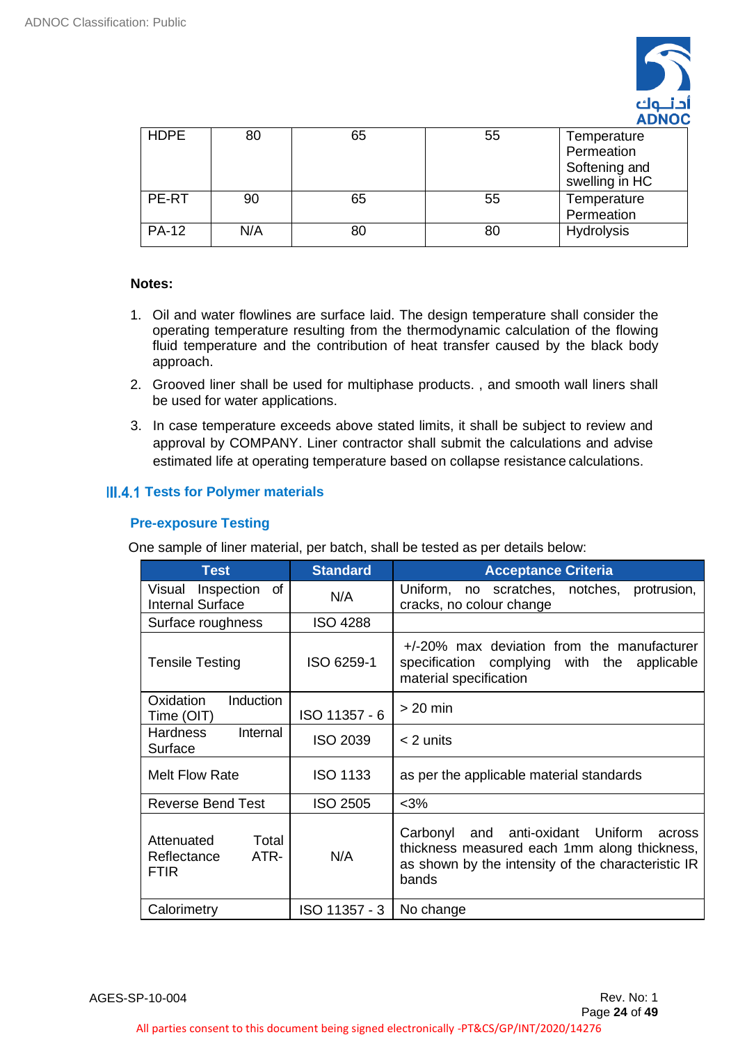| HDPE | 80 | 65 | 55 | Temperature Permeation Softening and swelling in HC |
|---|---|---|---|---|
| PE-RT | 90 | 65 | 55 | Temperature Permeation |
| PA-12 | N/A | 80 | 80 | Hydrolysis |

**Notes:**

1. Oil and water flowlines are surface laid. The design temperature shall consider the operating temperature resulting from the thermodynamic calculation of the flowing fluid temperature and the contribution of heat transfer caused by the black body approach.
2. Grooved liner shall be used for multiphase products. , and smooth wall liners shall be used for water applications.
3. In case temperature exceeds above stated limits, it shall be subject to review and approval by COMPANY. Liner contractor shall submit the calculations and advise estimated life at operating temperature based on collapse resistance calculations.

### III.4.1 Tests for Polymer materials

#### Pre-exposure Testing

One sample of liner material, per batch, shall be tested as per details below:

| Test | Standard | Acceptance Criteria |
|---|---|---|
| Visual Inspection of Internal Surface | N/A | Uniform, no scratches, notches, protrusion, cracks, no colour change |
| Surface roughness | ISO 4288 | |
| Tensile Testing | ISO 6259-1 | +/-20% max deviation from the manufacturer specification complying with the applicable material specification |
| Oxidation Induction Time (OIT) | ISO 11357 - 6 | > 20 min |
| Hardness Internal Surface | ISO 2039 | < 2 units |
| Melt Flow Rate | ISO 1133 | as per the applicable material standards |
| Reverse Bend Test | ISO 2505 | <3% |
| Attenuated Total Reflectance ATR-FTIR | N/A | Carbonyl and anti-oxidant Uniform across thickness measured each 1mm along thickness, as shown by the intensity of the characteristic IR bands |
| Calorimetry | ISO 11357 - 3 | No change |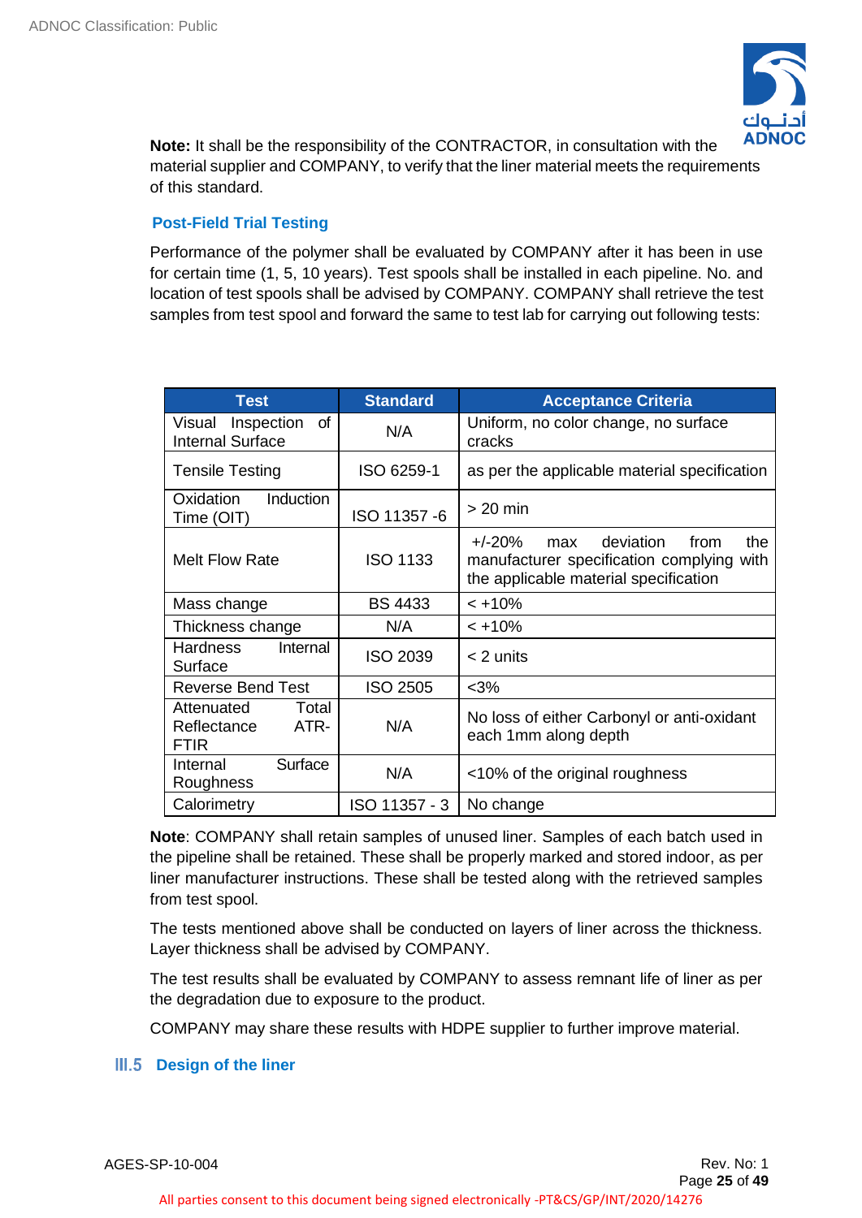**Note:** It shall be the responsibility of the CONTRACTOR, in consultation with the material supplier and COMPANY, to verify that the liner material meets the requirements of this standard.

### Post-Field Trial Testing

Performance of the polymer shall be evaluated by COMPANY after it has been in use for certain time (1, 5, 10 years). Test spools shall be installed in each pipeline. No. and location of test spools shall be advised by COMPANY. COMPANY shall retrieve the test samples from test spool and forward the same to test lab for carrying out following tests:

| Test | Standard | Acceptance Criteria |
|---|---|---|
| Visual Inspection of Internal Surface | N/A | Uniform, no color change, no surface cracks |
| Tensile Testing | ISO 6259-1 | as per the applicable material specification |
| Oxidation Induction Time (OIT) | ISO 11357 -6 | > 20 min |
| Melt Flow Rate | ISO 1133 | +/-20% max deviation from the manufacturer specification complying with the applicable material specification |
| Mass change | BS 4433 | < +10% |
| Thickness change | N/A | < +10% |
| Hardness Internal Surface | ISO 2039 | < 2 units |
| Reverse Bend Test | ISO 2505 | <3% |
| Attenuated Total Reflectance ATR-FTIR | N/A | No loss of either Carbonyl or anti-oxidant each 1mm along depth |
| Internal Surface Roughness | N/A | <10% of the original roughness |
| Calorimetry | ISO 11357 - 3 | No change |

**Note**: COMPANY shall retain samples of unused liner. Samples of each batch used in the pipeline shall be retained. These shall be properly marked and stored indoor, as per liner manufacturer instructions. These shall be tested along with the retrieved samples from test spool.

The tests mentioned above shall be conducted on layers of liner across the thickness. Layer thickness shall be advised by COMPANY.

The test results shall be evaluated by COMPANY to assess remnant life of liner as per the degradation due to exposure to the product.

COMPANY may share these results with HDPE supplier to further improve material.

## III.5 Design of the liner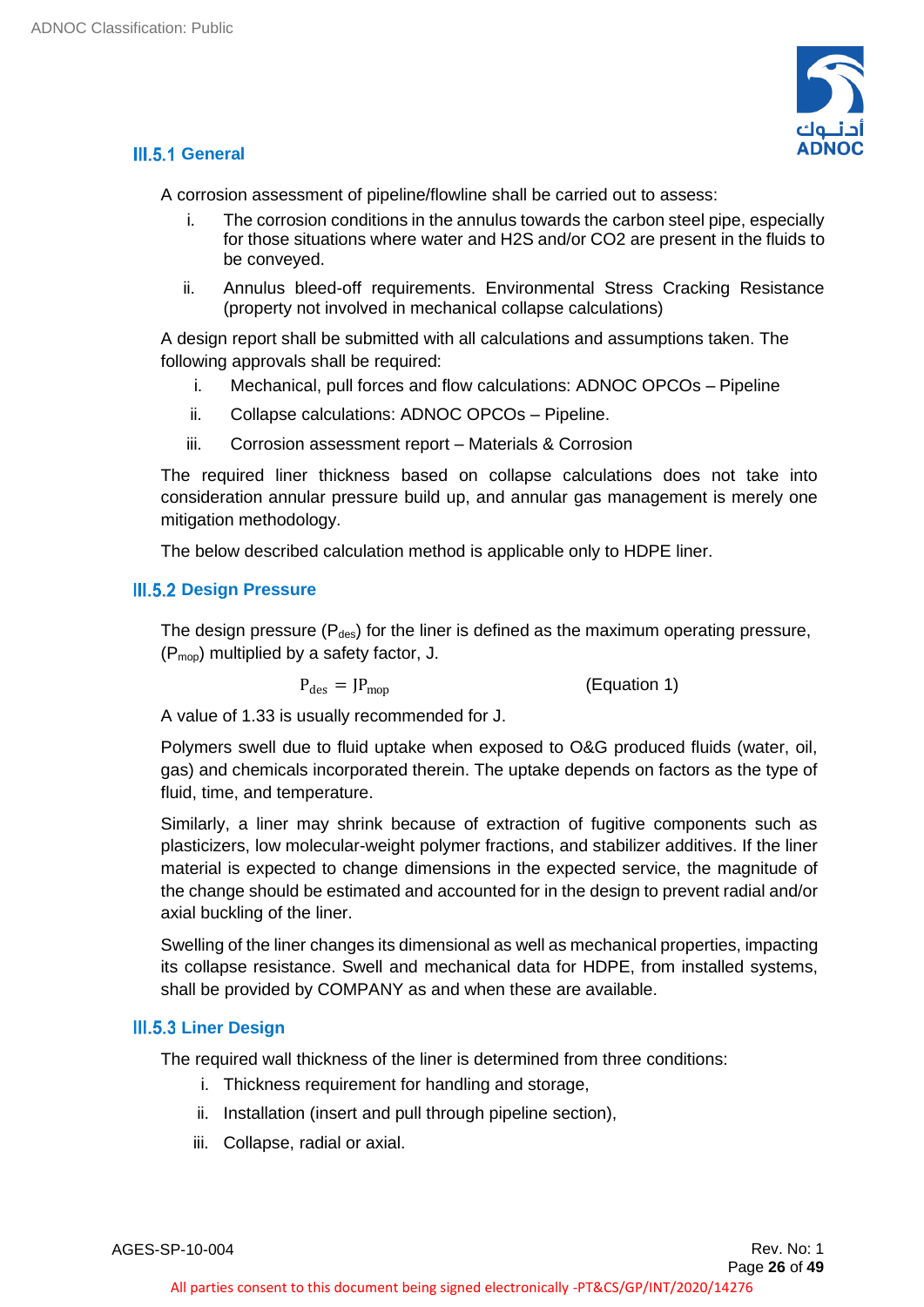### III.5.1 General

A corrosion assessment of pipeline/flowline shall be carried out to assess:

i. The corrosion conditions in the annulus towards the carbon steel pipe, especially for those situations where water and H2S and/or CO2 are present in the fluids to be conveyed.

ii. Annulus bleed-off requirements. Environmental Stress Cracking Resistance (property not involved in mechanical collapse calculations)

A design report shall be submitted with all calculations and assumptions taken. The following approvals shall be required:

i. Mechanical, pull forces and flow calculations: ADNOC OPCOs – Pipeline

ii. Collapse calculations: ADNOC OPCOs – Pipeline.

iii. Corrosion assessment report – Materials & Corrosion

The required liner thickness based on collapse calculations does not take into consideration annular pressure build up, and annular gas management is merely one mitigation methodology.

The below described calculation method is applicable only to HDPE liner.

### III.5.2 Design Pressure

The design pressure ($P_{des}$) for the liner is defined as the maximum operating pressure, ($P_{mop}$) multiplied by a safety factor, J.

$$P_{des} = JP_{mop} \qquad \text{(Equation 1)}$$

A value of 1.33 is usually recommended for J.

Polymers swell due to fluid uptake when exposed to O&G produced fluids (water, oil, gas) and chemicals incorporated therein. The uptake depends on factors as the type of fluid, time, and temperature.

Similarly, a liner may shrink because of extraction of fugitive components such as plasticizers, low molecular-weight polymer fractions, and stabilizer additives. If the liner material is expected to change dimensions in the expected service, the magnitude of the change should be estimated and accounted for in the design to prevent radial and/or axial buckling of the liner.

Swelling of the liner changes its dimensional as well as mechanical properties, impacting its collapse resistance. Swell and mechanical data for HDPE, from installed systems, shall be provided by COMPANY as and when these are available.

### III.5.3 Liner Design

The required wall thickness of the liner is determined from three conditions:

i. Thickness requirement for handling and storage,

ii. Installation (insert and pull through pipeline section),

iii. Collapse, radial or axial.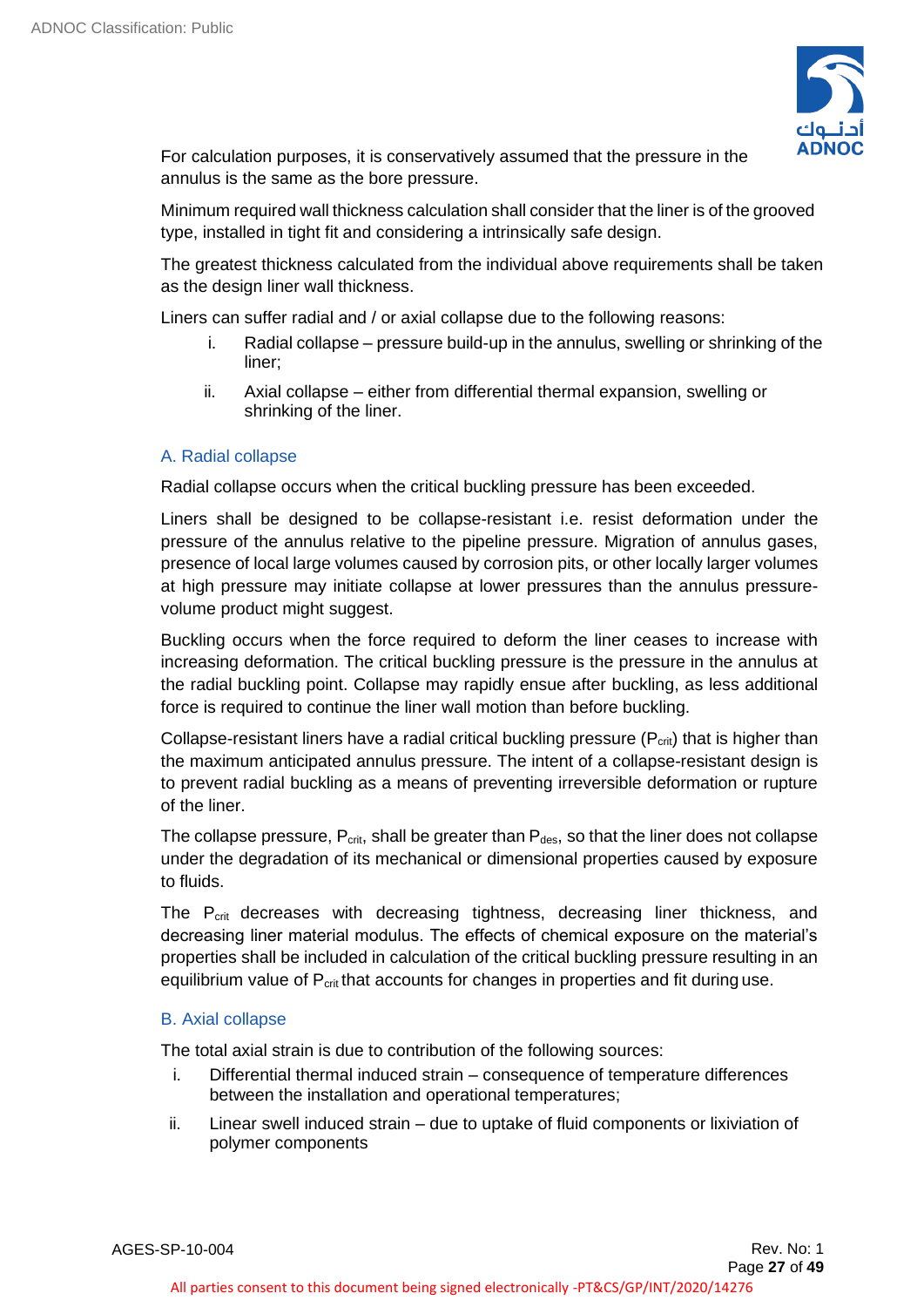For calculation purposes, it is conservatively assumed that the pressure in the annulus is the same as the bore pressure.

Minimum required wall thickness calculation shall consider that the liner is of the grooved type, installed in tight fit and considering a intrinsically safe design.

The greatest thickness calculated from the individual above requirements shall be taken as the design liner wall thickness.

Liners can suffer radial and / or axial collapse due to the following reasons:

i. Radial collapse – pressure build-up in the annulus, swelling or shrinking of the liner;

ii. Axial collapse – either from differential thermal expansion, swelling or shrinking of the liner.

### A. Radial collapse

Radial collapse occurs when the critical buckling pressure has been exceeded.

Liners shall be designed to be collapse-resistant i.e. resist deformation under the pressure of the annulus relative to the pipeline pressure. Migration of annulus gases, presence of local large volumes caused by corrosion pits, or other locally larger volumes at high pressure may initiate collapse at lower pressures than the annulus pressure-volume product might suggest.

Buckling occurs when the force required to deform the liner ceases to increase with increasing deformation. The critical buckling pressure is the pressure in the annulus at the radial buckling point. Collapse may rapidly ensue after buckling, as less additional force is required to continue the liner wall motion than before buckling.

Collapse-resistant liners have a radial critical buckling pressure ($P_{crit}$) that is higher than the maximum anticipated annulus pressure. The intent of a collapse-resistant design is to prevent radial buckling as a means of preventing irreversible deformation or rupture of the liner.

The collapse pressure, $P_{crit}$, shall be greater than $P_{des}$, so that the liner does not collapse under the degradation of its mechanical or dimensional properties caused by exposure to fluids.

The $P_{crit}$ decreases with decreasing tightness, decreasing liner thickness, and decreasing liner material modulus. The effects of chemical exposure on the material's properties shall be included in calculation of the critical buckling pressure resulting in an equilibrium value of $P_{crit}$ that accounts for changes in properties and fit during use.

### B. Axial collapse

The total axial strain is due to contribution of the following sources:

i. Differential thermal induced strain – consequence of temperature differences between the installation and operational temperatures;

ii. Linear swell induced strain – due to uptake of fluid components or lixiviation of polymer components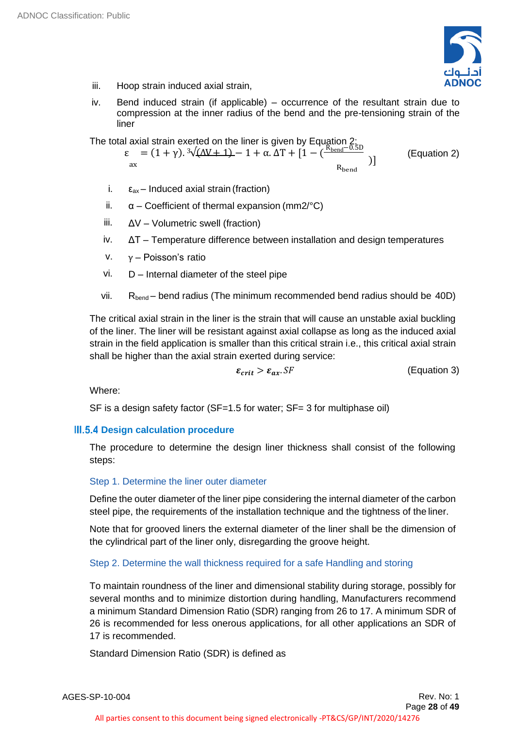iii. Hoop strain induced axial strain,

iv. Bend induced strain (if applicable) – occurrence of the resultant strain due to compression at the inner radius of the bend and the pre-tensioning strain of the liner

The total axial strain exerted on the liner is given by Equation 2:

$$\varepsilon_{ax} = (1+\gamma).\sqrt[3]{(\Delta V + 1)} - 1 + \alpha.\Delta T + [1 - (\frac{R_{bend} - 0.5D}{R_{bend}})] \quad \text{(Equation 2)}$$

i. $\varepsilon_{ax}$ – Induced axial strain (fraction)

ii. α – Coefficient of thermal expansion (mm2/°C)

iii. ΔV – Volumetric swell (fraction)

iv. ΔT – Temperature difference between installation and design temperatures

v. γ – Poisson's ratio

vi. D – Internal diameter of the steel pipe

vii. $R_{bend}$ – bend radius (The minimum recommended bend radius should be 40D)

The critical axial strain in the liner is the strain that will cause an unstable axial buckling of the liner. The liner will be resistant against axial collapse as long as the induced axial strain in the field application is smaller than this critical strain i.e., this critical axial strain shall be higher than the axial strain exerted during service:

$$\boldsymbol{\varepsilon_{crit}} > \boldsymbol{\varepsilon_{ax}}.SF \quad \text{(Equation 3)}$$

Where:

SF is a design safety factor (SF=1.5 for water; SF= 3 for multiphase oil)

### III.5.4 Design calculation procedure

The procedure to determine the design liner thickness shall consist of the following steps:

#### Step 1. Determine the liner outer diameter

Define the outer diameter of the liner pipe considering the internal diameter of the carbon steel pipe, the requirements of the installation technique and the tightness of the liner.

Note that for grooved liners the external diameter of the liner shall be the dimension of the cylindrical part of the liner only, disregarding the groove height.

#### Step 2. Determine the wall thickness required for a safe Handling and storing

To maintain roundness of the liner and dimensional stability during storage, possibly for several months and to minimize distortion during handling, Manufacturers recommend a minimum Standard Dimension Ratio (SDR) ranging from 26 to 17. A minimum SDR of 26 is recommended for less onerous applications, for all other applications an SDR of 17 is recommended.

Standard Dimension Ratio (SDR) is defined as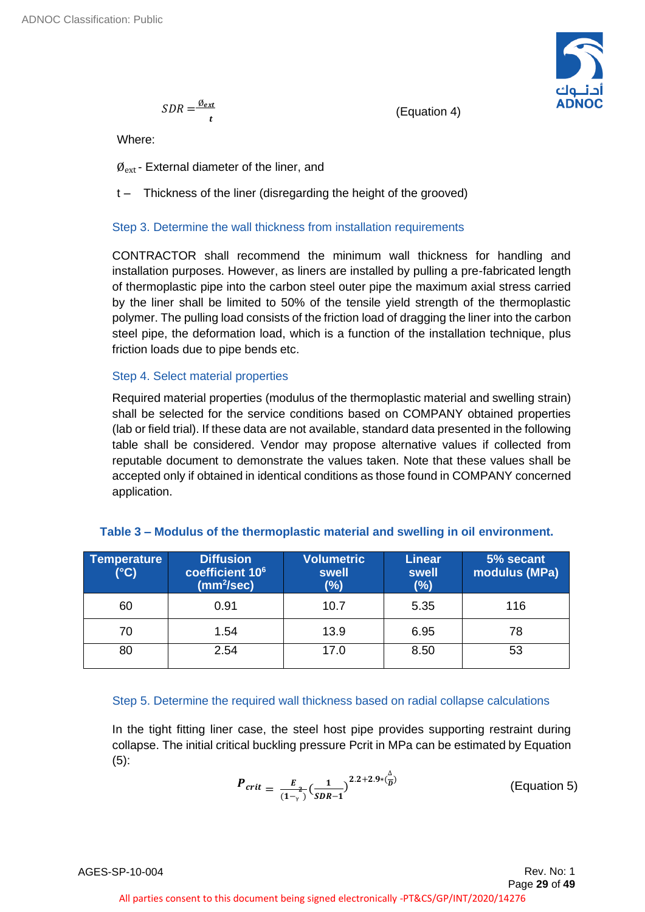$$SDR = \frac{\varnothing_{ext}}{t} \qquad \text{(Equation 4)}$$

Where:

$\varnothing_{ext}$ - External diameter of the liner, and

t – Thickness of the liner (disregarding the height of the grooved)

### Step 3. Determine the wall thickness from installation requirements

CONTRACTOR shall recommend the minimum wall thickness for handling and installation purposes. However, as liners are installed by pulling a pre-fabricated length of thermoplastic pipe into the carbon steel outer pipe the maximum axial stress carried by the liner shall be limited to 50% of the tensile yield strength of the thermoplastic polymer. The pulling load consists of the friction load of dragging the liner into the carbon steel pipe, the deformation load, which is a function of the installation technique, plus friction loads due to pipe bends etc.

### Step 4. Select material properties

Required material properties (modulus of the thermoplastic material and swelling strain) shall be selected for the service conditions based on COMPANY obtained properties (lab or field trial). If these data are not available, standard data presented in the following table shall be considered. Vendor may propose alternative values if collected from reputable document to demonstrate the values taken. Note that these values shall be accepted only if obtained in identical conditions as those found in COMPANY concerned application.

**Table 3 – Modulus of the thermoplastic material and swelling in oil environment.**

| Temperature (°C) | Diffusion coefficient $10^6$ ($mm^2$/sec) | Volumetric swell (%) | Linear swell (%) | 5% secant modulus (MPa) |
|---|---|---|---|---|
| 60 | 0.91 | 10.7 | 5.35 | 116 |
| 70 | 1.54 | 13.9 | 6.95 | 78 |
| 80 | 2.54 | 17.0 | 8.50 | 53 |

### Step 5. Determine the required wall thickness based on radial collapse calculations

In the tight fitting liner case, the steel host pipe provides supporting restraint during collapse. The initial critical buckling pressure Pcrit in MPa can be estimated by Equation (5):

$$P_{crit} = \frac{E}{(1-\gamma^2)}\left(\frac{1}{SDR-1}\right)^{2.2+2.9*\left(\frac{\Delta}{D}\right)} \qquad \text{(Equation 5)}$$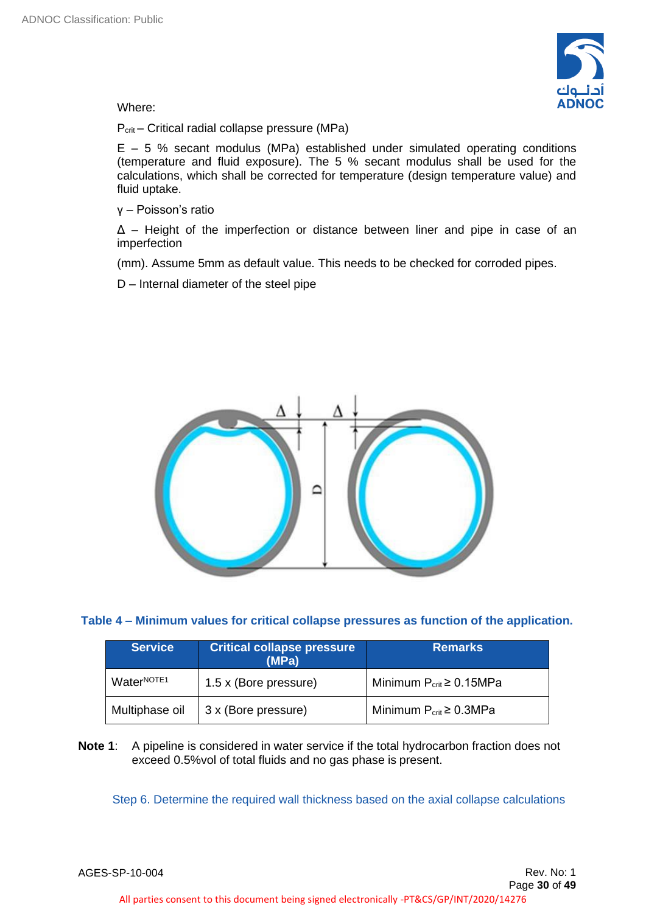Where:

$P_{crit}$ – Critical radial collapse pressure (MPa)

E – 5 % secant modulus (MPa) established under simulated operating conditions (temperature and fluid exposure). The 5 % secant modulus shall be used for the calculations, which shall be corrected for temperature (design temperature value) and fluid uptake.

γ – Poisson's ratio

Δ – Height of the imperfection or distance between liner and pipe in case of an imperfection

(mm). Assume 5mm as default value. This needs to be checked for corroded pipes.

D – Internal diameter of the steel pipe

**Table 4 – Minimum values for critical collapse pressures as function of the application.**

| Service | Critical collapse pressure (MPa) | Remarks |
|---|---|---|
| Water[NOTE1] | 1.5 x (Bore pressure) | Minimum $P_{crit} \geq 0.15$MPa |
| Multiphase oil | 3 x (Bore pressure) | Minimum $P_{crit} \geq 0.3$MPa |

**Note 1**: A pipeline is considered in water service if the total hydrocarbon fraction does not exceed 0.5%vol of total fluids and no gas phase is present.

Step 6. Determine the required wall thickness based on the axial collapse calculations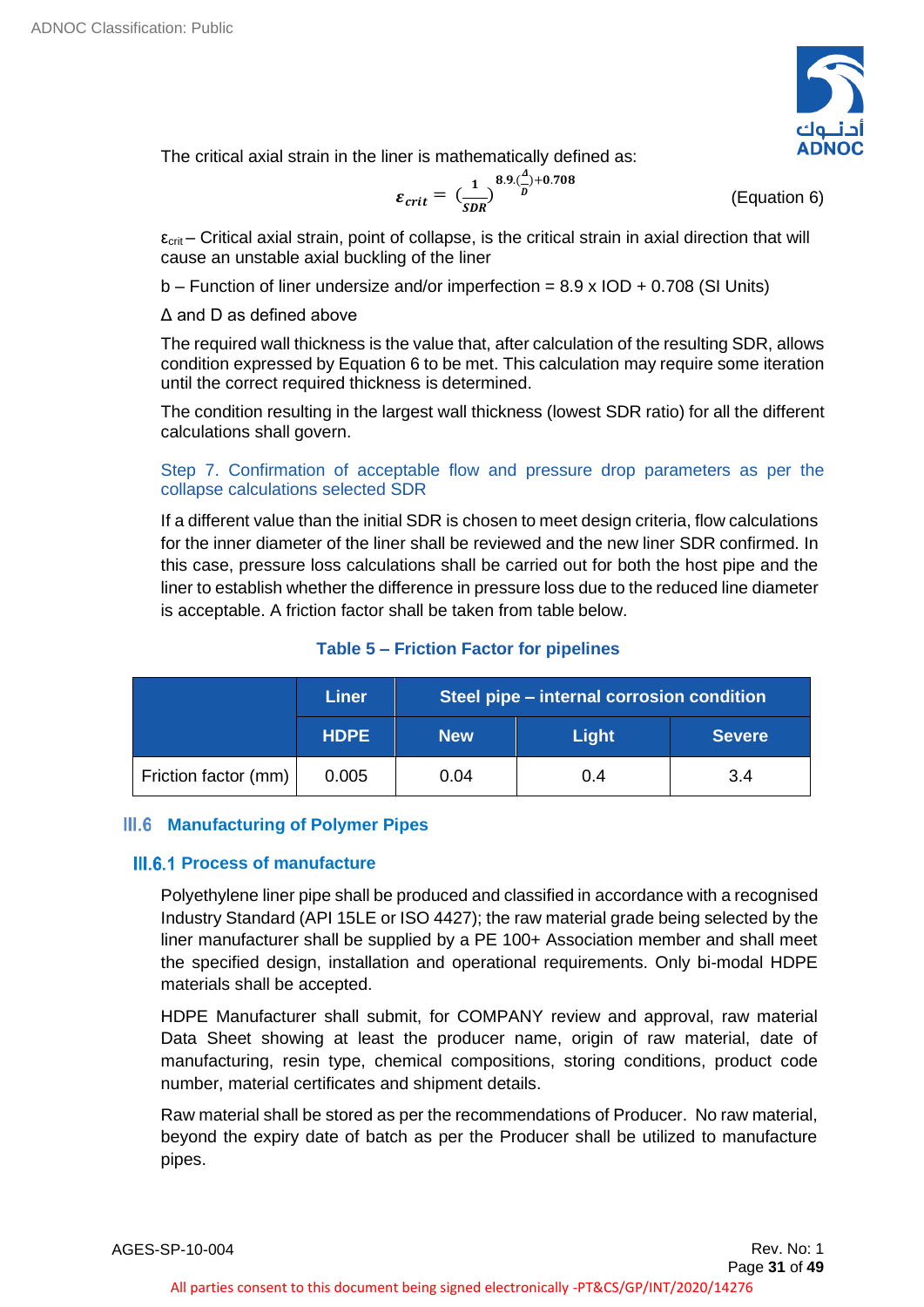The critical axial strain in the liner is mathematically defined as:

$$\varepsilon_{crit} = \left(\frac{1}{SDR}\right)^{8.9.\left(\frac{\Delta}{D}\right)+0.708} \quad \text{(Equation 6)}$$

$\varepsilon_{crit}$ – Critical axial strain, point of collapse, is the critical strain in axial direction that will cause an unstable axial buckling of the liner

b – Function of liner undersize and/or imperfection = 8.9 x IOD + 0.708 (SI Units)

Δ and D as defined above

The required wall thickness is the value that, after calculation of the resulting SDR, allows condition expressed by Equation 6 to be met. This calculation may require some iteration until the correct required thickness is determined.

The condition resulting in the largest wall thickness (lowest SDR ratio) for all the different calculations shall govern.

Step 7. Confirmation of acceptable flow and pressure drop parameters as per the collapse calculations selected SDR

If a different value than the initial SDR is chosen to meet design criteria, flow calculations for the inner diameter of the liner shall be reviewed and the new liner SDR confirmed. In this case, pressure loss calculations shall be carried out for both the host pipe and the liner to establish whether the difference in pressure loss due to the reduced line diameter is acceptable. A friction factor shall be taken from table below.

**Table 5 – Friction Factor for pipelines**

| | Liner | Steel pipe – internal corrosion condition | | |
|---|---|---|---|---|
| | HDPE | New | Light | Severe |
| Friction factor (mm) | 0.005 | 0.04 | 0.4 | 3.4 |

## III.6 Manufacturing of Polymer Pipes

### III.6.1 Process of manufacture

Polyethylene liner pipe shall be produced and classified in accordance with a recognised Industry Standard (API 15LE or ISO 4427); the raw material grade being selected by the liner manufacturer shall be supplied by a PE 100+ Association member and shall meet the specified design, installation and operational requirements. Only bi-modal HDPE materials shall be accepted.

HDPE Manufacturer shall submit, for COMPANY review and approval, raw material Data Sheet showing at least the producer name, origin of raw material, date of manufacturing, resin type, chemical compositions, storing conditions, product code number, material certificates and shipment details.

Raw material shall be stored as per the recommendations of Producer. No raw material, beyond the expiry date of batch as per the Producer shall be utilized to manufacture pipes.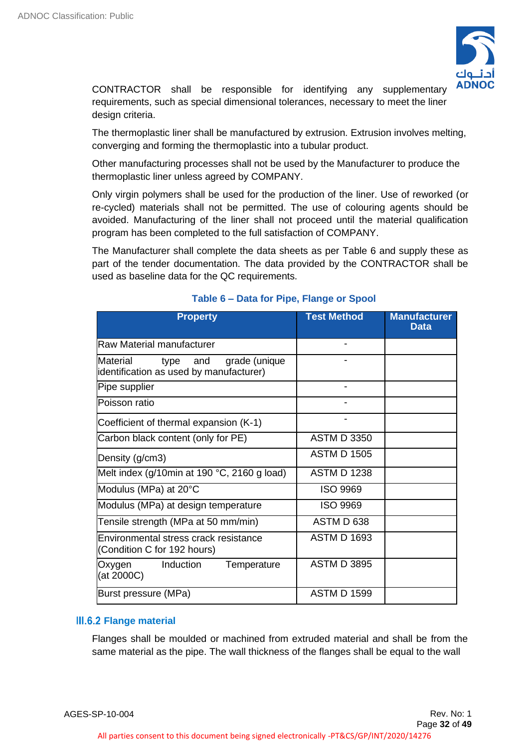CONTRACTOR shall be responsible for identifying any supplementary requirements, such as special dimensional tolerances, necessary to meet the liner design criteria.

The thermoplastic liner shall be manufactured by extrusion. Extrusion involves melting, converging and forming the thermoplastic into a tubular product.

Other manufacturing processes shall not be used by the Manufacturer to produce the thermoplastic liner unless agreed by COMPANY.

Only virgin polymers shall be used for the production of the liner. Use of reworked (or re-cycled) materials shall not be permitted. The use of colouring agents should be avoided. Manufacturing of the liner shall not proceed until the material qualification program has been completed to the full satisfaction of COMPANY.

The Manufacturer shall complete the data sheets as per Table 6 and supply these as part of the tender documentation. The data provided by the CONTRACTOR shall be used as baseline data for the QC requirements.

**Table 6 – Data for Pipe, Flange or Spool**

| Property | Test Method | Manufacturer Data |
|---|---|---|
| Raw Material manufacturer | - | |
| Material type and grade (unique identification as used by manufacturer) | - | |
| Pipe supplier | - | |
| Poisson ratio | - | |
| Coefficient of thermal expansion (K-1) | - | |
| Carbon black content (only for PE) | ASTM D 3350 | |
| Density (g/cm3) | ASTM D 1505 | |
| Melt index (g/10min at 190 °C, 2160 g load) | ASTM D 1238 | |
| Modulus (MPa) at 20°C | ISO 9969 | |
| Modulus (MPa) at design temperature | ISO 9969 | |
| Tensile strength (MPa at 50 mm/min) | ASTM D 638 | |
| Environmental stress crack resistance (Condition C for 192 hours) | ASTM D 1693 | |
| Oxygen Induction Temperature (at 2000C) | ASTM D 3895 | |
| Burst pressure (MPa) | ASTM D 1599 | |

### III.6.2 Flange material

Flanges shall be moulded or machined from extruded material and shall be from the same material as the pipe. The wall thickness of the flanges shall be equal to the wall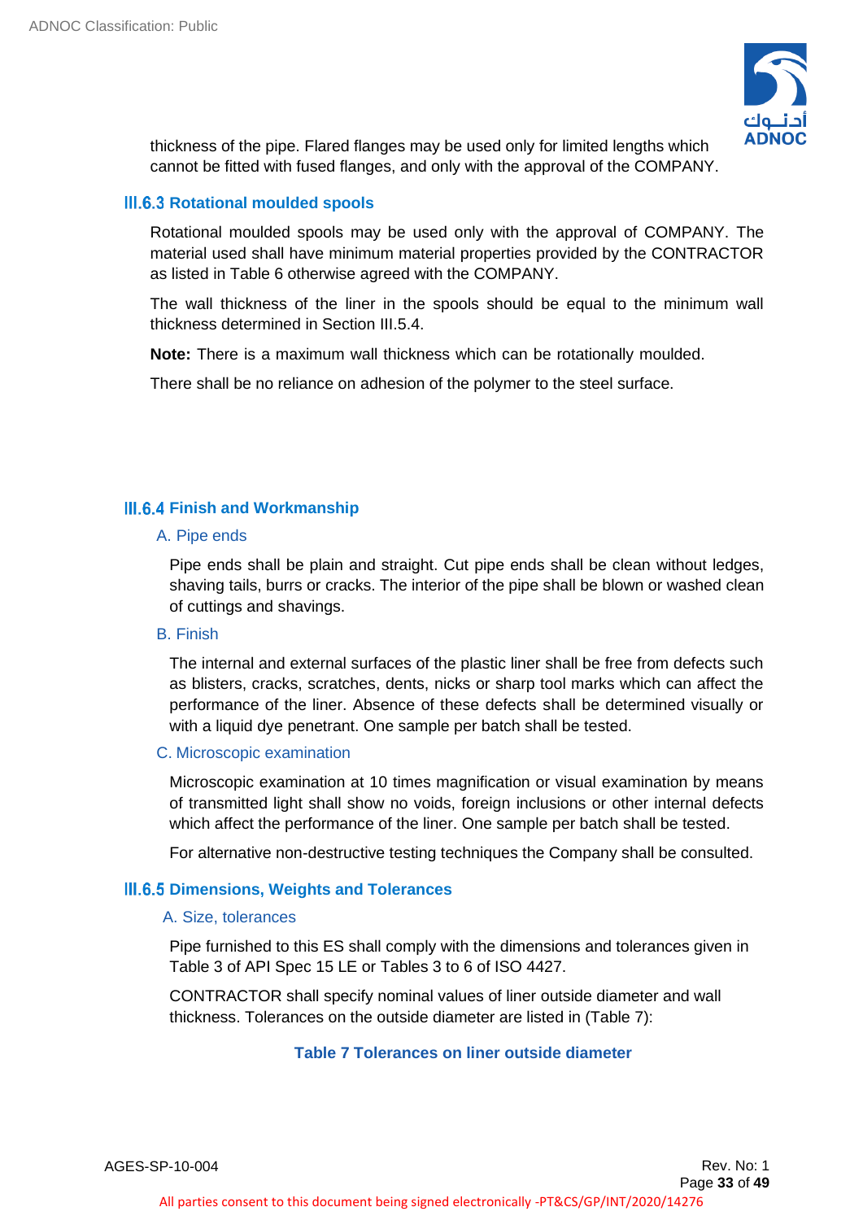thickness of the pipe. Flared flanges may be used only for limited lengths which cannot be fitted with fused flanges, and only with the approval of the COMPANY.

### III.6.3 Rotational moulded spools

Rotational moulded spools may be used only with the approval of COMPANY. The material used shall have minimum material properties provided by the CONTRACTOR as listed in Table 6 otherwise agreed with the COMPANY.

The wall thickness of the liner in the spools should be equal to the minimum wall thickness determined in Section III.5.4.

**Note:** There is a maximum wall thickness which can be rotationally moulded.

There shall be no reliance on adhesion of the polymer to the steel surface.

### III.6.4 Finish and Workmanship

#### A. Pipe ends

Pipe ends shall be plain and straight. Cut pipe ends shall be clean without ledges, shaving tails, burrs or cracks. The interior of the pipe shall be blown or washed clean of cuttings and shavings.

#### B. Finish

The internal and external surfaces of the plastic liner shall be free from defects such as blisters, cracks, scratches, dents, nicks or sharp tool marks which can affect the performance of the liner. Absence of these defects shall be determined visually or with a liquid dye penetrant. One sample per batch shall be tested.

#### C. Microscopic examination

Microscopic examination at 10 times magnification or visual examination by means of transmitted light shall show no voids, foreign inclusions or other internal defects which affect the performance of the liner. One sample per batch shall be tested.

For alternative non-destructive testing techniques the Company shall be consulted.

### III.6.5 Dimensions, Weights and Tolerances

#### A. Size, tolerances

Pipe furnished to this ES shall comply with the dimensions and tolerances given in Table 3 of API Spec 15 LE or Tables 3 to 6 of ISO 4427.

CONTRACTOR shall specify nominal values of liner outside diameter and wall thickness. Tolerances on the outside diameter are listed in (Table 7):

**Table 7 Tolerances on liner outside diameter**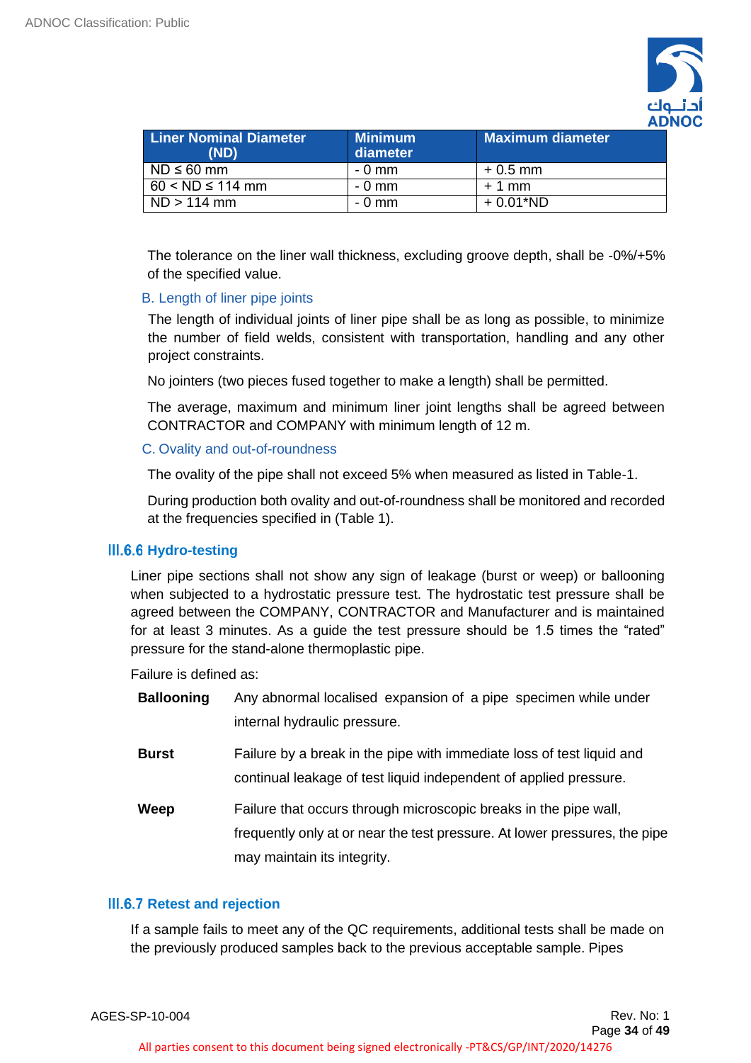| Liner Nominal Diameter (ND) | Minimum diameter | Maximum diameter |
|---|---|---|
| ND ≤ 60 mm | - 0 mm | + 0.5 mm |
| 60 < ND ≤ 114 mm | - 0 mm | + 1 mm |
| ND > 114 mm | - 0 mm | + 0.01*ND |

The tolerance on the liner wall thickness, excluding groove depth, shall be -0%/+5% of the specified value.

B. Length of liner pipe joints

The length of individual joints of liner pipe shall be as long as possible, to minimize the number of field welds, consistent with transportation, handling and any other project constraints.

No jointers (two pieces fused together to make a length) shall be permitted.

The average, maximum and minimum liner joint lengths shall be agreed between CONTRACTOR and COMPANY with minimum length of 12 m.

C. Ovality and out-of-roundness

The ovality of the pipe shall not exceed 5% when measured as listed in Table-1.

During production both ovality and out-of-roundness shall be monitored and recorded at the frequencies specified in (Table 1).

### III.6.6 Hydro-testing

Liner pipe sections shall not show any sign of leakage (burst or weep) or ballooning when subjected to a hydrostatic pressure test. The hydrostatic test pressure shall be agreed between the COMPANY, CONTRACTOR and Manufacturer and is maintained for at least 3 minutes. As a guide the test pressure should be 1.5 times the "rated" pressure for the stand-alone thermoplastic pipe.

Failure is defined as:

**Ballooning** Any abnormal localised expansion of a pipe specimen while under internal hydraulic pressure.

**Burst** Failure by a break in the pipe with immediate loss of test liquid and continual leakage of test liquid independent of applied pressure.

**Weep** Failure that occurs through microscopic breaks in the pipe wall, frequently only at or near the test pressure. At lower pressures, the pipe may maintain its integrity.

### III.6.7 Retest and rejection

If a sample fails to meet any of the QC requirements, additional tests shall be made on the previously produced samples back to the previous acceptable sample. Pipes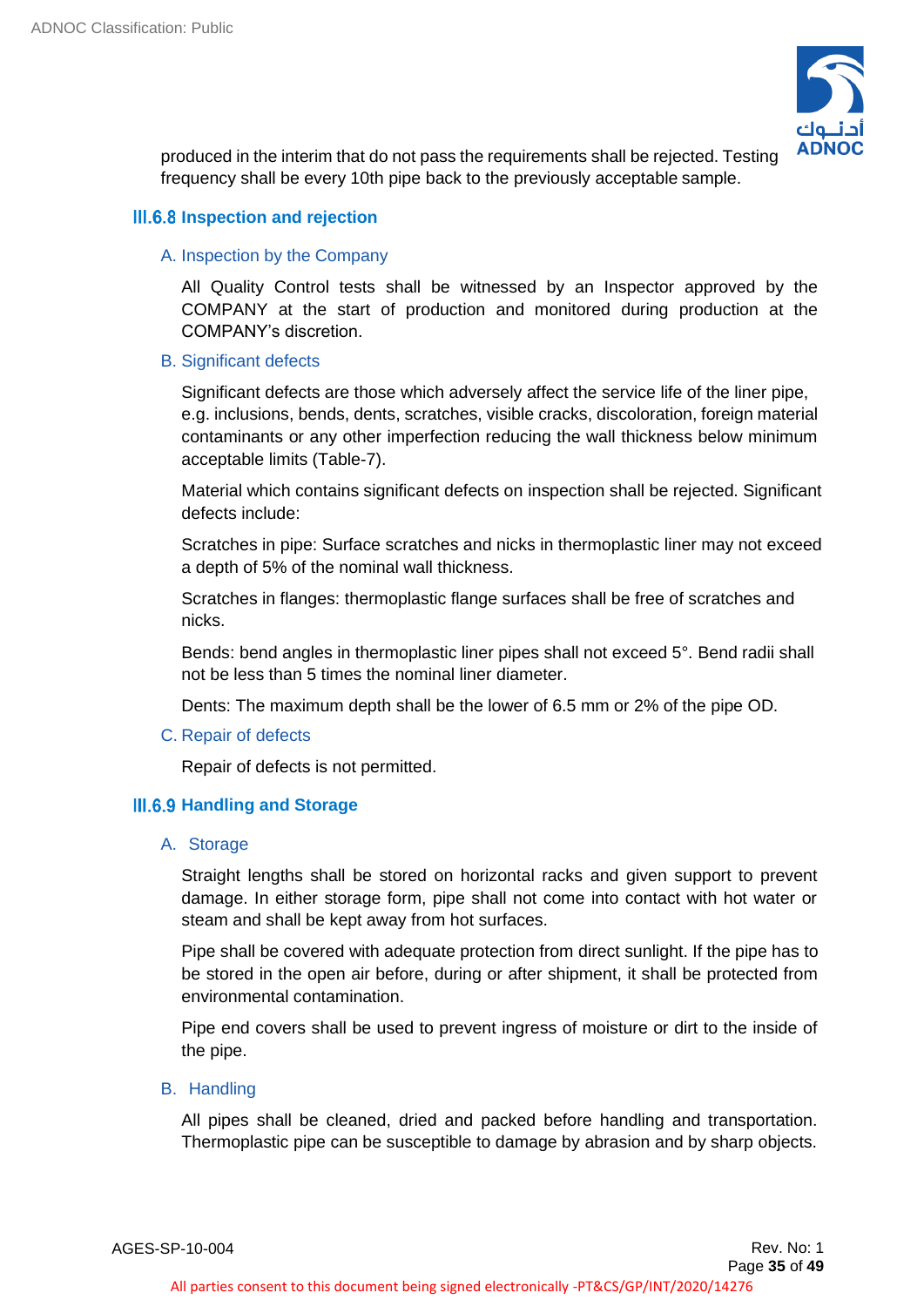produced in the interim that do not pass the requirements shall be rejected. Testing frequency shall be every 10th pipe back to the previously acceptable sample.

### III.6.8 Inspection and rejection

#### A. Inspection by the Company

All Quality Control tests shall be witnessed by an Inspector approved by the COMPANY at the start of production and monitored during production at the COMPANY's discretion.

#### B. Significant defects

Significant defects are those which adversely affect the service life of the liner pipe, e.g. inclusions, bends, dents, scratches, visible cracks, discoloration, foreign material contaminants or any other imperfection reducing the wall thickness below minimum acceptable limits (Table-7).

Material which contains significant defects on inspection shall be rejected. Significant defects include:

Scratches in pipe: Surface scratches and nicks in thermoplastic liner may not exceed a depth of 5% of the nominal wall thickness.

Scratches in flanges: thermoplastic flange surfaces shall be free of scratches and nicks.

Bends: bend angles in thermoplastic liner pipes shall not exceed 5°. Bend radii shall not be less than 5 times the nominal liner diameter.

Dents: The maximum depth shall be the lower of 6.5 mm or 2% of the pipe OD.

#### C. Repair of defects

Repair of defects is not permitted.

### III.6.9 Handling and Storage

#### A. Storage

Straight lengths shall be stored on horizontal racks and given support to prevent damage. In either storage form, pipe shall not come into contact with hot water or steam and shall be kept away from hot surfaces.

Pipe shall be covered with adequate protection from direct sunlight. If the pipe has to be stored in the open air before, during or after shipment, it shall be protected from environmental contamination.

Pipe end covers shall be used to prevent ingress of moisture or dirt to the inside of the pipe.

#### B. Handling

All pipes shall be cleaned, dried and packed before handling and transportation. Thermoplastic pipe can be susceptible to damage by abrasion and by sharp objects.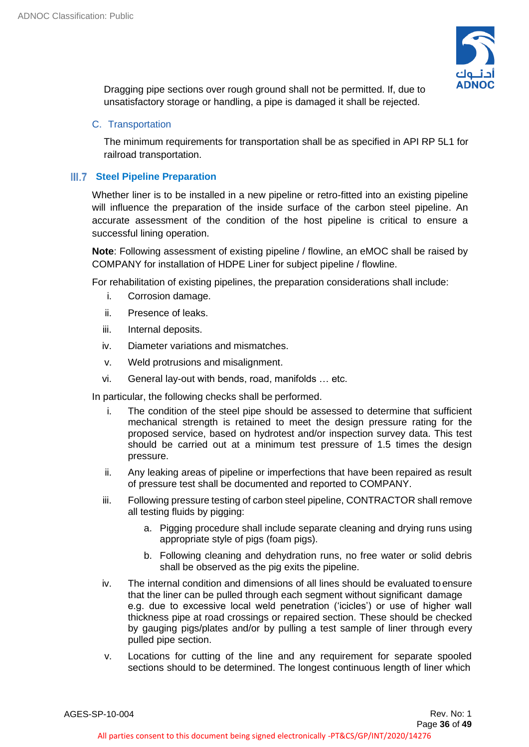Dragging pipe sections over rough ground shall not be permitted. If, due to unsatisfactory storage or handling, a pipe is damaged it shall be rejected.

### C. Transportation

The minimum requirements for transportation shall be as specified in API RP 5L1 for railroad transportation.

## III.7 Steel Pipeline Preparation

Whether liner is to be installed in a new pipeline or retro-fitted into an existing pipeline will influence the preparation of the inside surface of the carbon steel pipeline. An accurate assessment of the condition of the host pipeline is critical to ensure a successful lining operation.

**Note**: Following assessment of existing pipeline / flowline, an eMOC shall be raised by COMPANY for installation of HDPE Liner for subject pipeline / flowline.

For rehabilitation of existing pipelines, the preparation considerations shall include:

i. Corrosion damage.

ii. Presence of leaks.

iii. Internal deposits.

iv. Diameter variations and mismatches.

v. Weld protrusions and misalignment.

vi. General lay-out with bends, road, manifolds … etc.

In particular, the following checks shall be performed.

i. The condition of the steel pipe should be assessed to determine that sufficient mechanical strength is retained to meet the design pressure rating for the proposed service, based on hydrotest and/or inspection survey data. This test should be carried out at a minimum test pressure of 1.5 times the design pressure.

ii. Any leaking areas of pipeline or imperfections that have been repaired as result of pressure test shall be documented and reported to COMPANY.

iii. Following pressure testing of carbon steel pipeline, CONTRACTOR shall remove all testing fluids by pigging:

   a. Pigging procedure shall include separate cleaning and drying runs using appropriate style of pigs (foam pigs).

   b. Following cleaning and dehydration runs, no free water or solid debris shall be observed as the pig exits the pipeline.

iv. The internal condition and dimensions of all lines should be evaluated to ensure that the liner can be pulled through each segment without significant damage e.g. due to excessive local weld penetration ('icicles') or use of higher wall thickness pipe at road crossings or repaired section. These should be checked by gauging pigs/plates and/or by pulling a test sample of liner through every pulled pipe section.

v. Locations for cutting of the line and any requirement for separate spooled sections should to be determined. The longest continuous length of liner which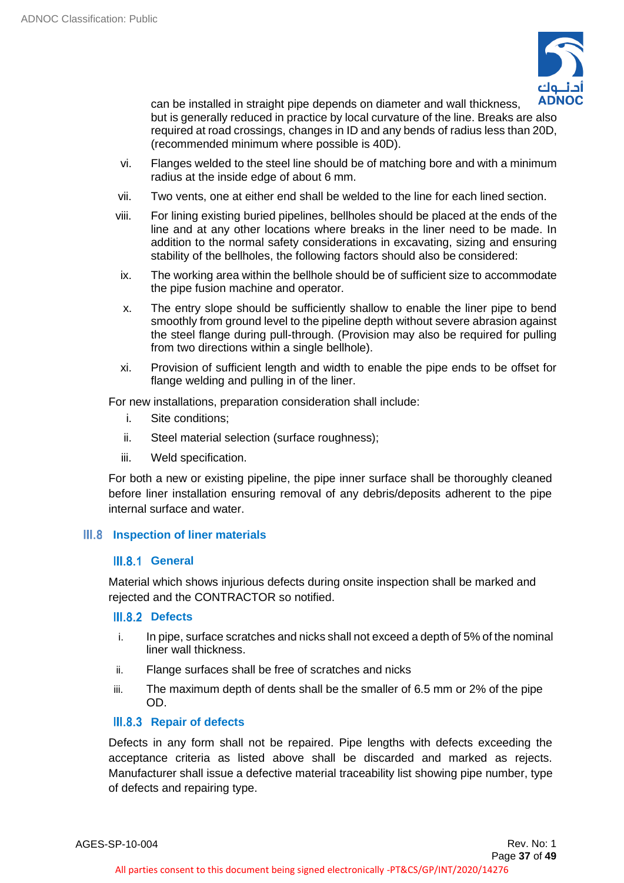can be installed in straight pipe depends on diameter and wall thickness, but is generally reduced in practice by local curvature of the line. Breaks are also required at road crossings, changes in ID and any bends of radius less than 20D, (recommended minimum where possible is 40D).

vi. Flanges welded to the steel line should be of matching bore and with a minimum radius at the inside edge of about 6 mm.

vii. Two vents, one at either end shall be welded to the line for each lined section.

viii. For lining existing buried pipelines, bellholes should be placed at the ends of the line and at any other locations where breaks in the liner need to be made. In addition to the normal safety considerations in excavating, sizing and ensuring stability of the bellholes, the following factors should also be considered:

ix. The working area within the bellhole should be of sufficient size to accommodate the pipe fusion machine and operator.

x. The entry slope should be sufficiently shallow to enable the liner pipe to bend smoothly from ground level to the pipeline depth without severe abrasion against the steel flange during pull-through. (Provision may also be required for pulling from two directions within a single bellhole).

xi. Provision of sufficient length and width to enable the pipe ends to be offset for flange welding and pulling in of the liner.

For new installations, preparation consideration shall include:

i. Site conditions;

ii. Steel material selection (surface roughness);

iii. Weld specification.

For both a new or existing pipeline, the pipe inner surface shall be thoroughly cleaned before liner installation ensuring removal of any debris/deposits adherent to the pipe internal surface and water.

## III.8 Inspection of liner materials

### III.8.1 General

Material which shows injurious defects during onsite inspection shall be marked and rejected and the CONTRACTOR so notified.

### III.8.2 Defects

i. In pipe, surface scratches and nicks shall not exceed a depth of 5% of the nominal liner wall thickness.

ii. Flange surfaces shall be free of scratches and nicks

iii. The maximum depth of dents shall be the smaller of 6.5 mm or 2% of the pipe OD.

### III.8.3 Repair of defects

Defects in any form shall not be repaired. Pipe lengths with defects exceeding the acceptance criteria as listed above shall be discarded and marked as rejects. Manufacturer shall issue a defective material traceability list showing pipe number, type of defects and repairing type.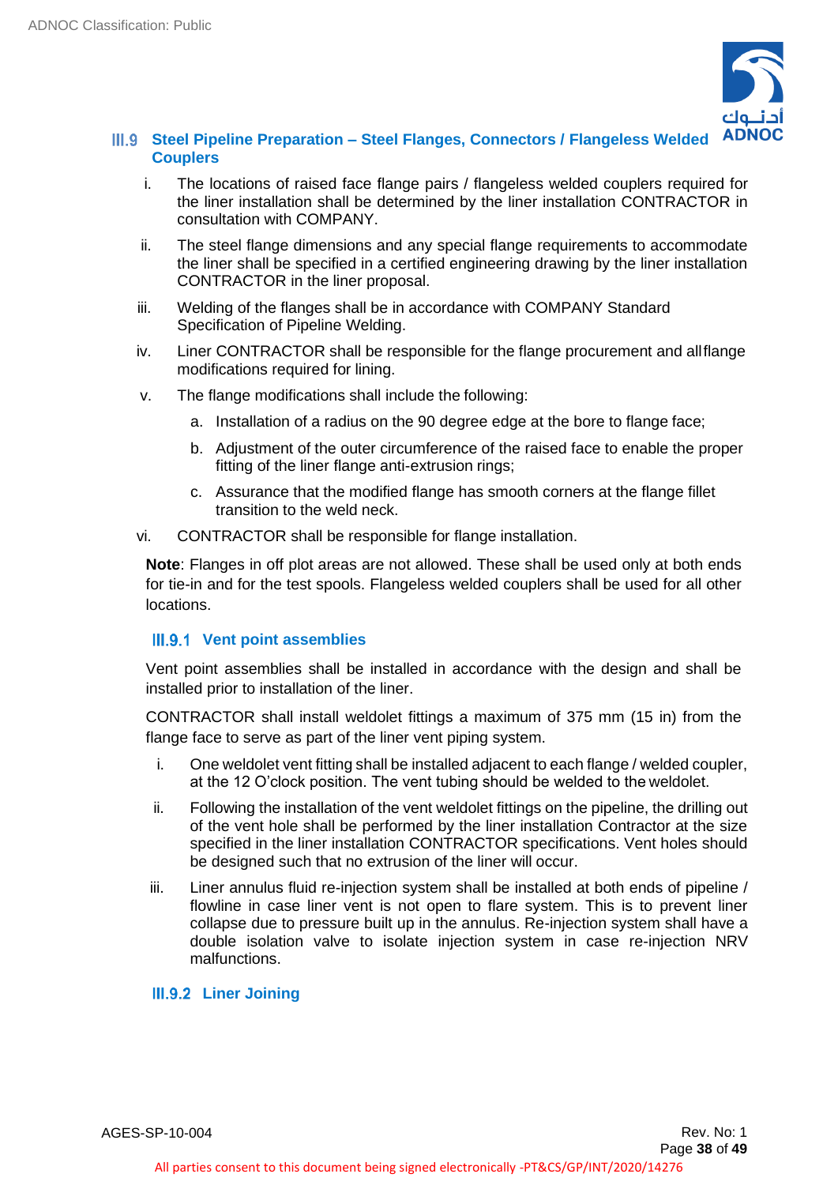## III.9 Steel Pipeline Preparation – Steel Flanges, Connectors / Flangeless Welded Couplers

i. The locations of raised face flange pairs / flangeless welded couplers required for the liner installation shall be determined by the liner installation CONTRACTOR in consultation with COMPANY.

ii. The steel flange dimensions and any special flange requirements to accommodate the liner shall be specified in a certified engineering drawing by the liner installation CONTRACTOR in the liner proposal.

iii. Welding of the flanges shall be in accordance with COMPANY Standard Specification of Pipeline Welding.

iv. Liner CONTRACTOR shall be responsible for the flange procurement and all flange modifications required for lining.

v. The flange modifications shall include the following:

   a. Installation of a radius on the 90 degree edge at the bore to flange face;

   b. Adjustment of the outer circumference of the raised face to enable the proper fitting of the liner flange anti-extrusion rings;

   c. Assurance that the modified flange has smooth corners at the flange fillet transition to the weld neck.

vi. CONTRACTOR shall be responsible for flange installation.

**Note**: Flanges in off plot areas are not allowed. These shall be used only at both ends for tie-in and for the test spools. Flangeless welded couplers shall be used for all other locations.

### III.9.1 Vent point assemblies

Vent point assemblies shall be installed in accordance with the design and shall be installed prior to installation of the liner.

CONTRACTOR shall install weldolet fittings a maximum of 375 mm (15 in) from the flange face to serve as part of the liner vent piping system.

i. One weldolet vent fitting shall be installed adjacent to each flange / welded coupler, at the 12 O'clock position. The vent tubing should be welded to the weldolet.

ii. Following the installation of the vent weldolet fittings on the pipeline, the drilling out of the vent hole shall be performed by the liner installation Contractor at the size specified in the liner installation CONTRACTOR specifications. Vent holes should be designed such that no extrusion of the liner will occur.

iii. Liner annulus fluid re-injection system shall be installed at both ends of pipeline / flowline in case liner vent is not open to flare system. This is to prevent liner collapse due to pressure built up in the annulus. Re-injection system shall have a double isolation valve to isolate injection system in case re-injection NRV malfunctions.

### III.9.2 Liner Joining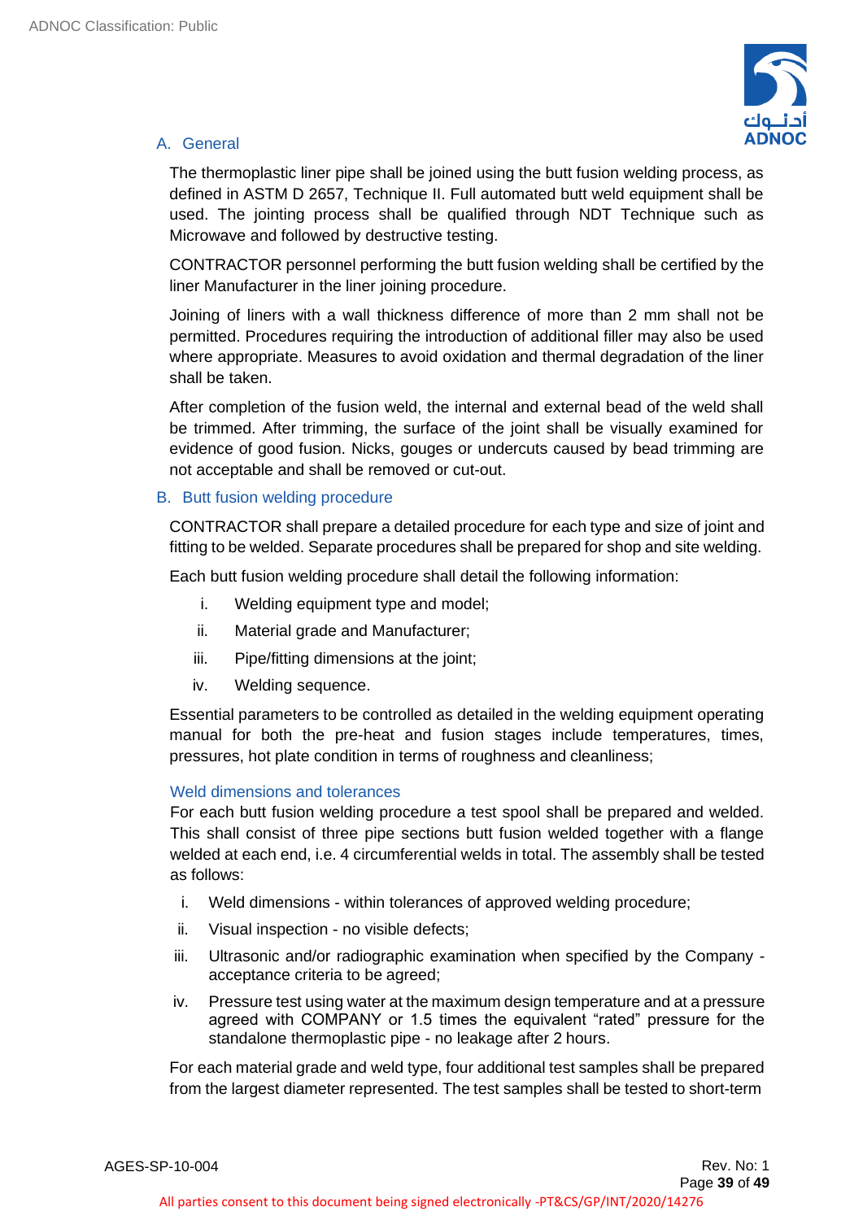A. General

The thermoplastic liner pipe shall be joined using the butt fusion welding process, as defined in ASTM D 2657, Technique II. Full automated butt weld equipment shall be used. The jointing process shall be qualified through NDT Technique such as Microwave and followed by destructive testing.

CONTRACTOR personnel performing the butt fusion welding shall be certified by the liner Manufacturer in the liner joining procedure.

Joining of liners with a wall thickness difference of more than 2 mm shall not be permitted. Procedures requiring the introduction of additional filler may also be used where appropriate. Measures to avoid oxidation and thermal degradation of the liner shall be taken.

After completion of the fusion weld, the internal and external bead of the weld shall be trimmed. After trimming, the surface of the joint shall be visually examined for evidence of good fusion. Nicks, gouges or undercuts caused by bead trimming are not acceptable and shall be removed or cut-out.

B. Butt fusion welding procedure

CONTRACTOR shall prepare a detailed procedure for each type and size of joint and fitting to be welded. Separate procedures shall be prepared for shop and site welding.

Each butt fusion welding procedure shall detail the following information:

i. Welding equipment type and model;
ii. Material grade and Manufacturer;
iii. Pipe/fitting dimensions at the joint;
iv. Welding sequence.

Essential parameters to be controlled as detailed in the welding equipment operating manual for both the pre-heat and fusion stages include temperatures, times, pressures, hot plate condition in terms of roughness and cleanliness;

Weld dimensions and tolerances

For each butt fusion welding procedure a test spool shall be prepared and welded. This shall consist of three pipe sections butt fusion welded together with a flange welded at each end, i.e. 4 circumferential welds in total. The assembly shall be tested as follows:

i. Weld dimensions - within tolerances of approved welding procedure;
ii. Visual inspection - no visible defects;
iii. Ultrasonic and/or radiographic examination when specified by the Company - acceptance criteria to be agreed;
iv. Pressure test using water at the maximum design temperature and at a pressure agreed with COMPANY or 1.5 times the equivalent "rated" pressure for the standalone thermoplastic pipe - no leakage after 2 hours.

For each material grade and weld type, four additional test samples shall be prepared from the largest diameter represented. The test samples shall be tested to short-term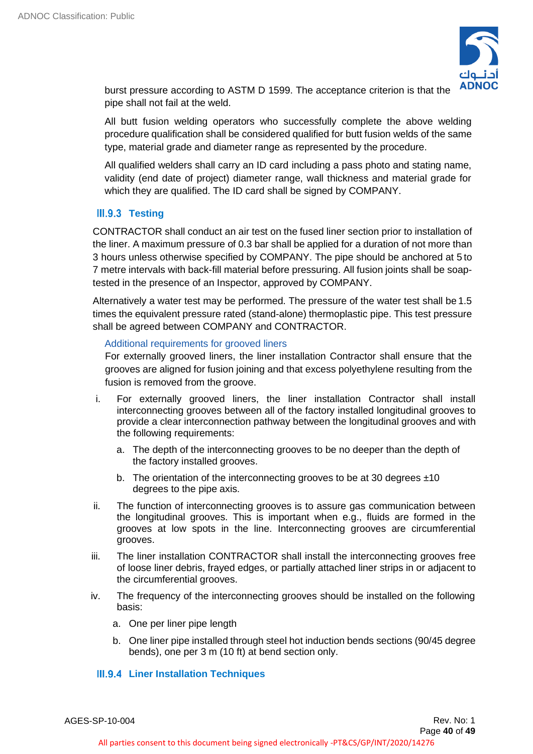burst pressure according to ASTM D 1599. The acceptance criterion is that the pipe shall not fail at the weld.

All butt fusion welding operators who successfully complete the above welding procedure qualification shall be considered qualified for butt fusion welds of the same type, material grade and diameter range as represented by the procedure.

All qualified welders shall carry an ID card including a pass photo and stating name, validity (end date of project) diameter range, wall thickness and material grade for which they are qualified. The ID card shall be signed by COMPANY.

### III.9.3 Testing

CONTRACTOR shall conduct an air test on the fused liner section prior to installation of the liner. A maximum pressure of 0.3 bar shall be applied for a duration of not more than 3 hours unless otherwise specified by COMPANY. The pipe should be anchored at 5 to 7 metre intervals with back-fill material before pressuring. All fusion joints shall be soap-tested in the presence of an Inspector, approved by COMPANY.

Alternatively a water test may be performed. The pressure of the water test shall be 1.5 times the equivalent pressure rated (stand-alone) thermoplastic pipe. This test pressure shall be agreed between COMPANY and CONTRACTOR.

#### Additional requirements for grooved liners

For externally grooved liners, the liner installation Contractor shall ensure that the grooves are aligned for fusion joining and that excess polyethylene resulting from the fusion is removed from the groove.

i. For externally grooved liners, the liner installation Contractor shall install interconnecting grooves between all of the factory installed longitudinal grooves to provide a clear interconnection pathway between the longitudinal grooves and with the following requirements:

   a. The depth of the interconnecting grooves to be no deeper than the depth of the factory installed grooves.

   b. The orientation of the interconnecting grooves to be at 30 degrees ±10 degrees to the pipe axis.

ii. The function of interconnecting grooves is to assure gas communication between the longitudinal grooves. This is important when e.g., fluids are formed in the grooves at low spots in the line. Interconnecting grooves are circumferential grooves.

iii. The liner installation CONTRACTOR shall install the interconnecting grooves free of loose liner debris, frayed edges, or partially attached liner strips in or adjacent to the circumferential grooves.

iv. The frequency of the interconnecting grooves should be installed on the following basis:

   a. One per liner pipe length

   b. One liner pipe installed through steel hot induction bends sections (90/45 degree bends), one per 3 m (10 ft) at bend section only.

### III.9.4 Liner Installation Techniques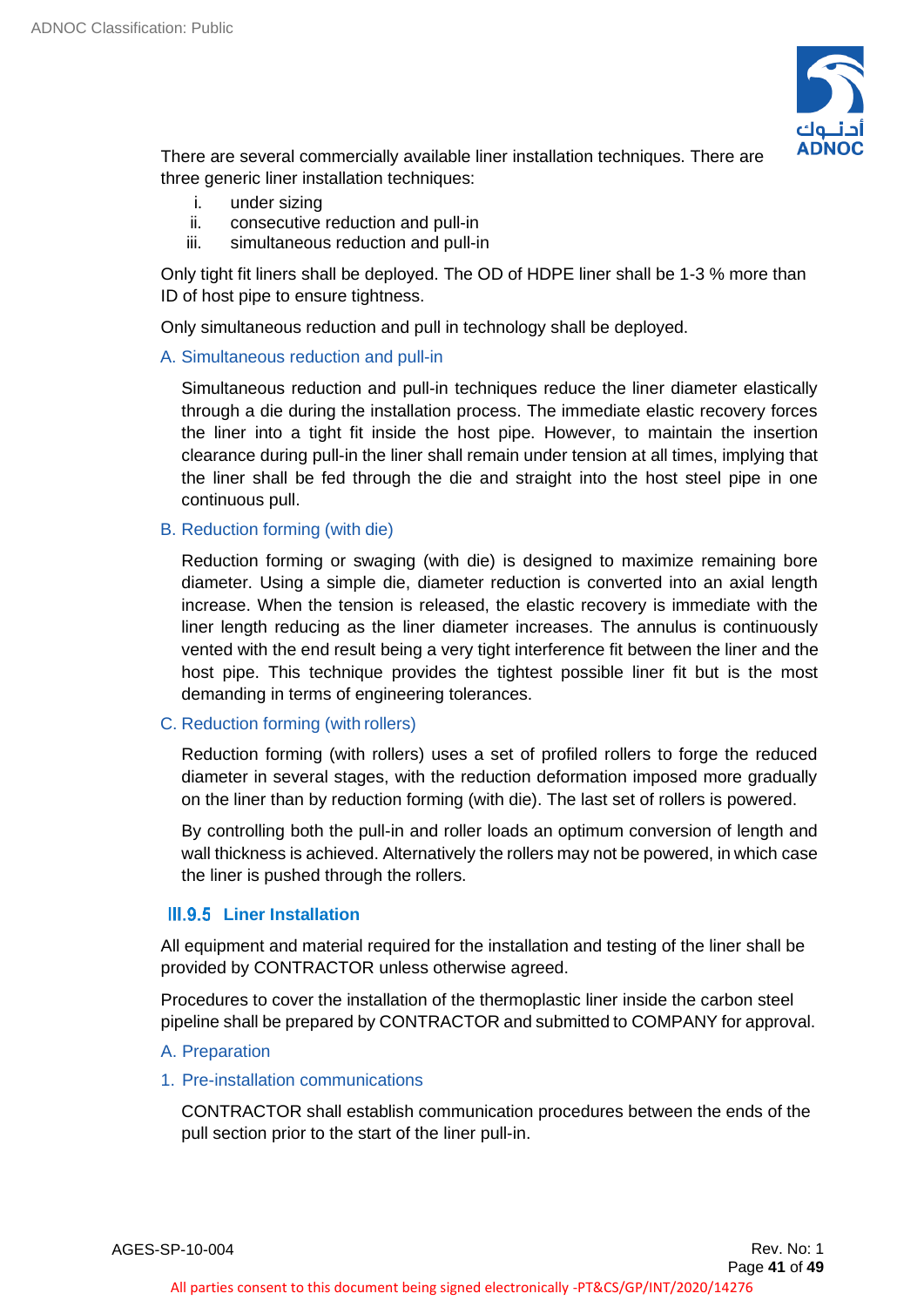There are several commercially available liner installation techniques. There are three generic liner installation techniques:

i. under sizing
ii. consecutive reduction and pull-in
iii. simultaneous reduction and pull-in

Only tight fit liners shall be deployed. The OD of HDPE liner shall be 1-3 % more than ID of host pipe to ensure tightness.

Only simultaneous reduction and pull in technology shall be deployed.

A. Simultaneous reduction and pull-in

Simultaneous reduction and pull-in techniques reduce the liner diameter elastically through a die during the installation process. The immediate elastic recovery forces the liner into a tight fit inside the host pipe. However, to maintain the insertion clearance during pull-in the liner shall remain under tension at all times, implying that the liner shall be fed through the die and straight into the host steel pipe in one continuous pull.

B. Reduction forming (with die)

Reduction forming or swaging (with die) is designed to maximize remaining bore diameter. Using a simple die, diameter reduction is converted into an axial length increase. When the tension is released, the elastic recovery is immediate with the liner length reducing as the liner diameter increases. The annulus is continuously vented with the end result being a very tight interference fit between the liner and the host pipe. This technique provides the tightest possible liner fit but is the most demanding in terms of engineering tolerances.

C. Reduction forming (with rollers)

Reduction forming (with rollers) uses a set of profiled rollers to forge the reduced diameter in several stages, with the reduction deformation imposed more gradually on the liner than by reduction forming (with die). The last set of rollers is powered.

By controlling both the pull-in and roller loads an optimum conversion of length and wall thickness is achieved. Alternatively the rollers may not be powered, in which case the liner is pushed through the rollers.

### III.9.5 Liner Installation

All equipment and material required for the installation and testing of the liner shall be provided by CONTRACTOR unless otherwise agreed.

Procedures to cover the installation of the thermoplastic liner inside the carbon steel pipeline shall be prepared by CONTRACTOR and submitted to COMPANY for approval.

A. Preparation

1. Pre-installation communications

CONTRACTOR shall establish communication procedures between the ends of the pull section prior to the start of the liner pull-in.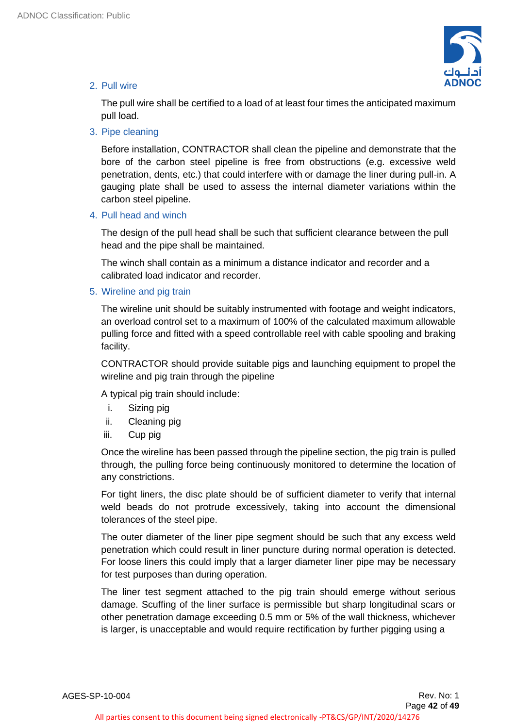2. Pull wire

   The pull wire shall be certified to a load of at least four times the anticipated maximum pull load.

3. Pipe cleaning

   Before installation, CONTRACTOR shall clean the pipeline and demonstrate that the bore of the carbon steel pipeline is free from obstructions (e.g. excessive weld penetration, dents, etc.) that could interfere with or damage the liner during pull-in. A gauging plate shall be used to assess the internal diameter variations within the carbon steel pipeline.

4. Pull head and winch

   The design of the pull head shall be such that sufficient clearance between the pull head and the pipe shall be maintained.

   The winch shall contain as a minimum a distance indicator and recorder and a calibrated load indicator and recorder.

5. Wireline and pig train

   The wireline unit should be suitably instrumented with footage and weight indicators, an overload control set to a maximum of 100% of the calculated maximum allowable pulling force and fitted with a speed controllable reel with cable spooling and braking facility.

   CONTRACTOR should provide suitable pigs and launching equipment to propel the wireline and pig train through the pipeline

   A typical pig train should include:

   i. Sizing pig
   ii. Cleaning pig
   iii. Cup pig

   Once the wireline has been passed through the pipeline section, the pig train is pulled through, the pulling force being continuously monitored to determine the location of any constrictions.

   For tight liners, the disc plate should be of sufficient diameter to verify that internal weld beads do not protrude excessively, taking into account the dimensional tolerances of the steel pipe.

   The outer diameter of the liner pipe segment should be such that any excess weld penetration which could result in liner puncture during normal operation is detected. For loose liners this could imply that a larger diameter liner pipe may be necessary for test purposes than during operation.

   The liner test segment attached to the pig train should emerge without serious damage. Scuffing of the liner surface is permissible but sharp longitudinal scars or other penetration damage exceeding 0.5 mm or 5% of the wall thickness, whichever is larger, is unacceptable and would require rectification by further pigging using a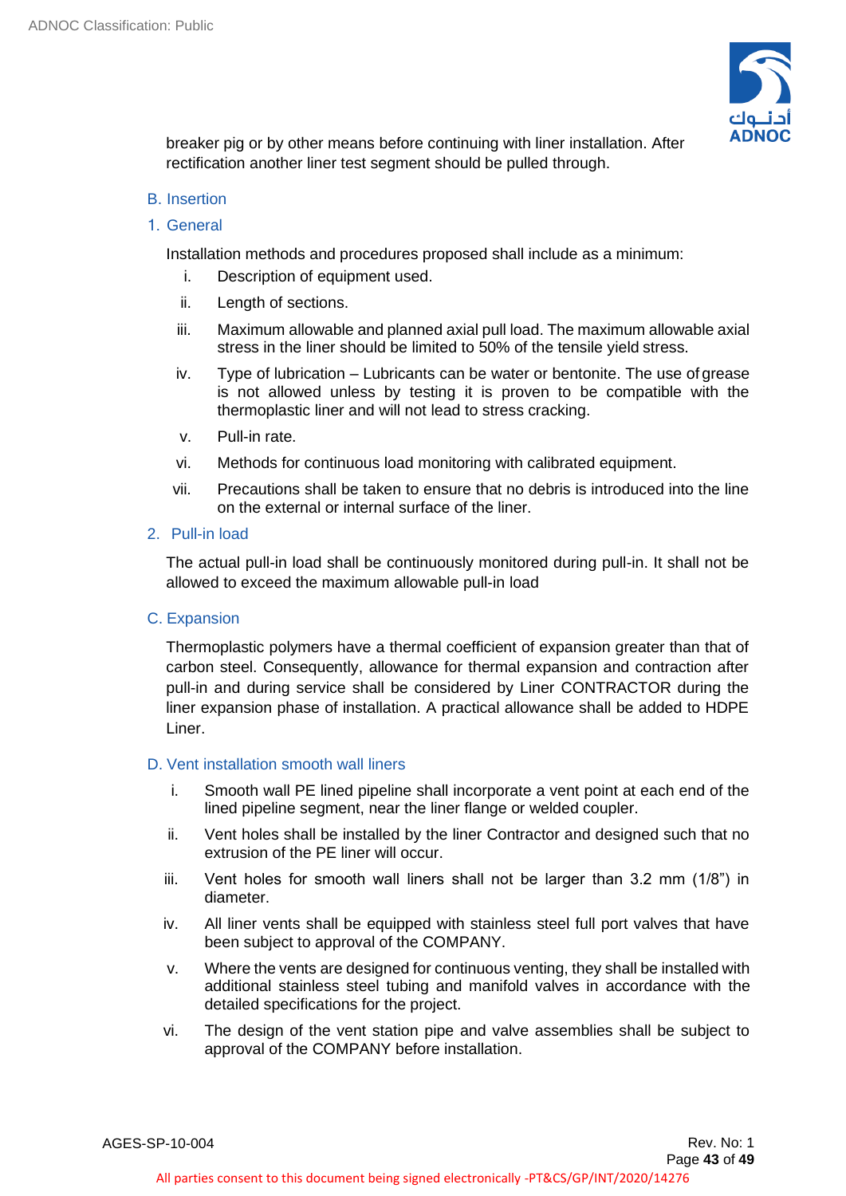breaker pig or by other means before continuing with liner installation. After rectification another liner test segment should be pulled through.

### B. Insertion

#### 1. General

Installation methods and procedures proposed shall include as a minimum:

i. Description of equipment used.

ii. Length of sections.

iii. Maximum allowable and planned axial pull load. The maximum allowable axial stress in the liner should be limited to 50% of the tensile yield stress.

iv. Type of lubrication – Lubricants can be water or bentonite. The use of grease is not allowed unless by testing it is proven to be compatible with the thermoplastic liner and will not lead to stress cracking.

v. Pull-in rate.

vi. Methods for continuous load monitoring with calibrated equipment.

vii. Precautions shall be taken to ensure that no debris is introduced into the line on the external or internal surface of the liner.

#### 2. Pull-in load

The actual pull-in load shall be continuously monitored during pull-in. It shall not be allowed to exceed the maximum allowable pull-in load

### C. Expansion

Thermoplastic polymers have a thermal coefficient of expansion greater than that of carbon steel. Consequently, allowance for thermal expansion and contraction after pull-in and during service shall be considered by Liner CONTRACTOR during the liner expansion phase of installation. A practical allowance shall be added to HDPE Liner.

### D. Vent installation smooth wall liners

i. Smooth wall PE lined pipeline shall incorporate a vent point at each end of the lined pipeline segment, near the liner flange or welded coupler.

ii. Vent holes shall be installed by the liner Contractor and designed such that no extrusion of the PE liner will occur.

iii. Vent holes for smooth wall liners shall not be larger than 3.2 mm (1/8") in diameter.

iv. All liner vents shall be equipped with stainless steel full port valves that have been subject to approval of the COMPANY.

v. Where the vents are designed for continuous venting, they shall be installed with additional stainless steel tubing and manifold valves in accordance with the detailed specifications for the project.

vi. The design of the vent station pipe and valve assemblies shall be subject to approval of the COMPANY before installation.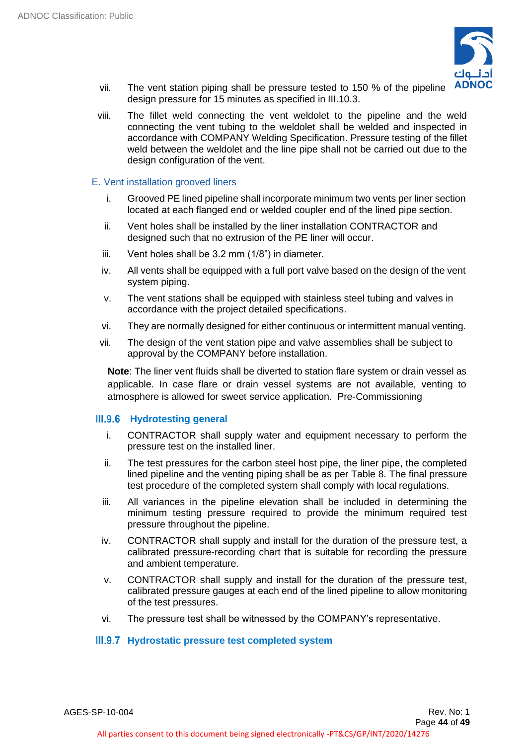vii. The vent station piping shall be pressure tested to 150 % of the pipeline design pressure for 15 minutes as specified in III.10.3.

viii. The fillet weld connecting the vent weldolet to the pipeline and the weld connecting the vent tubing to the weldolet shall be welded and inspected in accordance with COMPANY Welding Specification. Pressure testing of the fillet weld between the weldolet and the line pipe shall not be carried out due to the design configuration of the vent.

E. Vent installation grooved liners

i. Grooved PE lined pipeline shall incorporate minimum two vents per liner section located at each flanged end or welded coupler end of the lined pipe section.

ii. Vent holes shall be installed by the liner installation CONTRACTOR and designed such that no extrusion of the PE liner will occur.

iii. Vent holes shall be 3.2 mm (1/8") in diameter.

iv. All vents shall be equipped with a full port valve based on the design of the vent system piping.

v. The vent stations shall be equipped with stainless steel tubing and valves in accordance with the project detailed specifications.

vi. They are normally designed for either continuous or intermittent manual venting.

vii. The design of the vent station pipe and valve assemblies shall be subject to approval by the COMPANY before installation.

**Note**: The liner vent fluids shall be diverted to station flare system or drain vessel as applicable. In case flare or drain vessel systems are not available, venting to atmosphere is allowed for sweet service application. Pre-Commissioning

### III.9.6 Hydrotesting general

i. CONTRACTOR shall supply water and equipment necessary to perform the pressure test on the installed liner.

ii. The test pressures for the carbon steel host pipe, the liner pipe, the completed lined pipeline and the venting piping shall be as per Table 8. The final pressure test procedure of the completed system shall comply with local regulations.

iii. All variances in the pipeline elevation shall be included in determining the minimum testing pressure required to provide the minimum required test pressure throughout the pipeline.

iv. CONTRACTOR shall supply and install for the duration of the pressure test, a calibrated pressure-recording chart that is suitable for recording the pressure and ambient temperature.

v. CONTRACTOR shall supply and install for the duration of the pressure test, calibrated pressure gauges at each end of the lined pipeline to allow monitoring of the test pressures.

vi. The pressure test shall be witnessed by the COMPANY's representative.

### III.9.7 Hydrostatic pressure test completed system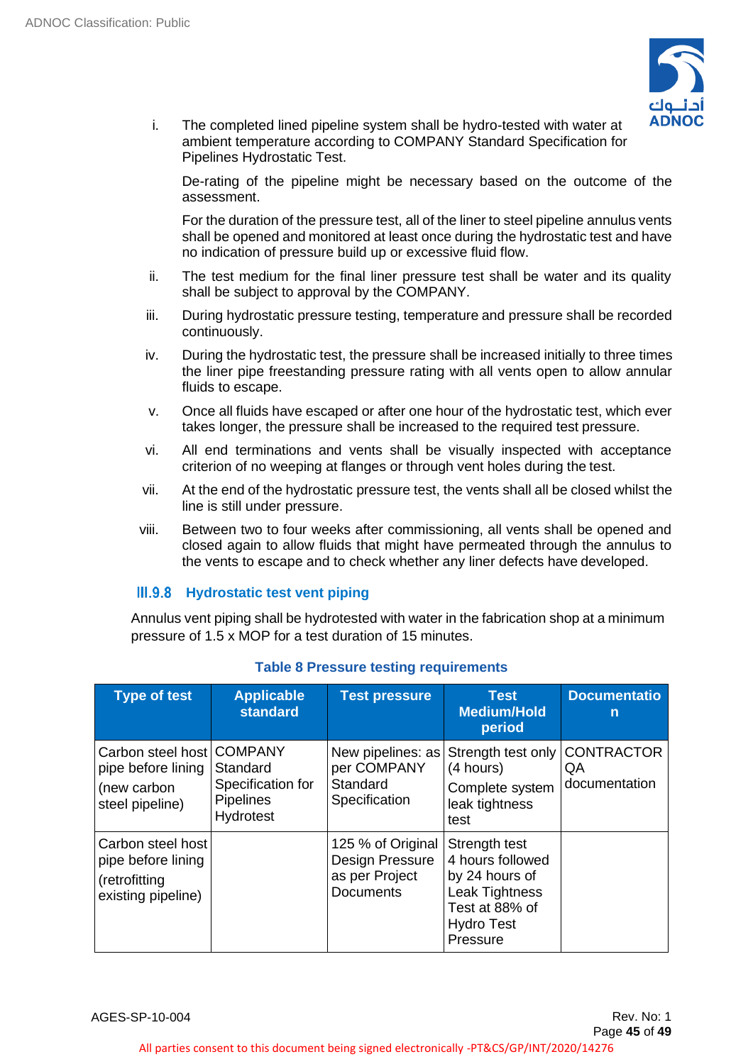i. The completed lined pipeline system shall be hydro-tested with water at ambient temperature according to COMPANY Standard Specification for Pipelines Hydrostatic Test.

   De-rating of the pipeline might be necessary based on the outcome of the assessment.

   For the duration of the pressure test, all of the liner to steel pipeline annulus vents shall be opened and monitored at least once during the hydrostatic test and have no indication of pressure build up or excessive fluid flow.

ii. The test medium for the final liner pressure test shall be water and its quality shall be subject to approval by the COMPANY.

iii. During hydrostatic pressure testing, temperature and pressure shall be recorded continuously.

iv. During the hydrostatic test, the pressure shall be increased initially to three times the liner pipe freestanding pressure rating with all vents open to allow annular fluids to escape.

v. Once all fluids have escaped or after one hour of the hydrostatic test, which ever takes longer, the pressure shall be increased to the required test pressure.

vi. All end terminations and vents shall be visually inspected with acceptance criterion of no weeping at flanges or through vent holes during the test.

vii. At the end of the hydrostatic pressure test, the vents shall all be closed whilst the line is still under pressure.

viii. Between two to four weeks after commissioning, all vents shall be opened and closed again to allow fluids that might have permeated through the annulus to the vents to escape and to check whether any liner defects have developed.

### III.9.8 Hydrostatic test vent piping

Annulus vent piping shall be hydrotested with water in the fabrication shop at a minimum pressure of 1.5 x MOP for a test duration of 15 minutes.

**Table 8 Pressure testing requirements**

| Type of test | Applicable standard | Test pressure | Test Medium/Hold period | Documentation |
|---|---|---|---|---|
| Carbon steel host pipe before lining (new carbon steel pipeline) | COMPANY Standard Specification for Pipelines Hydrotest | New pipelines: as per COMPANY Standard Specification | Strength test only (4 hours) Complete system leak tightness test | CONTRACTOR QA documentation |
| Carbon steel host pipe before lining (retrofitting existing pipeline) | | 125 % of Original Design Pressure as per Project Documents | Strength test 4 hours followed by 24 hours of Leak Tightness Test at 88% of Hydro Test Pressure | |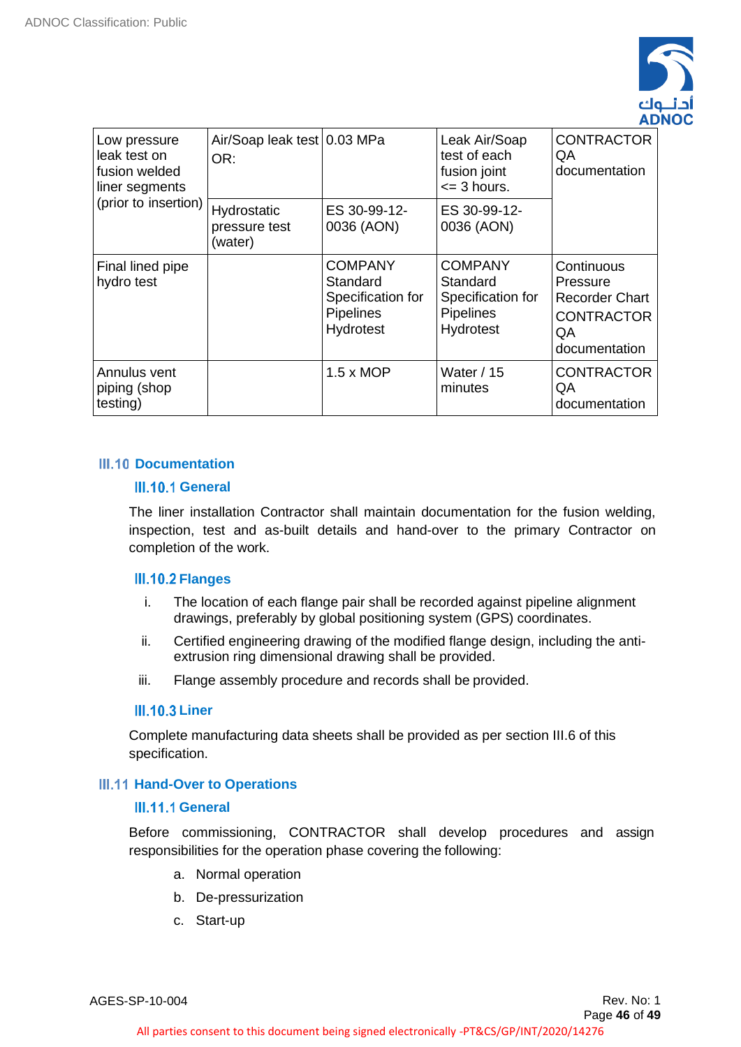| Low pressure leak test on fusion welded liner segments (prior to insertion) | Air/Soap leak test OR: | 0.03 MPa | Leak Air/Soap test of each fusion joint <= 3 hours. | CONTRACTOR QA documentation |
|---|---|---|---|---|
| | Hydrostatic pressure test (water) | ES 30-99-12-0036 (AON) | ES 30-99-12-0036 (AON) | |
| Final lined pipe hydro test | | COMPANY Standard Specification for Pipelines Hydrotest | COMPANY Standard Specification for Pipelines Hydrotest | Continuous Pressure Recorder Chart CONTRACTOR QA documentation |
| Annulus vent piping (shop testing) | | 1.5 x MOP | Water / 15 minutes | CONTRACTOR QA documentation |

## III.10 Documentation

### III.10.1 General

The liner installation Contractor shall maintain documentation for the fusion welding, inspection, test and as-built details and hand-over to the primary Contractor on completion of the work.

### III.10.2 Flanges

i. The location of each flange pair shall be recorded against pipeline alignment drawings, preferably by global positioning system (GPS) coordinates.

ii. Certified engineering drawing of the modified flange design, including the anti-extrusion ring dimensional drawing shall be provided.

iii. Flange assembly procedure and records shall be provided.

### III.10.3 Liner

Complete manufacturing data sheets shall be provided as per section III.6 of this specification.

## III.11 Hand-Over to Operations

### III.11.1 General

Before commissioning, CONTRACTOR shall develop procedures and assign responsibilities for the operation phase covering the following:

a. Normal operation
b. De-pressurization
c. Start-up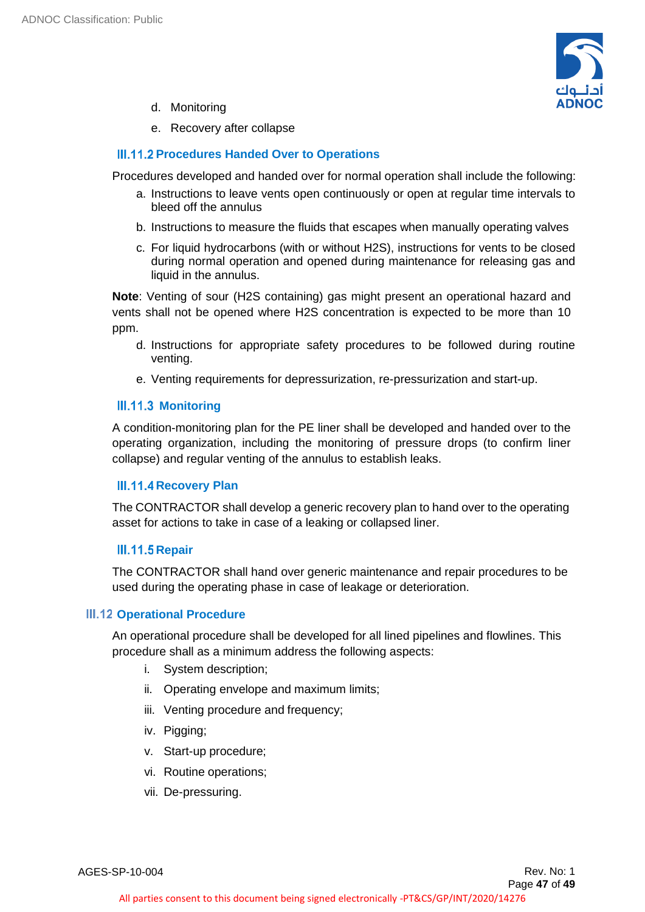d. Monitoring

e. Recovery after collapse

### III.11.2 Procedures Handed Over to Operations

Procedures developed and handed over for normal operation shall include the following:

a. Instructions to leave vents open continuously or open at regular time intervals to bleed off the annulus

b. Instructions to measure the fluids that escapes when manually operating valves

c. For liquid hydrocarbons (with or without $H_2S$), instructions for vents to be closed during normal operation and opened during maintenance for releasing gas and liquid in the annulus.

**Note**: Venting of sour ($H_2S$ containing) gas might present an operational hazard and vents shall not be opened where $H_2S$ concentration is expected to be more than 10 ppm.

d. Instructions for appropriate safety procedures to be followed during routine venting.

e. Venting requirements for depressurization, re-pressurization and start-up.

### III.11.3 Monitoring

A condition-monitoring plan for the PE liner shall be developed and handed over to the operating organization, including the monitoring of pressure drops (to confirm liner collapse) and regular venting of the annulus to establish leaks.

### III.11.4 Recovery Plan

The CONTRACTOR shall develop a generic recovery plan to hand over to the operating asset for actions to take in case of a leaking or collapsed liner.

### III.11.5 Repair

The CONTRACTOR shall hand over generic maintenance and repair procedures to be used during the operating phase in case of leakage or deterioration.

## III.12 Operational Procedure

An operational procedure shall be developed for all lined pipelines and flowlines. This procedure shall as a minimum address the following aspects:

i. System description;

ii. Operating envelope and maximum limits;

iii. Venting procedure and frequency;

iv. Pigging;

v. Start-up procedure;

vi. Routine operations;

vii. De-pressuring.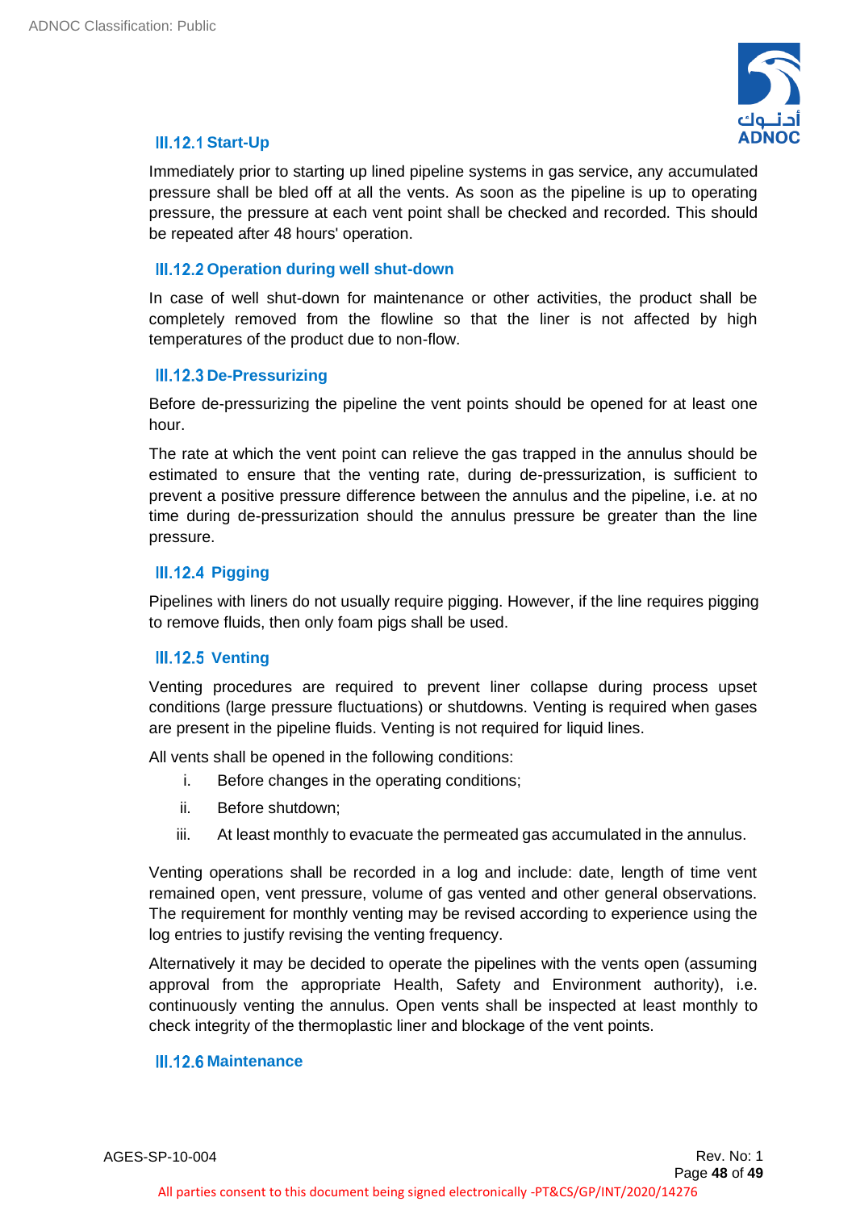### III.12.1 Start-Up

Immediately prior to starting up lined pipeline systems in gas service, any accumulated pressure shall be bled off at all the vents. As soon as the pipeline is up to operating pressure, the pressure at each vent point shall be checked and recorded. This should be repeated after 48 hours' operation.

### III.12.2 Operation during well shut-down

In case of well shut-down for maintenance or other activities, the product shall be completely removed from the flowline so that the liner is not affected by high temperatures of the product due to non-flow.

### III.12.3 De-Pressurizing

Before de-pressurizing the pipeline the vent points should be opened for at least one hour.

The rate at which the vent point can relieve the gas trapped in the annulus should be estimated to ensure that the venting rate, during de-pressurization, is sufficient to prevent a positive pressure difference between the annulus and the pipeline, i.e. at no time during de-pressurization should the annulus pressure be greater than the line pressure.

### III.12.4 Pigging

Pipelines with liners do not usually require pigging. However, if the line requires pigging to remove fluids, then only foam pigs shall be used.

### III.12.5 Venting

Venting procedures are required to prevent liner collapse during process upset conditions (large pressure fluctuations) or shutdowns. Venting is required when gases are present in the pipeline fluids. Venting is not required for liquid lines.

All vents shall be opened in the following conditions:

i. Before changes in the operating conditions;

ii. Before shutdown;

iii. At least monthly to evacuate the permeated gas accumulated in the annulus.

Venting operations shall be recorded in a log and include: date, length of time vent remained open, vent pressure, volume of gas vented and other general observations. The requirement for monthly venting may be revised according to experience using the log entries to justify revising the venting frequency.

Alternatively it may be decided to operate the pipelines with the vents open (assuming approval from the appropriate Health, Safety and Environment authority), i.e. continuously venting the annulus. Open vents shall be inspected at least monthly to check integrity of the thermoplastic liner and blockage of the vent points.

### III.12.6 Maintenance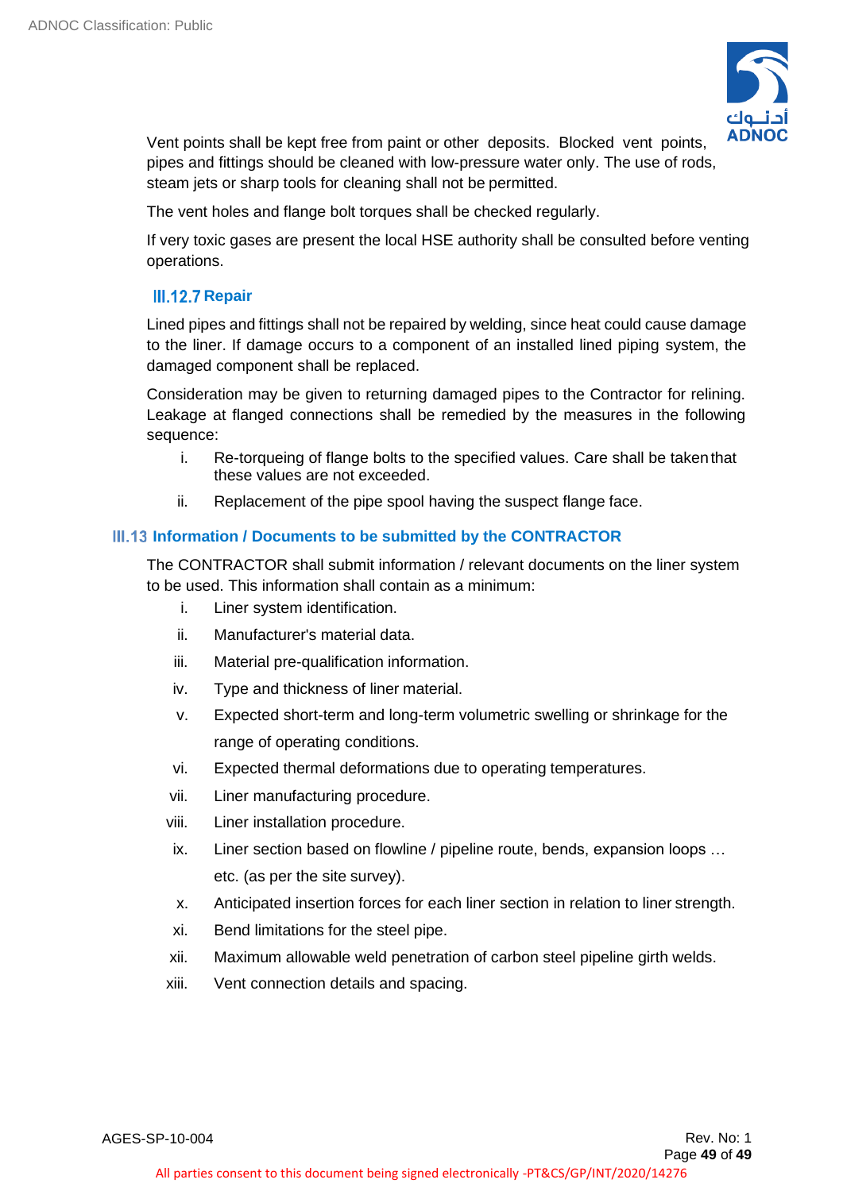Vent points shall be kept free from paint or other deposits. Blocked vent points, pipes and fittings should be cleaned with low-pressure water only. The use of rods, steam jets or sharp tools for cleaning shall not be permitted.

The vent holes and flange bolt torques shall be checked regularly.

If very toxic gases are present the local HSE authority shall be consulted before venting operations.

#### III.12.7 Repair

Lined pipes and fittings shall not be repaired by welding, since heat could cause damage to the liner. If damage occurs to a component of an installed lined piping system, the damaged component shall be replaced.

Consideration may be given to returning damaged pipes to the Contractor for relining. Leakage at flanged connections shall be remedied by the measures in the following sequence:

i. Re-torqueing of flange bolts to the specified values. Care shall be taken that these values are not exceeded.

ii. Replacement of the pipe spool having the suspect flange face.

### III.13 Information / Documents to be submitted by the CONTRACTOR

The CONTRACTOR shall submit information / relevant documents on the liner system to be used. This information shall contain as a minimum:

i. Liner system identification.

ii. Manufacturer's material data.

iii. Material pre-qualification information.

iv. Type and thickness of liner material.

v. Expected short-term and long-term volumetric swelling or shrinkage for the range of operating conditions.

vi. Expected thermal deformations due to operating temperatures.

vii. Liner manufacturing procedure.

viii. Liner installation procedure.

ix. Liner section based on flowline / pipeline route, bends, expansion loops … etc. (as per the site survey).

x. Anticipated insertion forces for each liner section in relation to liner strength.

xi. Bend limitations for the steel pipe.

xii. Maximum allowable weld penetration of carbon steel pipeline girth welds.

xiii. Vent connection details and spacing.